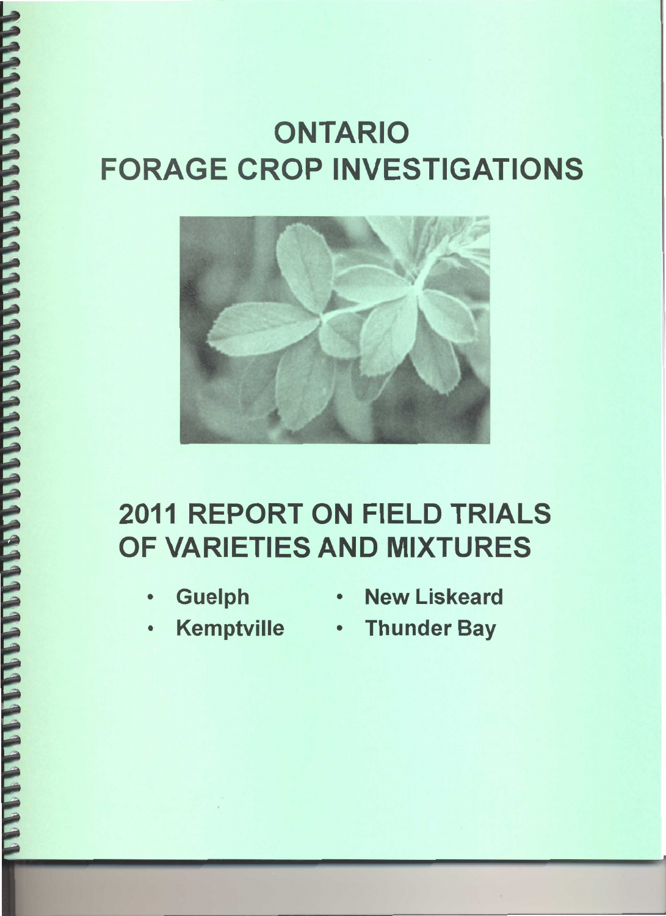# ONTARIO FORAGE CROP INVESTIGATIONS

## 2011 REPORT ON FIELD TRIALS OF VARIETIES AND MIXTURES

- Guelph
- Kemptville
- New Liskeard
- Thunder Bay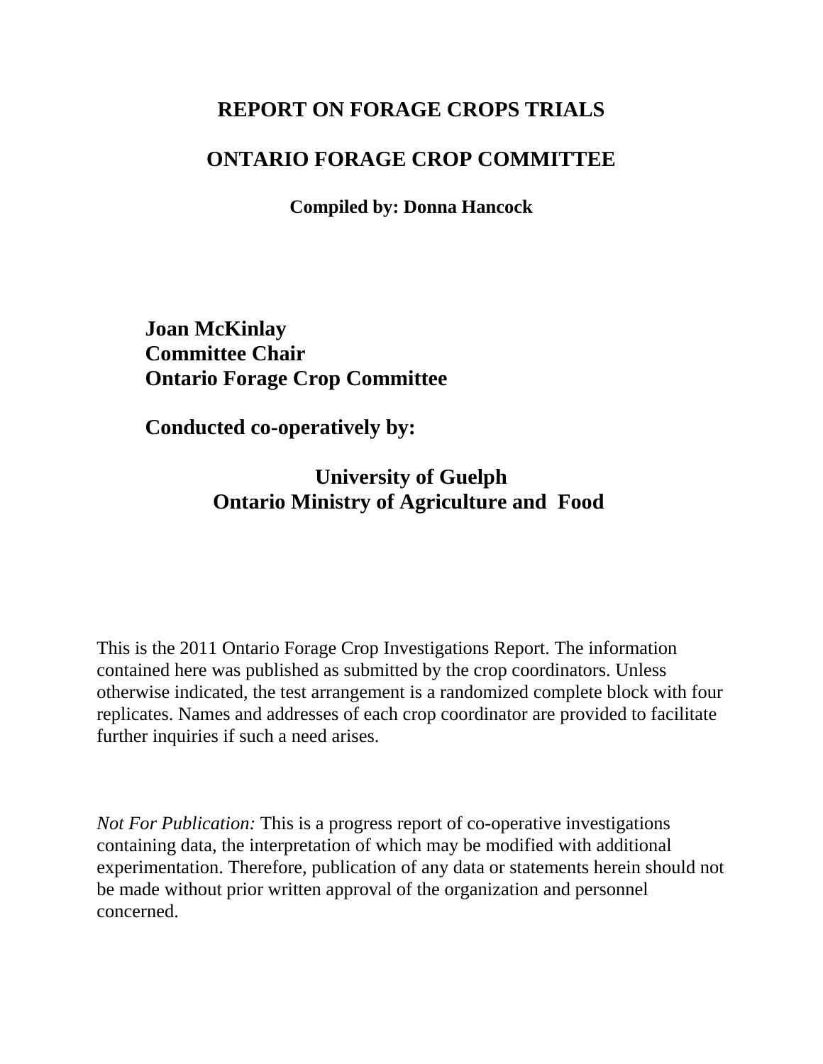# REPORT ON FORAGE CROPS TRIALS

## ONTARIO FORAGE CROP COMMITTEE

**Compiled by: Donna Hancock**

**Joan McKinlay**
**Committee Chair**
**Ontario Forage Crop Committee**

**Conducted co-operatively by:**

**University of Guelph**
**Ontario Ministry of Agriculture and Food**

This is the 2011 Ontario Forage Crop Investigations Report. The information contained here was published as submitted by the crop coordinators. Unless otherwise indicated, the test arrangement is a randomized complete block with four replicates. Names and addresses of each crop coordinator are provided to facilitate further inquiries if such a need arises.

*Not For Publication:* This is a progress report of co-operative investigations containing data, the interpretation of which may be modified with additional experimentation. Therefore, publication of any data or statements herein should not be made without prior written approval of the organization and personnel concerned.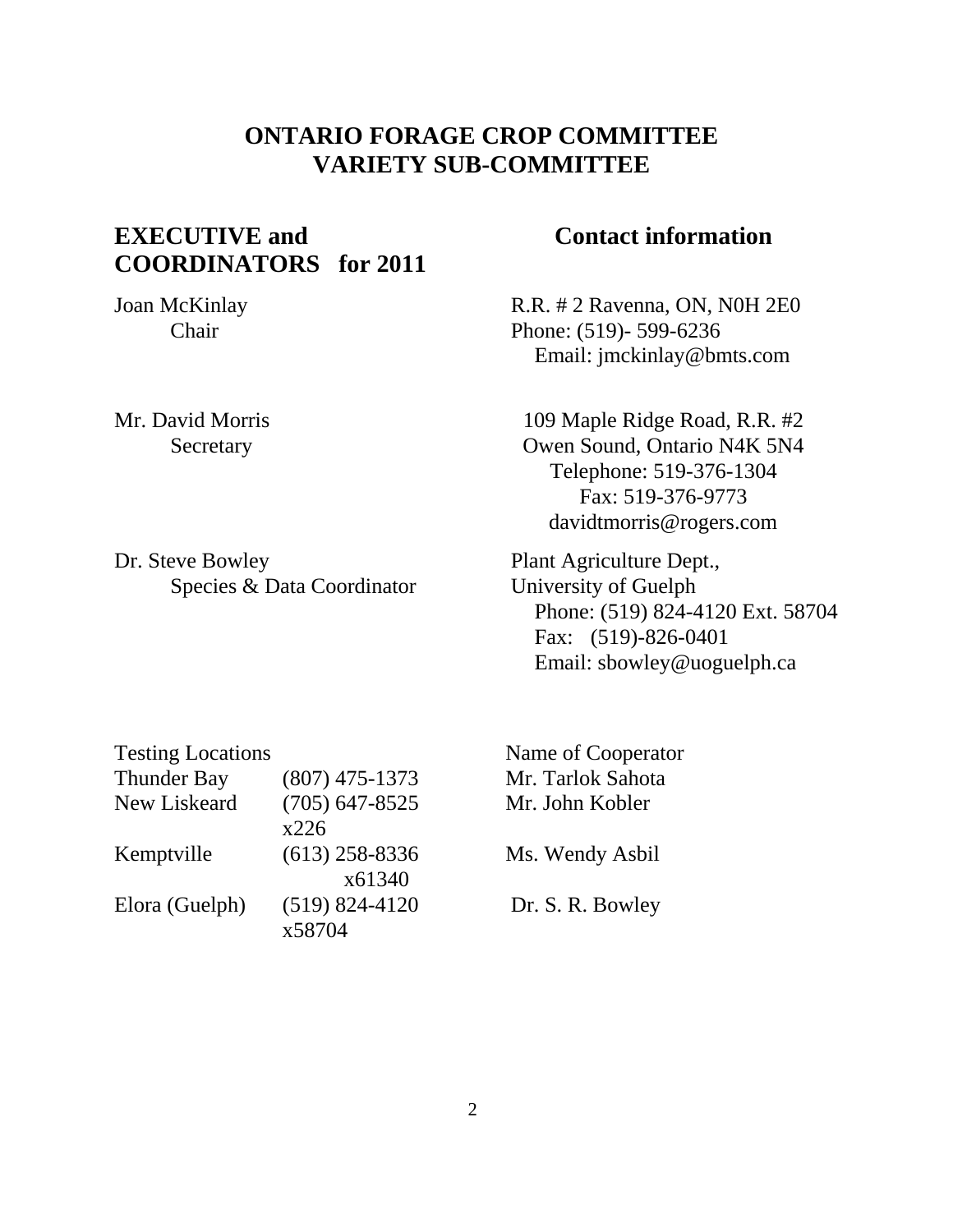# ONTARIO FORAGE CROP COMMITTEE
# VARIETY SUB-COMMITTEE

## EXECUTIVE and COORDINATORS for 2011

## Contact information

| Name | Contact information |
|---|---|
| Joan McKinlay<br>Chair | R.R. # 2 Ravenna, ON, N0H 2E0<br>Phone: (519)- 599-6236<br>Email: jmckinlay@bmts.com |
| Mr. David Morris<br>Secretary | 109 Maple Ridge Road, R.R. #2<br>Owen Sound, Ontario N4K 5N4<br>Telephone: 519-376-1304<br>Fax: 519-376-9773<br>davidtmorris@rogers.com |
| Dr. Steve Bowley<br>Species & Data Coordinator | Plant Agriculture Dept.,<br>University of Guelph<br>Phone: (519) 824-4120 Ext. 58704<br>Fax: (519)-826-0401<br>Email: sbowley@uoguelph.ca |

| Testing Locations | | Name of Cooperator |
|---|---|---|
| Thunder Bay | (807) 475-1373 | Mr. Tarlok Sahota |
| New Liskeard | (705) 647-8525 x226 | Mr. John Kobler |
| Kemptville | (613) 258-8336 x61340 | Ms. Wendy Asbil |
| Elora (Guelph) | (519) 824-4120 x58704 | Dr. S. R. Bowley |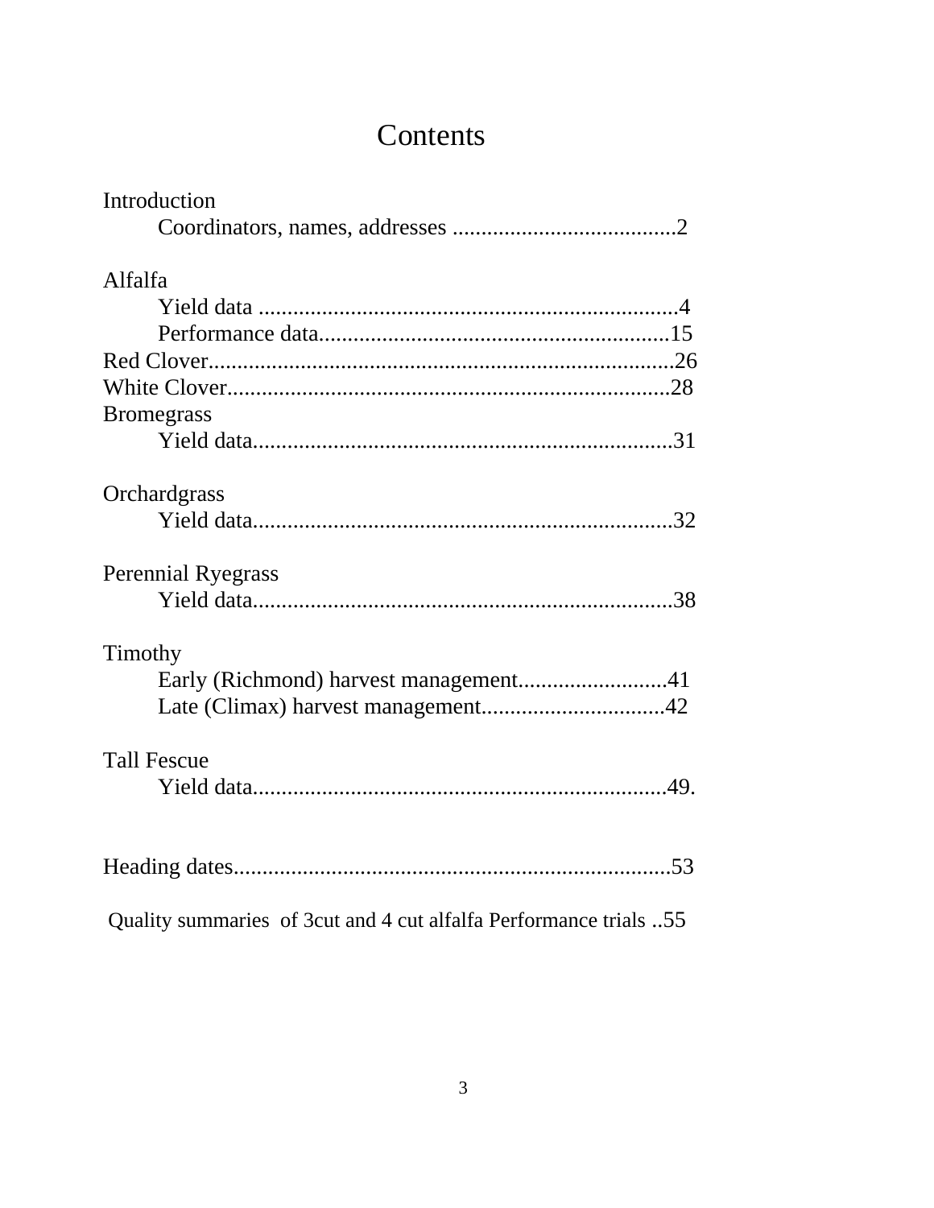# Contents

Introduction

- Coordinators, names, addresses .......................................2

Alfalfa

- Yield data ........................................................................4
- Performance data.............................................................15

Red Clover...............................................................................26

White Clover............................................................................28

Bromegrass

- Yield data........................................................................31

Orchardgrass

- Yield data........................................................................32

Perennial Ryegrass

- Yield data........................................................................38

Timothy

- Early (Richmond) harvest management..........................41
- Late (Climax) harvest management................................42

Tall Fescue

- Yield data........................................................................49.

Heading dates...........................................................................53

Quality summaries of 3cut and 4 cut alfalfa Performance trials ..55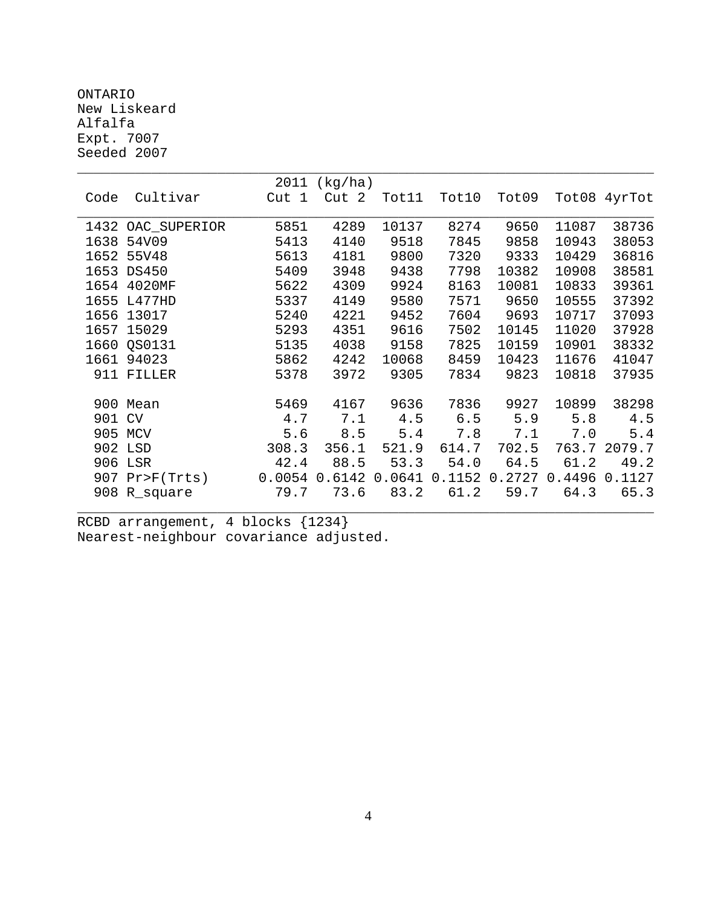ONTARIO
New Liskeard
Alfalfa
Expt. 7007
Seeded 2007

| Code | Cultivar | 2011 (kg/ha) Cut 1 | Cut 2 | Tot11 | Tot10 | Tot09 | Tot08 | 4yrTot |
|---|---|---|---|---|---|---|---|---|
| 1432 | OAC_SUPERIOR | 5851 | 4289 | 10137 | 8274 | 9650 | 11087 | 38736 |
| 1638 | 54V09 | 5413 | 4140 | 9518 | 7845 | 9858 | 10943 | 38053 |
| 1652 | 55V48 | 5613 | 4181 | 9800 | 7320 | 9333 | 10429 | 36816 |
| 1653 | DS450 | 5409 | 3948 | 9438 | 7798 | 10382 | 10908 | 38581 |
| 1654 | 4020MF | 5622 | 4309 | 9924 | 8163 | 10081 | 10833 | 39361 |
| 1655 | L477HD | 5337 | 4149 | 9580 | 7571 | 9650 | 10555 | 37392 |
| 1656 | 13017 | 5240 | 4221 | 9452 | 7604 | 9693 | 10717 | 37093 |
| 1657 | 15029 | 5293 | 4351 | 9616 | 7502 | 10145 | 11020 | 37928 |
| 1660 | QS0131 | 5135 | 4038 | 9158 | 7825 | 10159 | 10901 | 38332 |
| 1661 | 94023 | 5862 | 4242 | 10068 | 8459 | 10423 | 11676 | 41047 |
| 911 | FILLER | 5378 | 3972 | 9305 | 7834 | 9823 | 10818 | 37935 |
| | | | | | | | | |
| 900 | Mean | 5469 | 4167 | 9636 | 7836 | 9927 | 10899 | 38298 |
| 901 | CV | 4.7 | 7.1 | 4.5 | 6.5 | 5.9 | 5.8 | 4.5 |
| 905 | MCV | 5.6 | 8.5 | 5.4 | 7.8 | 7.1 | 7.0 | 5.4 |
| 902 | LSD | 308.3 | 356.1 | 521.9 | 614.7 | 702.5 | 763.7 | 2079.7 |
| 906 | LSR | 42.4 | 88.5 | 53.3 | 54.0 | 64.5 | 61.2 | 49.2 |
| 907 | Pr>F(Trts) | 0.0054 | 0.6142 | 0.0641 | 0.1152 | 0.2727 | 0.4496 | 0.1127 |
| 908 | R_square | 79.7 | 73.6 | 83.2 | 61.2 | 59.7 | 64.3 | 65.3 |

RCBD arrangement, 4 blocks {1234}
Nearest-neighbour covariance adjusted.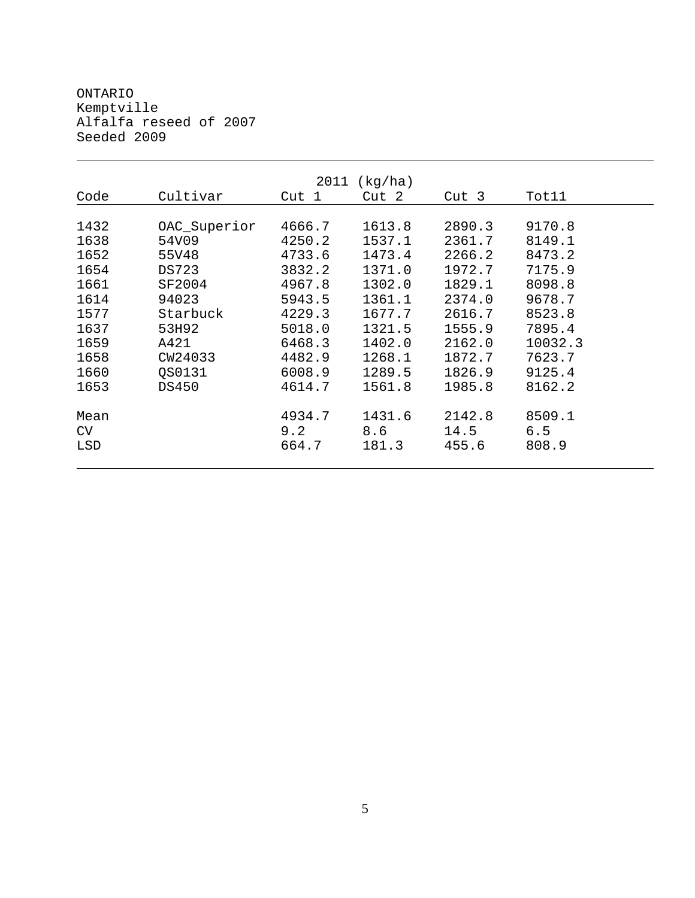ONTARIO
Kemptville
Alfalfa reseed of 2007
Seeded 2009

| | | 2011 (kg/ha) | | | |
|---|---|---|---|---|---|
| Code | Cultivar | Cut 1 | Cut 2 | Cut 3 | Tot11 |
| 1432 | OAC_Superior | 4666.7 | 1613.8 | 2890.3 | 9170.8 |
| 1638 | 54V09 | 4250.2 | 1537.1 | 2361.7 | 8149.1 |
| 1652 | 55V48 | 4733.6 | 1473.4 | 2266.2 | 8473.2 |
| 1654 | DS723 | 3832.2 | 1371.0 | 1972.7 | 7175.9 |
| 1661 | SF2004 | 4967.8 | 1302.0 | 1829.1 | 8098.8 |
| 1614 | 94023 | 5943.5 | 1361.1 | 2374.0 | 9678.7 |
| 1577 | Starbuck | 4229.3 | 1677.7 | 2616.7 | 8523.8 |
| 1637 | 53H92 | 5018.0 | 1321.5 | 1555.9 | 7895.4 |
| 1659 | A421 | 6468.3 | 1402.0 | 2162.0 | 10032.3 |
| 1658 | CW24033 | 4482.9 | 1268.1 | 1872.7 | 7623.7 |
| 1660 | QS0131 | 6008.9 | 1289.5 | 1826.9 | 9125.4 |
| 1653 | DS450 | 4614.7 | 1561.8 | 1985.8 | 8162.2 |
| Mean | | 4934.7 | 1431.6 | 2142.8 | 8509.1 |
| CV | | 9.2 | 8.6 | 14.5 | 6.5 |
| LSD | | 664.7 | 181.3 | 455.6 | 808.9 |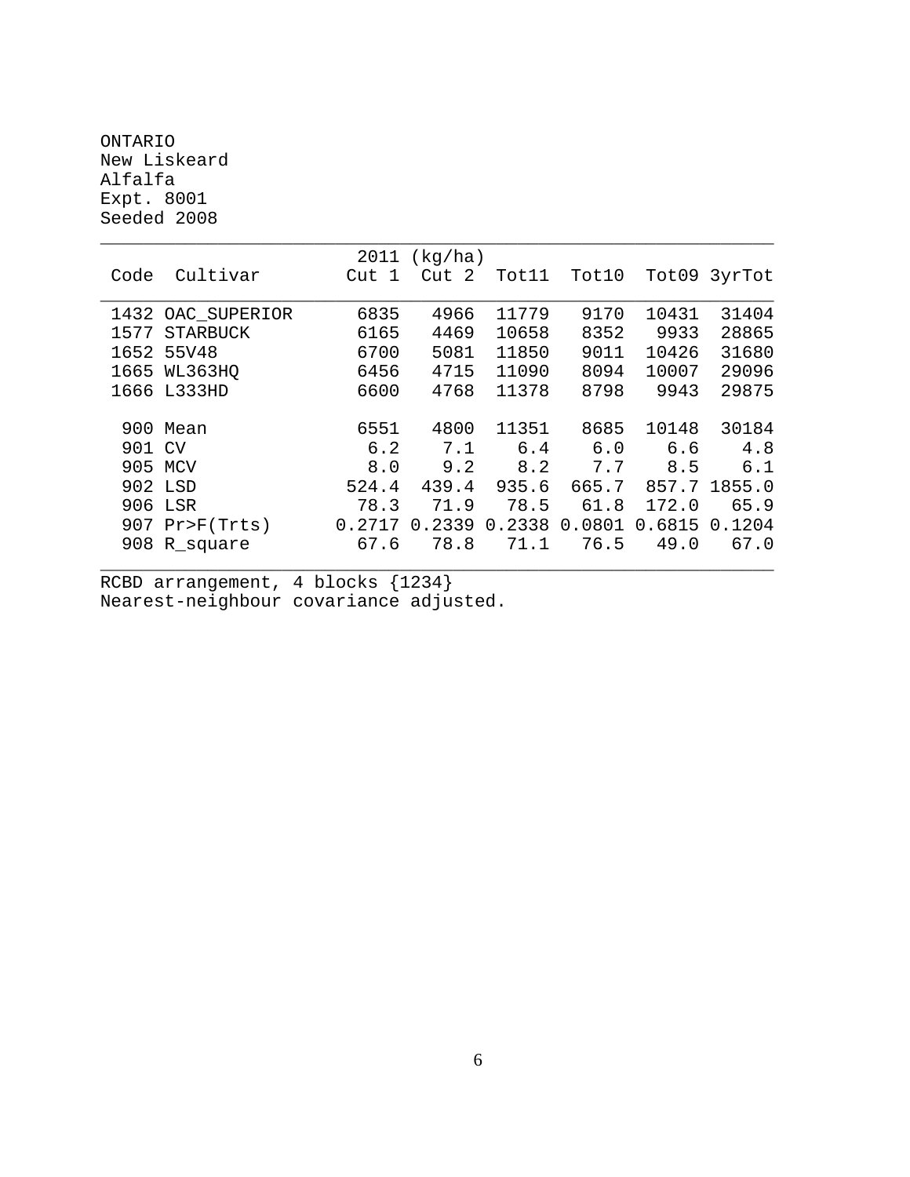ONTARIO
New Liskeard
Alfalfa
Expt. 8001
Seeded 2008

| Code | Cultivar | 2011 (kg/ha) Cut 1 | Cut 2 | Tot11 | Tot10 | Tot09 | 3yrTot |
|---|---|---|---|---|---|---|---|
| 1432 | OAC_SUPERIOR | 6835 | 4966 | 11779 | 9170 | 10431 | 31404 |
| 1577 | STARBUCK | 6165 | 4469 | 10658 | 8352 | 9933 | 28865 |
| 1652 | 55V48 | 6700 | 5081 | 11850 | 9011 | 10426 | 31680 |
| 1665 | WL363HQ | 6456 | 4715 | 11090 | 8094 | 10007 | 29096 |
| 1666 | L333HD | 6600 | 4768 | 11378 | 8798 | 9943 | 29875 |
| | | | | | | | |
| 900 | Mean | 6551 | 4800 | 11351 | 8685 | 10148 | 30184 |
| 901 | CV | 6.2 | 7.1 | 6.4 | 6.0 | 6.6 | 4.8 |
| 905 | MCV | 8.0 | 9.2 | 8.2 | 7.7 | 8.5 | 6.1 |
| 902 | LSD | 524.4 | 439.4 | 935.6 | 665.7 | 857.7 | 1855.0 |
| 906 | LSR | 78.3 | 71.9 | 78.5 | 61.8 | 172.0 | 65.9 |
| 907 | Pr>F(Trts) | 0.2717 | 0.2339 | 0.2338 | 0.0801 | 0.6815 | 0.1204 |
| 908 | R_square | 67.6 | 78.8 | 71.1 | 76.5 | 49.0 | 67.0 |

RCBD arrangement, 4 blocks {1234}
Nearest-neighbour covariance adjusted.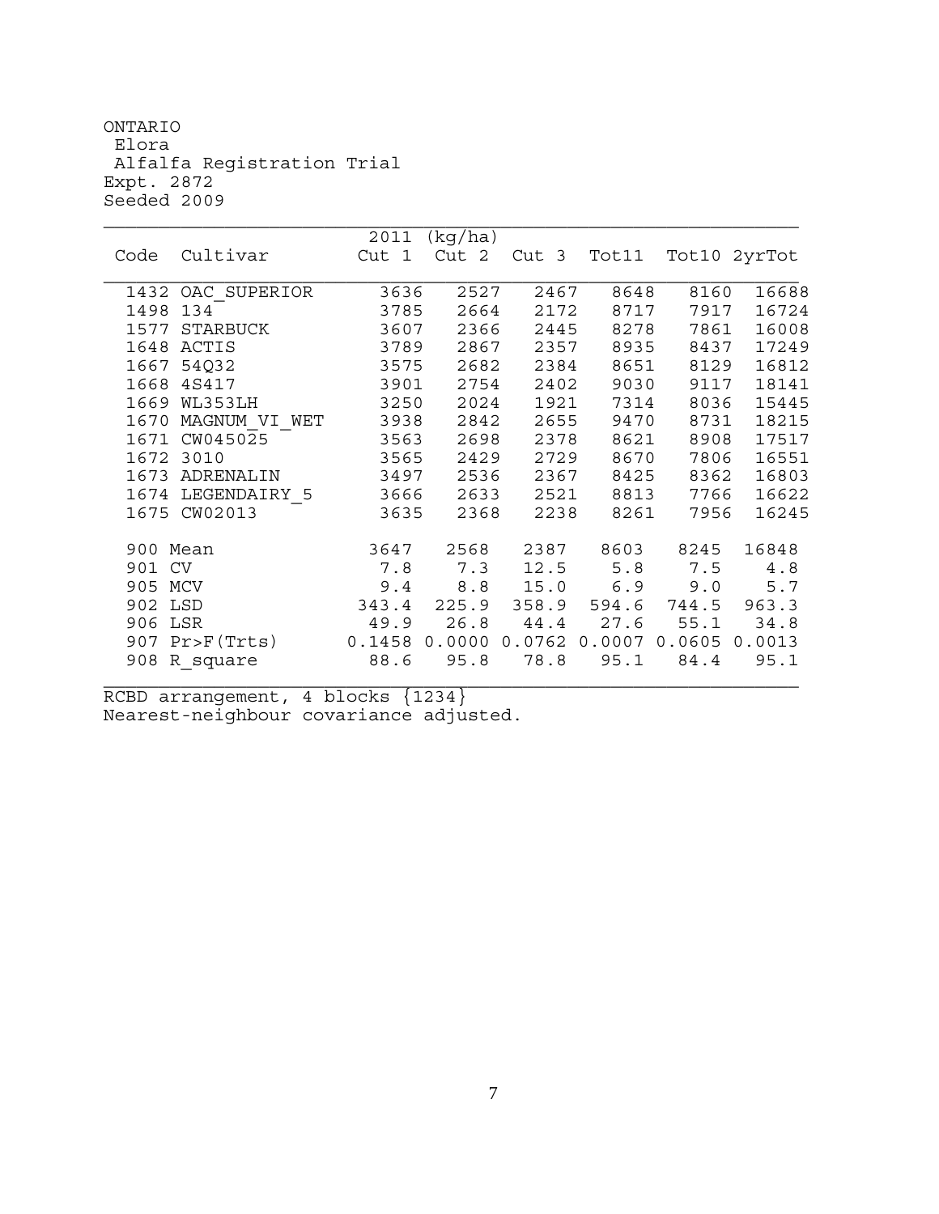ONTARIO
Elora
Alfalfa Registration Trial
Expt. 2872
Seeded 2009

| Code | Cultivar | 2011 (kg/ha) Cut 1 | Cut 2 | Cut 3 | Tot11 | Tot10 | 2yrTot |
|---|---|---|---|---|---|---|---|
| 1432 | OAC_SUPERIOR | 3636 | 2527 | 2467 | 8648 | 8160 | 16688 |
| 1498 | 134 | 3785 | 2664 | 2172 | 8717 | 7917 | 16724 |
| 1577 | STARBUCK | 3607 | 2366 | 2445 | 8278 | 7861 | 16008 |
| 1648 | ACTIS | 3789 | 2867 | 2357 | 8935 | 8437 | 17249 |
| 1667 | 54Q32 | 3575 | 2682 | 2384 | 8651 | 8129 | 16812 |
| 1668 | 4S417 | 3901 | 2754 | 2402 | 9030 | 9117 | 18141 |
| 1669 | WL353LH | 3250 | 2024 | 1921 | 7314 | 8036 | 15445 |
| 1670 | MAGNUM_VI_WET | 3938 | 2842 | 2655 | 9470 | 8731 | 18215 |
| 1671 | CW045025 | 3563 | 2698 | 2378 | 8621 | 8908 | 17517 |
| 1672 | 3010 | 3565 | 2429 | 2729 | 8670 | 7806 | 16551 |
| 1673 | ADRENALIN | 3497 | 2536 | 2367 | 8425 | 8362 | 16803 |
| 1674 | LEGENDAIRY_5 | 3666 | 2633 | 2521 | 8813 | 7766 | 16622 |
| 1675 | CW02013 | 3635 | 2368 | 2238 | 8261 | 7956 | 16245 |
| 900 | Mean | 3647 | 2568 | 2387 | 8603 | 8245 | 16848 |
| 901 | CV | 7.8 | 7.3 | 12.5 | 5.8 | 7.5 | 4.8 |
| 905 | MCV | 9.4 | 8.8 | 15.0 | 6.9 | 9.0 | 5.7 |
| 902 | LSD | 343.4 | 225.9 | 358.9 | 594.6 | 744.5 | 963.3 |
| 906 | LSR | 49.9 | 26.8 | 44.4 | 27.6 | 55.1 | 34.8 |
| 907 | Pr>F(Trts) | 0.1458 | 0.0000 | 0.0762 | 0.0007 | 0.0605 | 0.0013 |
| 908 | R_square | 88.6 | 95.8 | 78.8 | 95.1 | 84.4 | 95.1 |

RCBD arrangement, 4 blocks {1234}
Nearest-neighbour covariance adjusted.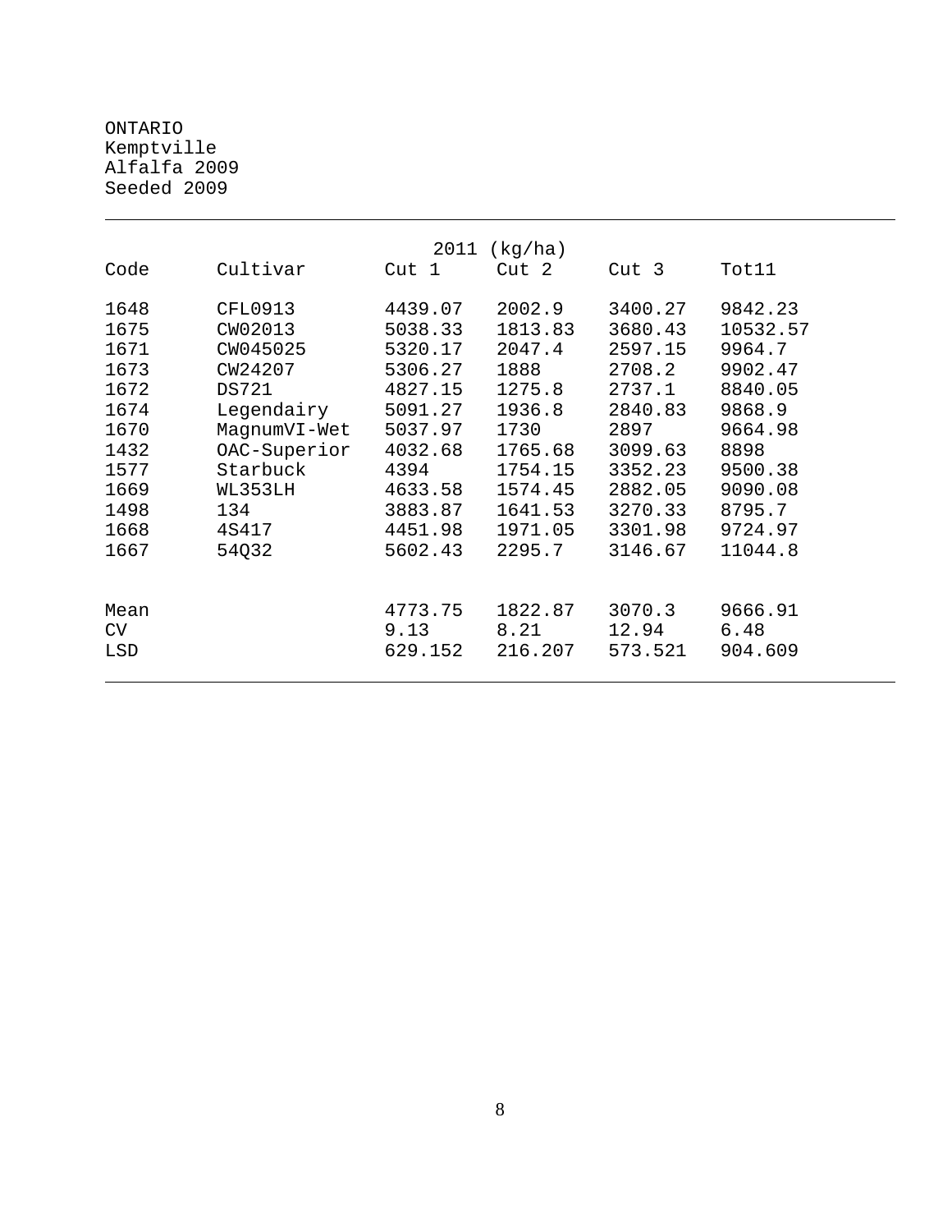ONTARIO
Kemptville
Alfalfa 2009
Seeded 2009

| | | 2011 (kg/ha) | | | |
|---|---|---|---|---|---|
| Code | Cultivar | Cut 1 | Cut 2 | Cut 3 | Tot11 |
| 1648 | CFL0913 | 4439.07 | 2002.9 | 3400.27 | 9842.23 |
| 1675 | CW02013 | 5038.33 | 1813.83 | 3680.43 | 10532.57 |
| 1671 | CW045025 | 5320.17 | 2047.4 | 2597.15 | 9964.7 |
| 1673 | CW24207 | 5306.27 | 1888 | 2708.2 | 9902.47 |
| 1672 | DS721 | 4827.15 | 1275.8 | 2737.1 | 8840.05 |
| 1674 | Legendairy | 5091.27 | 1936.8 | 2840.83 | 9868.9 |
| 1670 | MagnumVI-Wet | 5037.97 | 1730 | 2897 | 9664.98 |
| 1432 | OAC-Superior | 4032.68 | 1765.68 | 3099.63 | 8898 |
| 1577 | Starbuck | 4394 | 1754.15 | 3352.23 | 9500.38 |
| 1669 | WL353LH | 4633.58 | 1574.45 | 2882.05 | 9090.08 |
| 1498 | 134 | 3883.87 | 1641.53 | 3270.33 | 8795.7 |
| 1668 | 4S417 | 4451.98 | 1971.05 | 3301.98 | 9724.97 |
| 1667 | 54Q32 | 5602.43 | 2295.7 | 3146.67 | 11044.8 |
| Mean | | 4773.75 | 1822.87 | 3070.3 | 9666.91 |
| CV | | 9.13 | 8.21 | 12.94 | 6.48 |
| LSD | | 629.152 | 216.207 | 573.521 | 904.609 |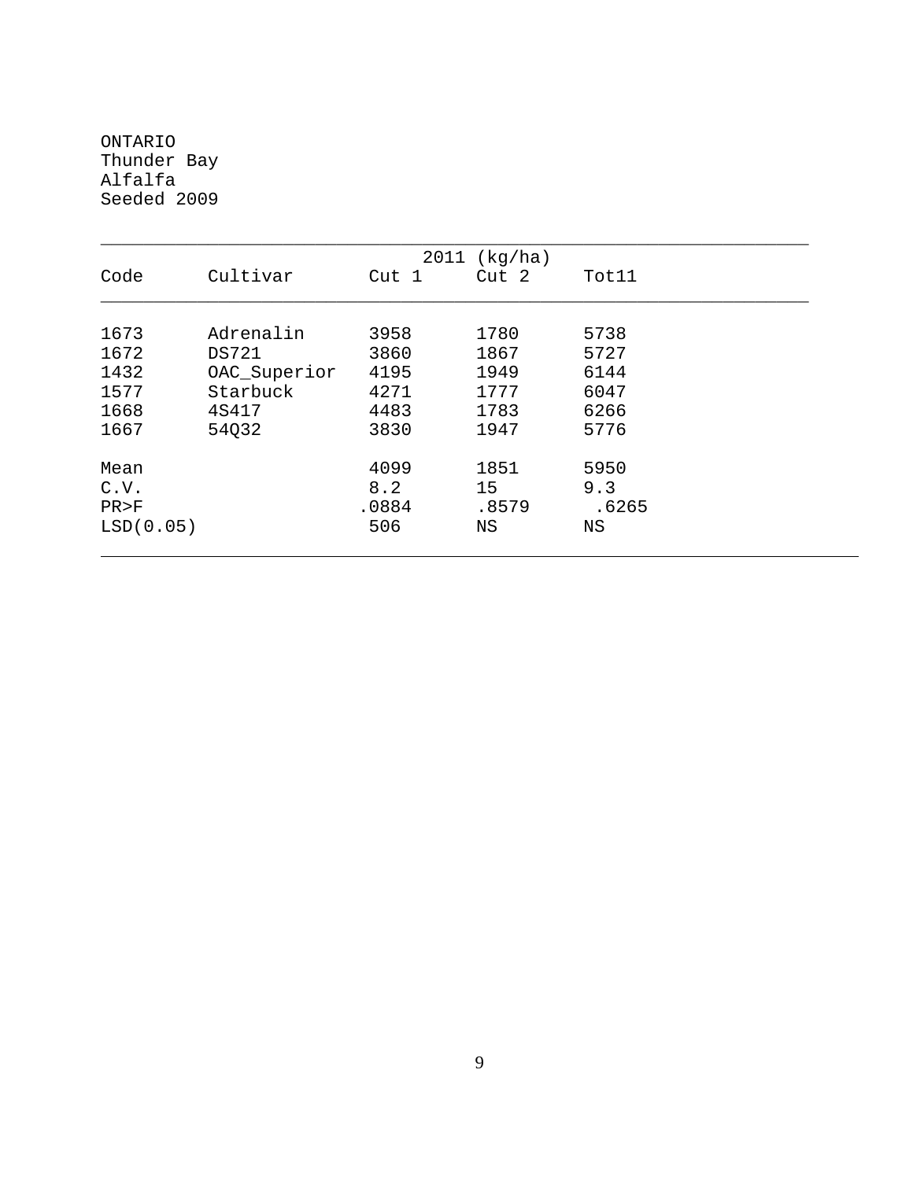ONTARIO
Thunder Bay
Alfalfa
Seeded 2009

| | | 2011 (kg/ha) | | |
|---|---|---|---|---|
| Code | Cultivar | Cut 1 | Cut 2 | Tot11 |
| 1673 | Adrenalin | 3958 | 1780 | 5738 |
| 1672 | DS721 | 3860 | 1867 | 5727 |
| 1432 | OAC_Superior | 4195 | 1949 | 6144 |
| 1577 | Starbuck | 4271 | 1777 | 6047 |
| 1668 | 4S417 | 4483 | 1783 | 6266 |
| 1667 | 54Q32 | 3830 | 1947 | 5776 |
| Mean | | 4099 | 1851 | 5950 |
| C.V. | | 8.2 | 15 | 9.3 |
| PR>F | | .0884 | .8579 | .6265 |
| LSD(0.05) | | 506 | NS | NS |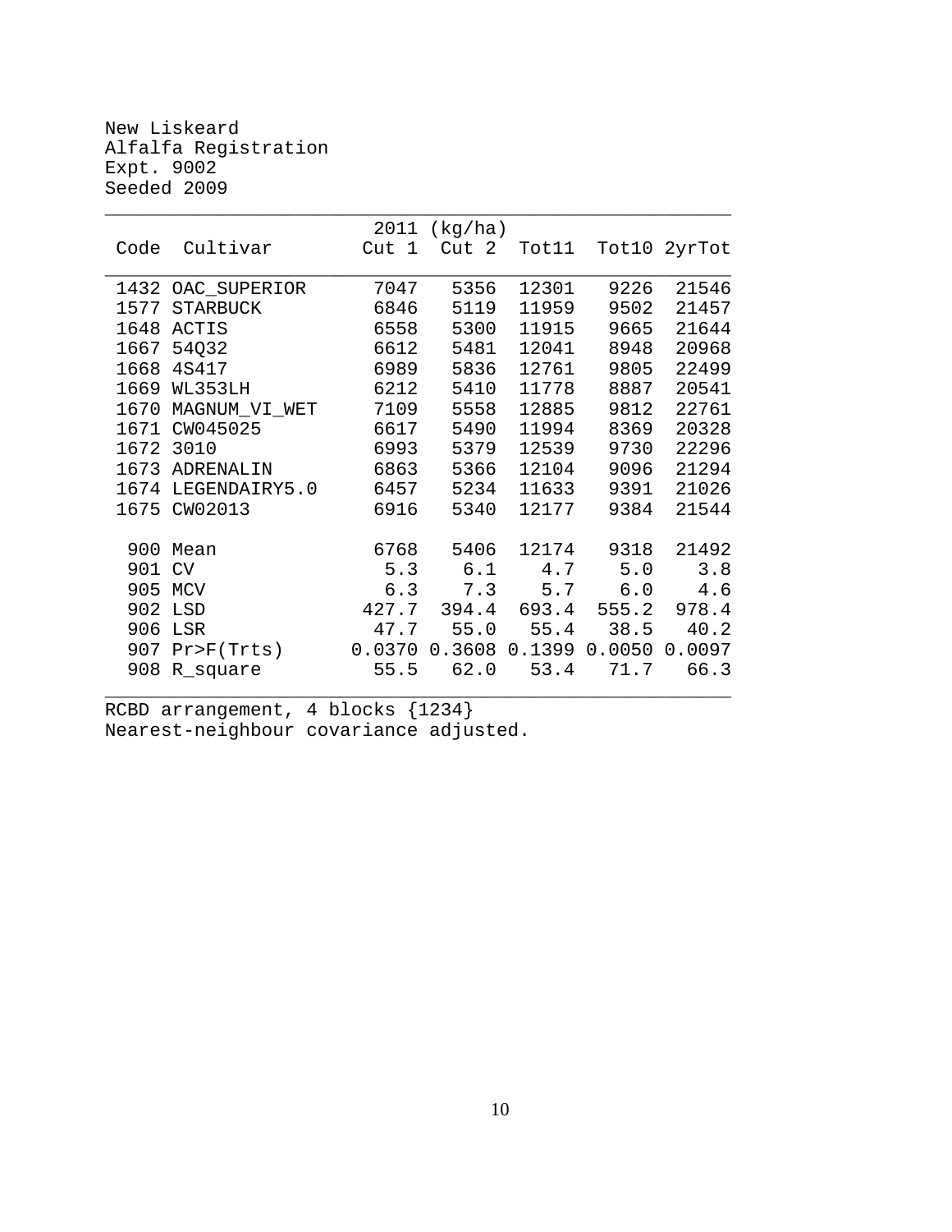New Liskeard
Alfalfa Registration
Expt. 9002
Seeded 2009

| Code | Cultivar | 2011 (kg/ha) Cut 1 | Cut 2 | Tot11 | Tot10 | 2yrTot |
|---|---|---|---|---|---|---|
| 1432 | OAC_SUPERIOR | 7047 | 5356 | 12301 | 9226 | 21546 |
| 1577 | STARBUCK | 6846 | 5119 | 11959 | 9502 | 21457 |
| 1648 | ACTIS | 6558 | 5300 | 11915 | 9665 | 21644 |
| 1667 | 54Q32 | 6612 | 5481 | 12041 | 8948 | 20968 |
| 1668 | 4S417 | 6989 | 5836 | 12761 | 9805 | 22499 |
| 1669 | WL353LH | 6212 | 5410 | 11778 | 8887 | 20541 |
| 1670 | MAGNUM_VI_WET | 7109 | 5558 | 12885 | 9812 | 22761 |
| 1671 | CW045025 | 6617 | 5490 | 11994 | 8369 | 20328 |
| 1672 | 3010 | 6993 | 5379 | 12539 | 9730 | 22296 |
| 1673 | ADRENALIN | 6863 | 5366 | 12104 | 9096 | 21294 |
| 1674 | LEGENDAIRY5.0 | 6457 | 5234 | 11633 | 9391 | 21026 |
| 1675 | CW02013 | 6916 | 5340 | 12177 | 9384 | 21544 |
| 900 | Mean | 6768 | 5406 | 12174 | 9318 | 21492 |
| 901 | CV | 5.3 | 6.1 | 4.7 | 5.0 | 3.8 |
| 905 | MCV | 6.3 | 7.3 | 5.7 | 6.0 | 4.6 |
| 902 | LSD | 427.7 | 394.4 | 693.4 | 555.2 | 978.4 |
| 906 | LSR | 47.7 | 55.0 | 55.4 | 38.5 | 40.2 |
| 907 | Pr>F(Trts) | 0.0370 | 0.3608 | 0.1399 | 0.0050 | 0.0097 |
| 908 | R_square | 55.5 | 62.0 | 53.4 | 71.7 | 66.3 |

RCBD arrangement, 4 blocks {1234}
Nearest-neighbour covariance adjusted.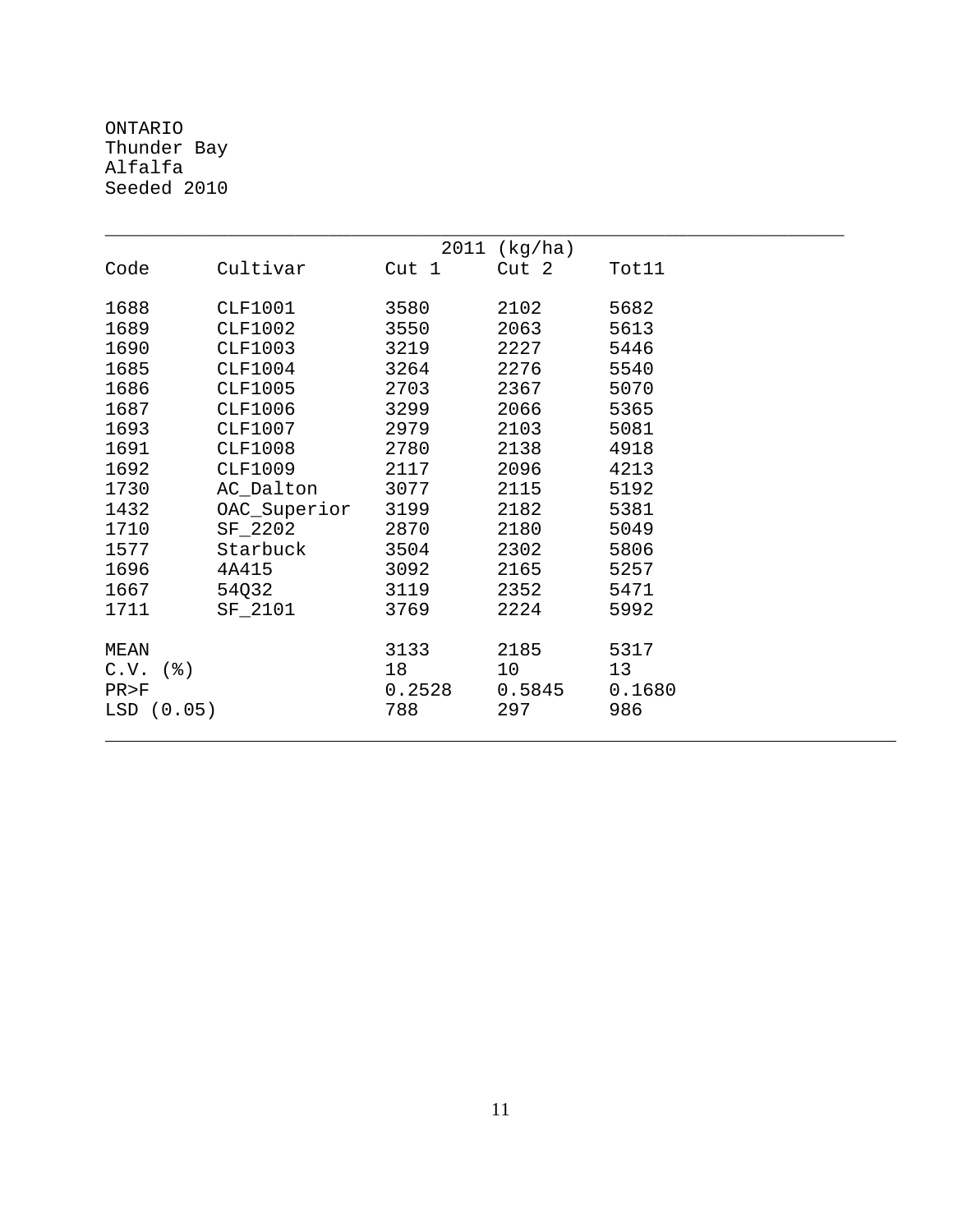ONTARIO
Thunder Bay
Alfalfa
Seeded 2010

| | | 2011 (kg/ha) | | |
|---|---|---|---|---|
| Code | Cultivar | Cut 1 | Cut 2 | Tot11 |
| 1688 | CLF1001 | 3580 | 2102 | 5682 |
| 1689 | CLF1002 | 3550 | 2063 | 5613 |
| 1690 | CLF1003 | 3219 | 2227 | 5446 |
| 1685 | CLF1004 | 3264 | 2276 | 5540 |
| 1686 | CLF1005 | 2703 | 2367 | 5070 |
| 1687 | CLF1006 | 3299 | 2066 | 5365 |
| 1693 | CLF1007 | 2979 | 2103 | 5081 |
| 1691 | CLF1008 | 2780 | 2138 | 4918 |
| 1692 | CLF1009 | 2117 | 2096 | 4213 |
| 1730 | AC_Dalton | 3077 | 2115 | 5192 |
| 1432 | OAC_Superior | 3199 | 2182 | 5381 |
| 1710 | SF_2202 | 2870 | 2180 | 5049 |
| 1577 | Starbuck | 3504 | 2302 | 5806 |
| 1696 | 4A415 | 3092 | 2165 | 5257 |
| 1667 | 54Q32 | 3119 | 2352 | 5471 |
| 1711 | SF_2101 | 3769 | 2224 | 5992 |
| MEAN | | 3133 | 2185 | 5317 |
| C.V. (%) | | 18 | 10 | 13 |
| PR>F | | 0.2528 | 0.5845 | 0.1680 |
| LSD (0.05) | | 788 | 297 | 986 |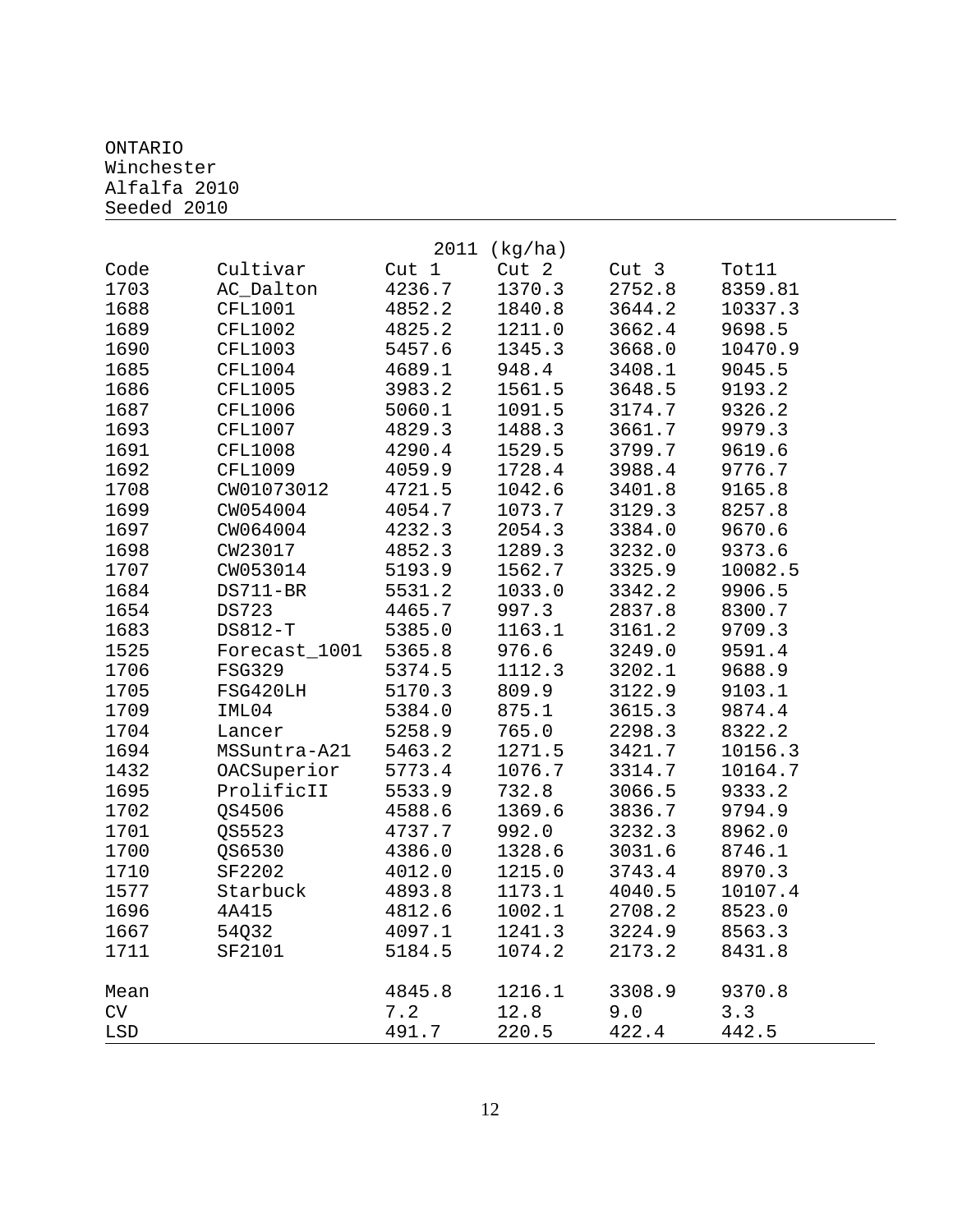ONTARIO
Winchester
Alfalfa 2010
Seeded 2010

| Code | Cultivar | 2011 (kg/ha) Cut 1 | Cut 2 | Cut 3 | Tot11 |
|---|---|---|---|---|---|
| 1703 | AC_Dalton | 4236.7 | 1370.3 | 2752.8 | 8359.81 |
| 1688 | CFL1001 | 4852.2 | 1840.8 | 3644.2 | 10337.3 |
| 1689 | CFL1002 | 4825.2 | 1211.0 | 3662.4 | 9698.5 |
| 1690 | CFL1003 | 5457.6 | 1345.3 | 3668.0 | 10470.9 |
| 1685 | CFL1004 | 4689.1 | 948.4 | 3408.1 | 9045.5 |
| 1686 | CFL1005 | 3983.2 | 1561.5 | 3648.5 | 9193.2 |
| 1687 | CFL1006 | 5060.1 | 1091.5 | 3174.7 | 9326.2 |
| 1693 | CFL1007 | 4829.3 | 1488.3 | 3661.7 | 9979.3 |
| 1691 | CFL1008 | 4290.4 | 1529.5 | 3799.7 | 9619.6 |
| 1692 | CFL1009 | 4059.9 | 1728.4 | 3988.4 | 9776.7 |
| 1708 | CW01073012 | 4721.5 | 1042.6 | 3401.8 | 9165.8 |
| 1699 | CW054004 | 4054.7 | 1073.7 | 3129.3 | 8257.8 |
| 1697 | CW064004 | 4232.3 | 2054.3 | 3384.0 | 9670.6 |
| 1698 | CW23017 | 4852.3 | 1289.3 | 3232.0 | 9373.6 |
| 1707 | CW053014 | 5193.9 | 1562.7 | 3325.9 | 10082.5 |
| 1684 | DS711-BR | 5531.2 | 1033.0 | 3342.2 | 9906.5 |
| 1654 | DS723 | 4465.7 | 997.3 | 2837.8 | 8300.7 |
| 1683 | DS812-T | 5385.0 | 1163.1 | 3161.2 | 9709.3 |
| 1525 | Forecast_1001 | 5365.8 | 976.6 | 3249.0 | 9591.4 |
| 1706 | FSG329 | 5374.5 | 1112.3 | 3202.1 | 9688.9 |
| 1705 | FSG420LH | 5170.3 | 809.9 | 3122.9 | 9103.1 |
| 1709 | IML04 | 5384.0 | 875.1 | 3615.3 | 9874.4 |
| 1704 | Lancer | 5258.9 | 765.0 | 2298.3 | 8322.2 |
| 1694 | MSSuntra-A21 | 5463.2 | 1271.5 | 3421.7 | 10156.3 |
| 1432 | OACSuperior | 5773.4 | 1076.7 | 3314.7 | 10164.7 |
| 1695 | ProlificII | 5533.9 | 732.8 | 3066.5 | 9333.2 |
| 1702 | QS4506 | 4588.6 | 1369.6 | 3836.7 | 9794.9 |
| 1701 | QS5523 | 4737.7 | 992.0 | 3232.3 | 8962.0 |
| 1700 | QS6530 | 4386.0 | 1328.6 | 3031.6 | 8746.1 |
| 1710 | SF2202 | 4012.0 | 1215.0 | 3743.4 | 8970.3 |
| 1577 | Starbuck | 4893.8 | 1173.1 | 4040.5 | 10107.4 |
| 1696 | 4A415 | 4812.6 | 1002.1 | 2708.2 | 8523.0 |
| 1667 | 54Q32 | 4097.1 | 1241.3 | 3224.9 | 8563.3 |
| 1711 | SF2101 | 5184.5 | 1074.2 | 2173.2 | 8431.8 |
| Mean | | 4845.8 | 1216.1 | 3308.9 | 9370.8 |
| CV | | 7.2 | 12.8 | 9.0 | 3.3 |
| LSD | | 491.7 | 220.5 | 422.4 | 442.5 |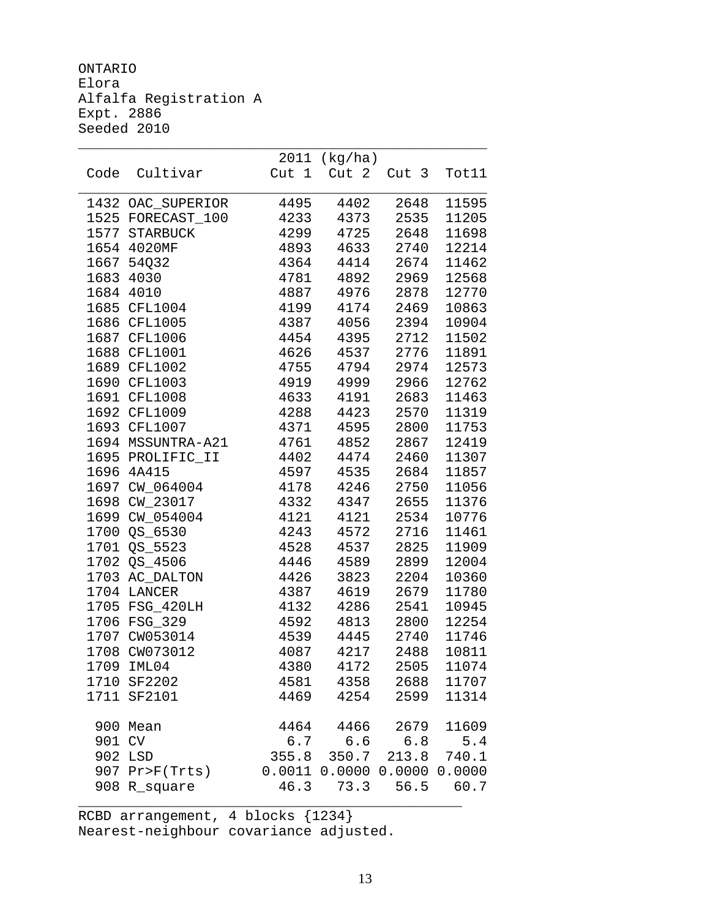ONTARIO
Elora
Alfalfa Registration A
Expt. 2886
Seeded 2010

| Code | Cultivar | 2011 (kg/ha) Cut 1 | Cut 2 | Cut 3 | Tot11 |
|---|---|---|---|---|---|
| 1432 | OAC_SUPERIOR | 4495 | 4402 | 2648 | 11595 |
| 1525 | FORECAST_100 | 4233 | 4373 | 2535 | 11205 |
| 1577 | STARBUCK | 4299 | 4725 | 2648 | 11698 |
| 1654 | 4020MF | 4893 | 4633 | 2740 | 12214 |
| 1667 | 54Q32 | 4364 | 4414 | 2674 | 11462 |
| 1683 | 4030 | 4781 | 4892 | 2969 | 12568 |
| 1684 | 4010 | 4887 | 4976 | 2878 | 12770 |
| 1685 | CFL1004 | 4199 | 4174 | 2469 | 10863 |
| 1686 | CFL1005 | 4387 | 4056 | 2394 | 10904 |
| 1687 | CFL1006 | 4454 | 4395 | 2712 | 11502 |
| 1688 | CFL1001 | 4626 | 4537 | 2776 | 11891 |
| 1689 | CFL1002 | 4755 | 4794 | 2974 | 12573 |
| 1690 | CFL1003 | 4919 | 4999 | 2966 | 12762 |
| 1691 | CFL1008 | 4633 | 4191 | 2683 | 11463 |
| 1692 | CFL1009 | 4288 | 4423 | 2570 | 11319 |
| 1693 | CFL1007 | 4371 | 4595 | 2800 | 11753 |
| 1694 | MSSUNTRA-A21 | 4761 | 4852 | 2867 | 12419 |
| 1695 | PROLIFIC_II | 4402 | 4474 | 2460 | 11307 |
| 1696 | 4A415 | 4597 | 4535 | 2684 | 11857 |
| 1697 | CW_064004 | 4178 | 4246 | 2750 | 11056 |
| 1698 | CW_23017 | 4332 | 4347 | 2655 | 11376 |
| 1699 | CW_054004 | 4121 | 4121 | 2534 | 10776 |
| 1700 | QS_6530 | 4243 | 4572 | 2716 | 11461 |
| 1701 | QS_5523 | 4528 | 4537 | 2825 | 11909 |
| 1702 | QS_4506 | 4446 | 4589 | 2899 | 12004 |
| 1703 | AC_DALTON | 4426 | 3823 | 2204 | 10360 |
| 1704 | LANCER | 4387 | 4619 | 2679 | 11780 |
| 1705 | FSG_420LH | 4132 | 4286 | 2541 | 10945 |
| 1706 | FSG_329 | 4592 | 4813 | 2800 | 12254 |
| 1707 | CW053014 | 4539 | 4445 | 2740 | 11746 |
| 1708 | CW073012 | 4087 | 4217 | 2488 | 10811 |
| 1709 | IML04 | 4380 | 4172 | 2505 | 11074 |
| 1710 | SF2202 | 4581 | 4358 | 2688 | 11707 |
| 1711 | SF2101 | 4469 | 4254 | 2599 | 11314 |
| 900 | Mean | 4464 | 4466 | 2679 | 11609 |
| 901 | CV | 6.7 | 6.6 | 6.8 | 5.4 |
| 902 | LSD | 355.8 | 350.7 | 213.8 | 740.1 |
| 907 | Pr>F(Trts) | 0.0011 | 0.0000 | 0.0000 | 0.0000 |
| 908 | R_square | 46.3 | 73.3 | 56.5 | 60.7 |

RCBD arrangement, 4 blocks {1234}
Nearest-neighbour covariance adjusted.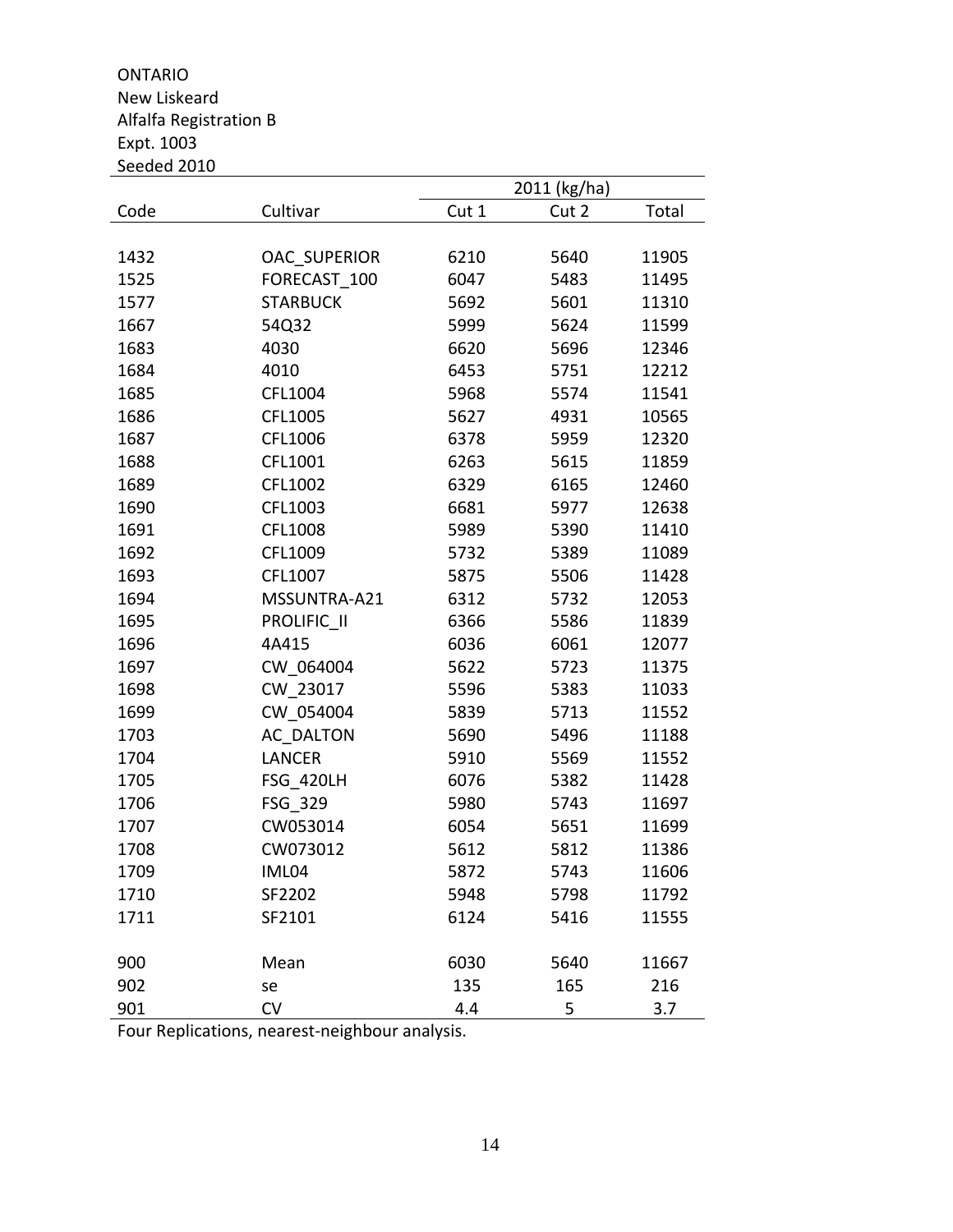ONTARIO
New Liskeard
Alfalfa Registration B
Expt. 1003
Seeded 2010

| | | 2011 (kg/ha) | | |
|---|---|---|---|---|
| Code | Cultivar | Cut 1 | Cut 2 | Total |
| 1432 | OAC_SUPERIOR | 6210 | 5640 | 11905 |
| 1525 | FORECAST_100 | 6047 | 5483 | 11495 |
| 1577 | STARBUCK | 5692 | 5601 | 11310 |
| 1667 | 54Q32 | 5999 | 5624 | 11599 |
| 1683 | 4030 | 6620 | 5696 | 12346 |
| 1684 | 4010 | 6453 | 5751 | 12212 |
| 1685 | CFL1004 | 5968 | 5574 | 11541 |
| 1686 | CFL1005 | 5627 | 4931 | 10565 |
| 1687 | CFL1006 | 6378 | 5959 | 12320 |
| 1688 | CFL1001 | 6263 | 5615 | 11859 |
| 1689 | CFL1002 | 6329 | 6165 | 12460 |
| 1690 | CFL1003 | 6681 | 5977 | 12638 |
| 1691 | CFL1008 | 5989 | 5390 | 11410 |
| 1692 | CFL1009 | 5732 | 5389 | 11089 |
| 1693 | CFL1007 | 5875 | 5506 | 11428 |
| 1694 | MSSUNTRA-A21 | 6312 | 5732 | 12053 |
| 1695 | PROLIFIC_II | 6366 | 5586 | 11839 |
| 1696 | 4A415 | 6036 | 6061 | 12077 |
| 1697 | CW_064004 | 5622 | 5723 | 11375 |
| 1698 | CW_23017 | 5596 | 5383 | 11033 |
| 1699 | CW_054004 | 5839 | 5713 | 11552 |
| 1703 | AC_DALTON | 5690 | 5496 | 11188 |
| 1704 | LANCER | 5910 | 5569 | 11552 |
| 1705 | FSG_420LH | 6076 | 5382 | 11428 |
| 1706 | FSG_329 | 5980 | 5743 | 11697 |
| 1707 | CW053014 | 6054 | 5651 | 11699 |
| 1708 | CW073012 | 5612 | 5812 | 11386 |
| 1709 | IML04 | 5872 | 5743 | 11606 |
| 1710 | SF2202 | 5948 | 5798 | 11792 |
| 1711 | SF2101 | 6124 | 5416 | 11555 |
| 900 | Mean | 6030 | 5640 | 11667 |
| 902 | se | 135 | 165 | 216 |
| 901 | CV | 4.4 | 5 | 3.7 |

Four Replications, nearest-neighbour analysis.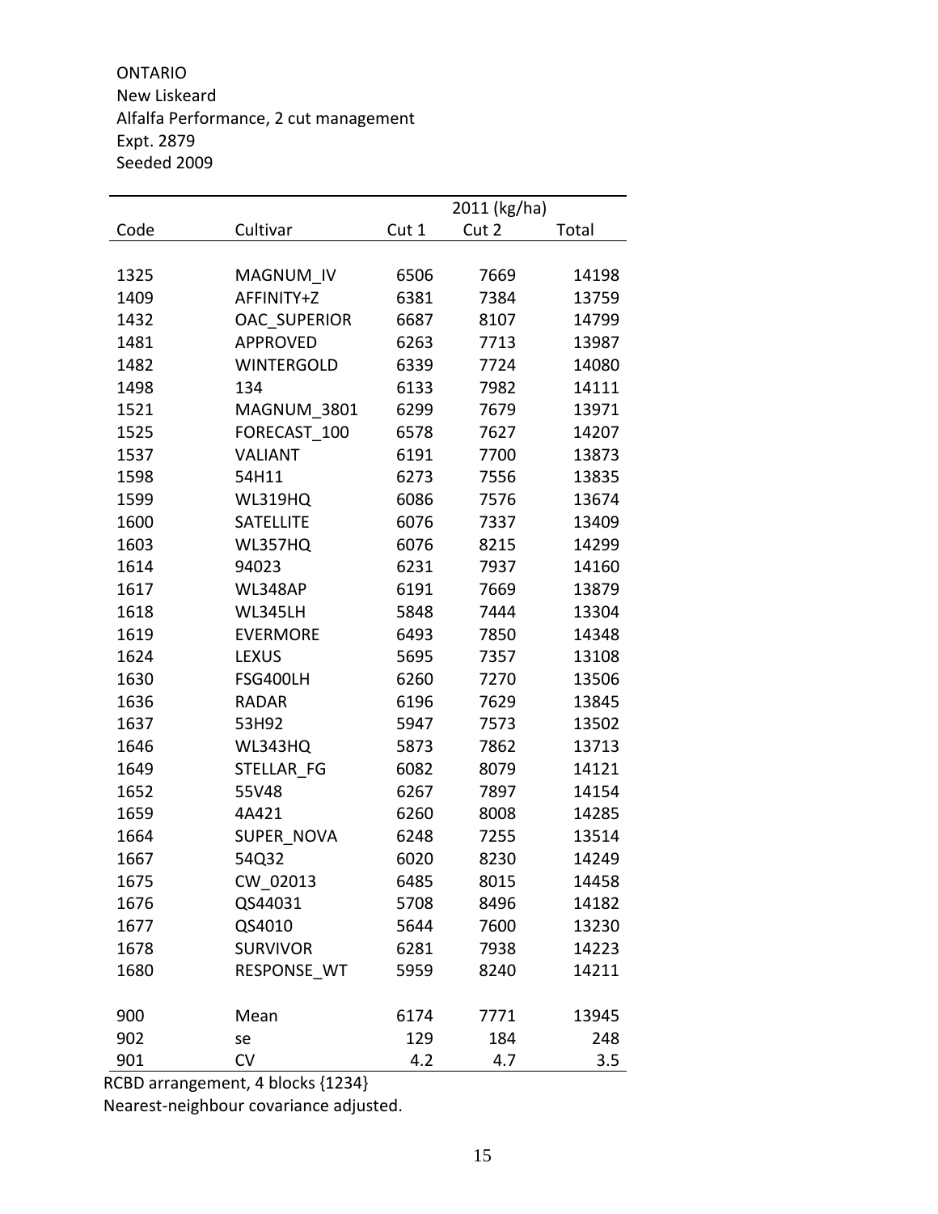ONTARIO
New Liskeard
Alfalfa Performance, 2 cut management
Expt. 2879
Seeded 2009

| | | 2011 (kg/ha) | | |
|---|---|---|---|---|
| Code | Cultivar | Cut 1 | Cut 2 | Total |
| 1325 | MAGNUM_IV | 6506 | 7669 | 14198 |
| 1409 | AFFINITY+Z | 6381 | 7384 | 13759 |
| 1432 | OAC_SUPERIOR | 6687 | 8107 | 14799 |
| 1481 | APPROVED | 6263 | 7713 | 13987 |
| 1482 | WINTERGOLD | 6339 | 7724 | 14080 |
| 1498 | 134 | 6133 | 7982 | 14111 |
| 1521 | MAGNUM_3801 | 6299 | 7679 | 13971 |
| 1525 | FORECAST_100 | 6578 | 7627 | 14207 |
| 1537 | VALIANT | 6191 | 7700 | 13873 |
| 1598 | 54H11 | 6273 | 7556 | 13835 |
| 1599 | WL319HQ | 6086 | 7576 | 13674 |
| 1600 | SATELLITE | 6076 | 7337 | 13409 |
| 1603 | WL357HQ | 6076 | 8215 | 14299 |
| 1614 | 94023 | 6231 | 7937 | 14160 |
| 1617 | WL348AP | 6191 | 7669 | 13879 |
| 1618 | WL345LH | 5848 | 7444 | 13304 |
| 1619 | EVERMORE | 6493 | 7850 | 14348 |
| 1624 | LEXUS | 5695 | 7357 | 13108 |
| 1630 | FSG400LH | 6260 | 7270 | 13506 |
| 1636 | RADAR | 6196 | 7629 | 13845 |
| 1637 | 53H92 | 5947 | 7573 | 13502 |
| 1646 | WL343HQ | 5873 | 7862 | 13713 |
| 1649 | STELLAR_FG | 6082 | 8079 | 14121 |
| 1652 | 55V48 | 6267 | 7897 | 14154 |
| 1659 | 4A421 | 6260 | 8008 | 14285 |
| 1664 | SUPER_NOVA | 6248 | 7255 | 13514 |
| 1667 | 54Q32 | 6020 | 8230 | 14249 |
| 1675 | CW_02013 | 6485 | 8015 | 14458 |
| 1676 | QS44031 | 5708 | 8496 | 14182 |
| 1677 | QS4010 | 5644 | 7600 | 13230 |
| 1678 | SURVIVOR | 6281 | 7938 | 14223 |
| 1680 | RESPONSE_WT | 5959 | 8240 | 14211 |
| 900 | Mean | 6174 | 7771 | 13945 |
| 902 | se | 129 | 184 | 248 |
| 901 | CV | 4.2 | 4.7 | 3.5 |

RCBD arrangement, 4 blocks {1234}
Nearest-neighbour covariance adjusted.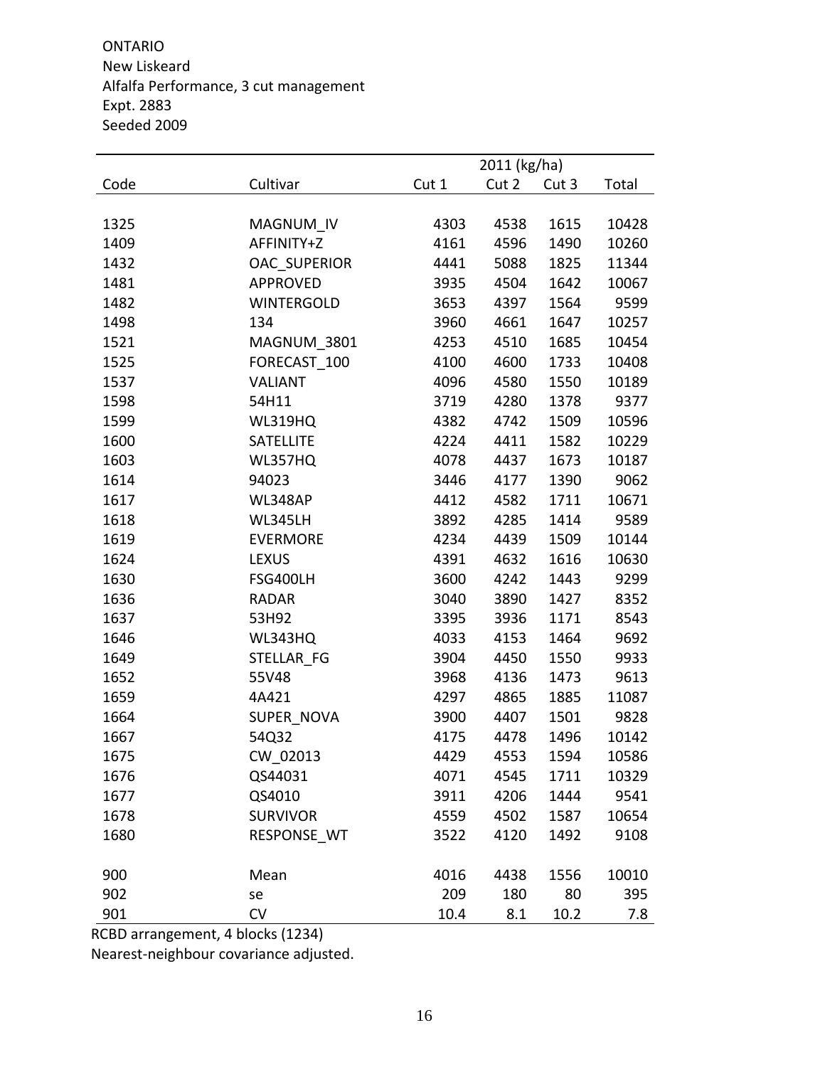ONTARIO
New Liskeard
Alfalfa Performance, 3 cut management
Expt. 2883
Seeded 2009

| | | 2011 (kg/ha) | | | |
|---|---|---|---|---|---|
| Code | Cultivar | Cut 1 | Cut 2 | Cut 3 | Total |
| 1325 | MAGNUM_IV | 4303 | 4538 | 1615 | 10428 |
| 1409 | AFFINITY+Z | 4161 | 4596 | 1490 | 10260 |
| 1432 | OAC_SUPERIOR | 4441 | 5088 | 1825 | 11344 |
| 1481 | APPROVED | 3935 | 4504 | 1642 | 10067 |
| 1482 | WINTERGOLD | 3653 | 4397 | 1564 | 9599 |
| 1498 | 134 | 3960 | 4661 | 1647 | 10257 |
| 1521 | MAGNUM_3801 | 4253 | 4510 | 1685 | 10454 |
| 1525 | FORECAST_100 | 4100 | 4600 | 1733 | 10408 |
| 1537 | VALIANT | 4096 | 4580 | 1550 | 10189 |
| 1598 | 54H11 | 3719 | 4280 | 1378 | 9377 |
| 1599 | WL319HQ | 4382 | 4742 | 1509 | 10596 |
| 1600 | SATELLITE | 4224 | 4411 | 1582 | 10229 |
| 1603 | WL357HQ | 4078 | 4437 | 1673 | 10187 |
| 1614 | 94023 | 3446 | 4177 | 1390 | 9062 |
| 1617 | WL348AP | 4412 | 4582 | 1711 | 10671 |
| 1618 | WL345LH | 3892 | 4285 | 1414 | 9589 |
| 1619 | EVERMORE | 4234 | 4439 | 1509 | 10144 |
| 1624 | LEXUS | 4391 | 4632 | 1616 | 10630 |
| 1630 | FSG400LH | 3600 | 4242 | 1443 | 9299 |
| 1636 | RADAR | 3040 | 3890 | 1427 | 8352 |
| 1637 | 53H92 | 3395 | 3936 | 1171 | 8543 |
| 1646 | WL343HQ | 4033 | 4153 | 1464 | 9692 |
| 1649 | STELLAR_FG | 3904 | 4450 | 1550 | 9933 |
| 1652 | 55V48 | 3968 | 4136 | 1473 | 9613 |
| 1659 | 4A421 | 4297 | 4865 | 1885 | 11087 |
| 1664 | SUPER_NOVA | 3900 | 4407 | 1501 | 9828 |
| 1667 | 54Q32 | 4175 | 4478 | 1496 | 10142 |
| 1675 | CW_02013 | 4429 | 4553 | 1594 | 10586 |
| 1676 | QS44031 | 4071 | 4545 | 1711 | 10329 |
| 1677 | QS4010 | 3911 | 4206 | 1444 | 9541 |
| 1678 | SURVIVOR | 4559 | 4502 | 1587 | 10654 |
| 1680 | RESPONSE_WT | 3522 | 4120 | 1492 | 9108 |
| 900 | Mean | 4016 | 4438 | 1556 | 10010 |
| 902 | se | 209 | 180 | 80 | 395 |
| 901 | CV | 10.4 | 8.1 | 10.2 | 7.8 |

RCBD arrangement, 4 blocks (1234)
Nearest-neighbour covariance adjusted.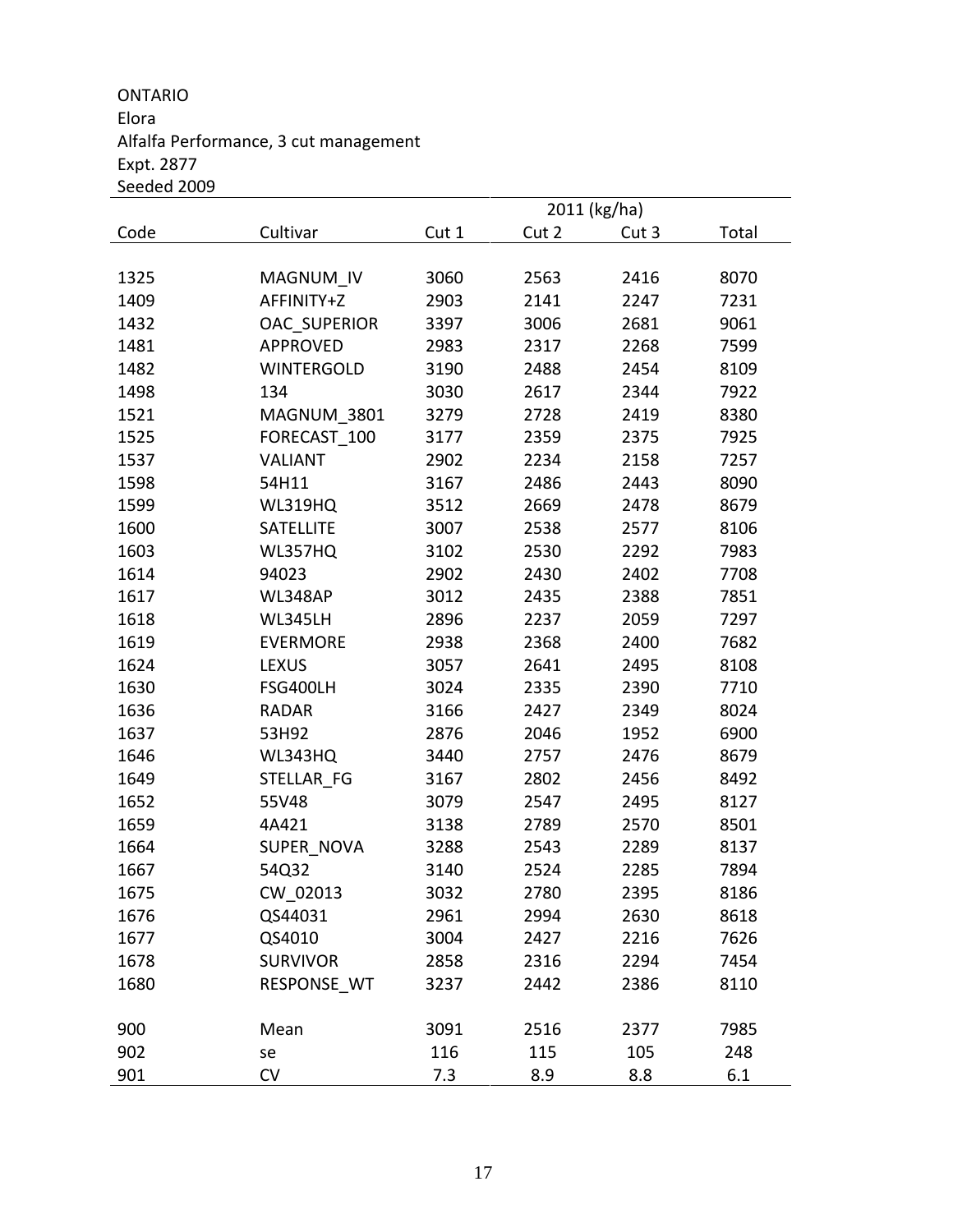ONTARIO
Elora
Alfalfa Performance, 3 cut management
Expt. 2877
Seeded 2009

| | | | 2011 (kg/ha) | | |
|---|---|---|---|---|---|
| Code | Cultivar | Cut 1 | Cut 2 | Cut 3 | Total |
| 1325 | MAGNUM_IV | 3060 | 2563 | 2416 | 8070 |
| 1409 | AFFINITY+Z | 2903 | 2141 | 2247 | 7231 |
| 1432 | OAC_SUPERIOR | 3397 | 3006 | 2681 | 9061 |
| 1481 | APPROVED | 2983 | 2317 | 2268 | 7599 |
| 1482 | WINTERGOLD | 3190 | 2488 | 2454 | 8109 |
| 1498 | 134 | 3030 | 2617 | 2344 | 7922 |
| 1521 | MAGNUM_3801 | 3279 | 2728 | 2419 | 8380 |
| 1525 | FORECAST_100 | 3177 | 2359 | 2375 | 7925 |
| 1537 | VALIANT | 2902 | 2234 | 2158 | 7257 |
| 1598 | 54H11 | 3167 | 2486 | 2443 | 8090 |
| 1599 | WL319HQ | 3512 | 2669 | 2478 | 8679 |
| 1600 | SATELLITE | 3007 | 2538 | 2577 | 8106 |
| 1603 | WL357HQ | 3102 | 2530 | 2292 | 7983 |
| 1614 | 94023 | 2902 | 2430 | 2402 | 7708 |
| 1617 | WL348AP | 3012 | 2435 | 2388 | 7851 |
| 1618 | WL345LH | 2896 | 2237 | 2059 | 7297 |
| 1619 | EVERMORE | 2938 | 2368 | 2400 | 7682 |
| 1624 | LEXUS | 3057 | 2641 | 2495 | 8108 |
| 1630 | FSG400LH | 3024 | 2335 | 2390 | 7710 |
| 1636 | RADAR | 3166 | 2427 | 2349 | 8024 |
| 1637 | 53H92 | 2876 | 2046 | 1952 | 6900 |
| 1646 | WL343HQ | 3440 | 2757 | 2476 | 8679 |
| 1649 | STELLAR_FG | 3167 | 2802 | 2456 | 8492 |
| 1652 | 55V48 | 3079 | 2547 | 2495 | 8127 |
| 1659 | 4A421 | 3138 | 2789 | 2570 | 8501 |
| 1664 | SUPER_NOVA | 3288 | 2543 | 2289 | 8137 |
| 1667 | 54Q32 | 3140 | 2524 | 2285 | 7894 |
| 1675 | CW_02013 | 3032 | 2780 | 2395 | 8186 |
| 1676 | QS44031 | 2961 | 2994 | 2630 | 8618 |
| 1677 | QS4010 | 3004 | 2427 | 2216 | 7626 |
| 1678 | SURVIVOR | 2858 | 2316 | 2294 | 7454 |
| 1680 | RESPONSE_WT | 3237 | 2442 | 2386 | 8110 |
| 900 | Mean | 3091 | 2516 | 2377 | 7985 |
| 902 | se | 116 | 115 | 105 | 248 |
| 901 | CV | 7.3 | 8.9 | 8.8 | 6.1 |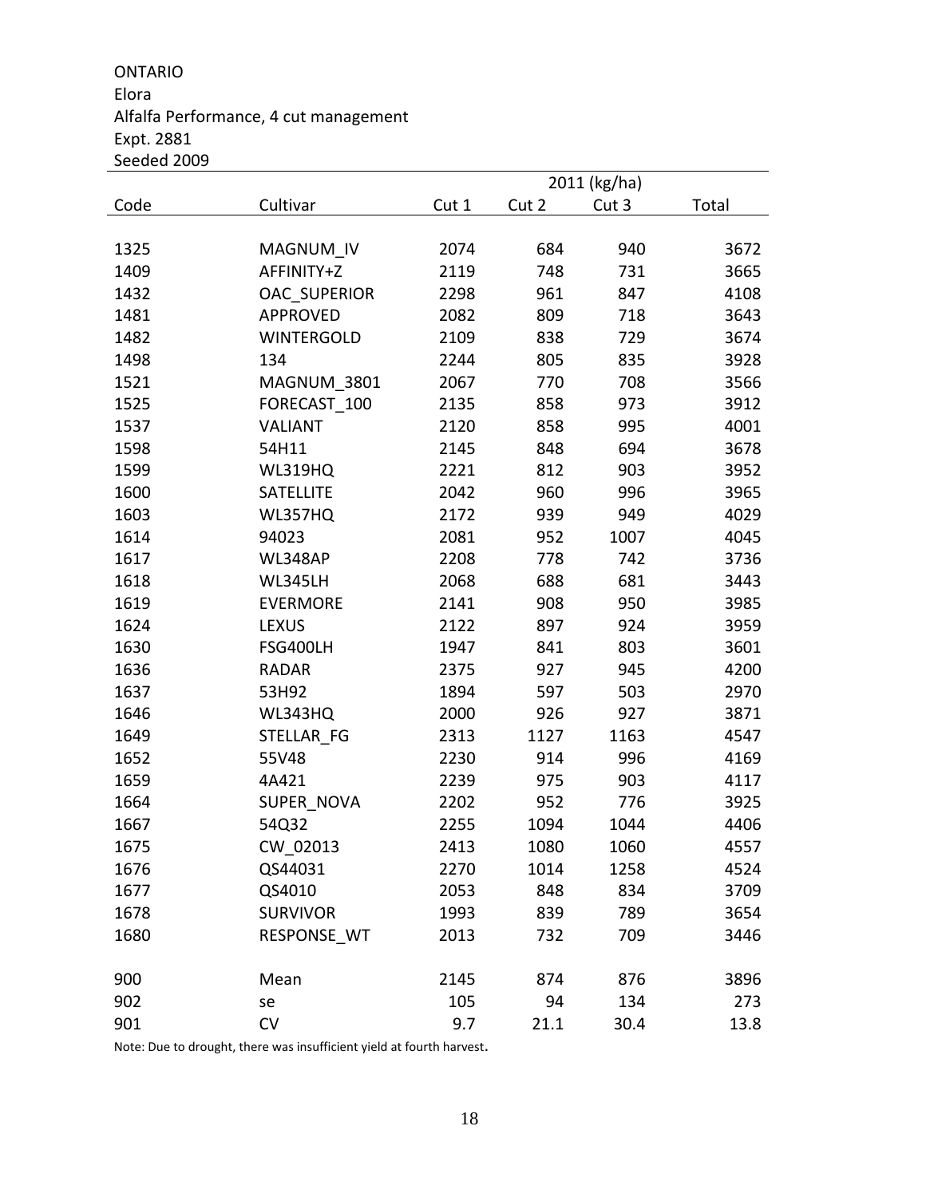ONTARIO
Elora
Alfalfa Performance, 4 cut management
Expt. 2881
Seeded 2009

| Code | Cultivar | 2011 (kg/ha) | | | |
|---|---|---|---|---|---|
| | | Cut 1 | Cut 2 | Cut 3 | Total |
| 1325 | MAGNUM_IV | 2074 | 684 | 940 | 3672 |
| 1409 | AFFINITY+Z | 2119 | 748 | 731 | 3665 |
| 1432 | OAC_SUPERIOR | 2298 | 961 | 847 | 4108 |
| 1481 | APPROVED | 2082 | 809 | 718 | 3643 |
| 1482 | WINTERGOLD | 2109 | 838 | 729 | 3674 |
| 1498 | 134 | 2244 | 805 | 835 | 3928 |
| 1521 | MAGNUM_3801 | 2067 | 770 | 708 | 3566 |
| 1525 | FORECAST_100 | 2135 | 858 | 973 | 3912 |
| 1537 | VALIANT | 2120 | 858 | 995 | 4001 |
| 1598 | 54H11 | 2145 | 848 | 694 | 3678 |
| 1599 | WL319HQ | 2221 | 812 | 903 | 3952 |
| 1600 | SATELLITE | 2042 | 960 | 996 | 3965 |
| 1603 | WL357HQ | 2172 | 939 | 949 | 4029 |
| 1614 | 94023 | 2081 | 952 | 1007 | 4045 |
| 1617 | WL348AP | 2208 | 778 | 742 | 3736 |
| 1618 | WL345LH | 2068 | 688 | 681 | 3443 |
| 1619 | EVERMORE | 2141 | 908 | 950 | 3985 |
| 1624 | LEXUS | 2122 | 897 | 924 | 3959 |
| 1630 | FSG400LH | 1947 | 841 | 803 | 3601 |
| 1636 | RADAR | 2375 | 927 | 945 | 4200 |
| 1637 | 53H92 | 1894 | 597 | 503 | 2970 |
| 1646 | WL343HQ | 2000 | 926 | 927 | 3871 |
| 1649 | STELLAR_FG | 2313 | 1127 | 1163 | 4547 |
| 1652 | 55V48 | 2230 | 914 | 996 | 4169 |
| 1659 | 4A421 | 2239 | 975 | 903 | 4117 |
| 1664 | SUPER_NOVA | 2202 | 952 | 776 | 3925 |
| 1667 | 54Q32 | 2255 | 1094 | 1044 | 4406 |
| 1675 | CW_02013 | 2413 | 1080 | 1060 | 4557 |
| 1676 | QS44031 | 2270 | 1014 | 1258 | 4524 |
| 1677 | QS4010 | 2053 | 848 | 834 | 3709 |
| 1678 | SURVIVOR | 1993 | 839 | 789 | 3654 |
| 1680 | RESPONSE_WT | 2013 | 732 | 709 | 3446 |
| 900 | Mean | 2145 | 874 | 876 | 3896 |
| 902 | se | 105 | 94 | 134 | 273 |
| 901 | CV | 9.7 | 21.1 | 30.4 | 13.8 |

Note: Due to drought, there was insufficient yield at fourth harvest.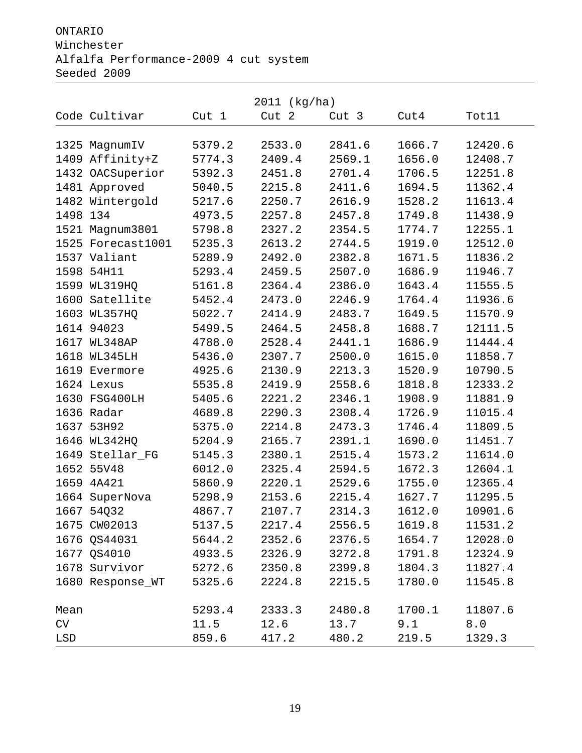ONTARIO
Winchester
Alfalfa Performance-2009 4 cut system
Seeded 2009

| Code | Cultivar | 2011 (kg/ha) Cut 1 | Cut 2 | Cut 3 | Cut4 | Tot11 |
|---|---|---|---|---|---|---|
| 1325 | MagnumIV | 5379.2 | 2533.0 | 2841.6 | 1666.7 | 12420.6 |
| 1409 | Affinity+Z | 5774.3 | 2409.4 | 2569.1 | 1656.0 | 12408.7 |
| 1432 | OACSuperior | 5392.3 | 2451.8 | 2701.4 | 1706.5 | 12251.8 |
| 1481 | Approved | 5040.5 | 2215.8 | 2411.6 | 1694.5 | 11362.4 |
| 1482 | Wintergold | 5217.6 | 2250.7 | 2616.9 | 1528.2 | 11613.4 |
| 1498 | 134 | 4973.5 | 2257.8 | 2457.8 | 1749.8 | 11438.9 |
| 1521 | Magnum3801 | 5798.8 | 2327.2 | 2354.5 | 1774.7 | 12255.1 |
| 1525 | Forecast1001 | 5235.3 | 2613.2 | 2744.5 | 1919.0 | 12512.0 |
| 1537 | Valiant | 5289.9 | 2492.0 | 2382.8 | 1671.5 | 11836.2 |
| 1598 | 54H11 | 5293.4 | 2459.5 | 2507.0 | 1686.9 | 11946.7 |
| 1599 | WL319HQ | 5161.8 | 2364.4 | 2386.0 | 1643.4 | 11555.5 |
| 1600 | Satellite | 5452.4 | 2473.0 | 2246.9 | 1764.4 | 11936.6 |
| 1603 | WL357HQ | 5022.7 | 2414.9 | 2483.7 | 1649.5 | 11570.9 |
| 1614 | 94023 | 5499.5 | 2464.5 | 2458.8 | 1688.7 | 12111.5 |
| 1617 | WL348AP | 4788.0 | 2528.4 | 2441.1 | 1686.9 | 11444.4 |
| 1618 | WL345LH | 5436.0 | 2307.7 | 2500.0 | 1615.0 | 11858.7 |
| 1619 | Evermore | 4925.6 | 2130.9 | 2213.3 | 1520.9 | 10790.5 |
| 1624 | Lexus | 5535.8 | 2419.9 | 2558.6 | 1818.8 | 12333.2 |
| 1630 | FSG400LH | 5405.6 | 2221.2 | 2346.1 | 1908.9 | 11881.9 |
| 1636 | Radar | 4689.8 | 2290.3 | 2308.4 | 1726.9 | 11015.4 |
| 1637 | 53H92 | 5375.0 | 2214.8 | 2473.3 | 1746.4 | 11809.5 |
| 1646 | WL342HQ | 5204.9 | 2165.7 | 2391.1 | 1690.0 | 11451.7 |
| 1649 | Stellar_FG | 5145.3 | 2380.1 | 2515.4 | 1573.2 | 11614.0 |
| 1652 | 55V48 | 6012.0 | 2325.4 | 2594.5 | 1672.3 | 12604.1 |
| 1659 | 4A421 | 5860.9 | 2220.1 | 2529.6 | 1755.0 | 12365.4 |
| 1664 | SuperNova | 5298.9 | 2153.6 | 2215.4 | 1627.7 | 11295.5 |
| 1667 | 54Q32 | 4867.7 | 2107.7 | 2314.3 | 1612.0 | 10901.6 |
| 1675 | CW02013 | 5137.5 | 2217.4 | 2556.5 | 1619.8 | 11531.2 |
| 1676 | QS44031 | 5644.2 | 2352.6 | 2376.5 | 1654.7 | 12028.0 |
| 1677 | QS4010 | 4933.5 | 2326.9 | 3272.8 | 1791.8 | 12324.9 |
| 1678 | Survivor | 5272.6 | 2350.8 | 2399.8 | 1804.3 | 11827.4 |
| 1680 | Response_WT | 5325.6 | 2224.8 | 2215.5 | 1780.0 | 11545.8 |
| Mean | | 5293.4 | 2333.3 | 2480.8 | 1700.1 | 11807.6 |
| CV | | 11.5 | 12.6 | 13.7 | 9.1 | 8.0 |
| LSD | | 859.6 | 417.2 | 480.2 | 219.5 | 1329.3 |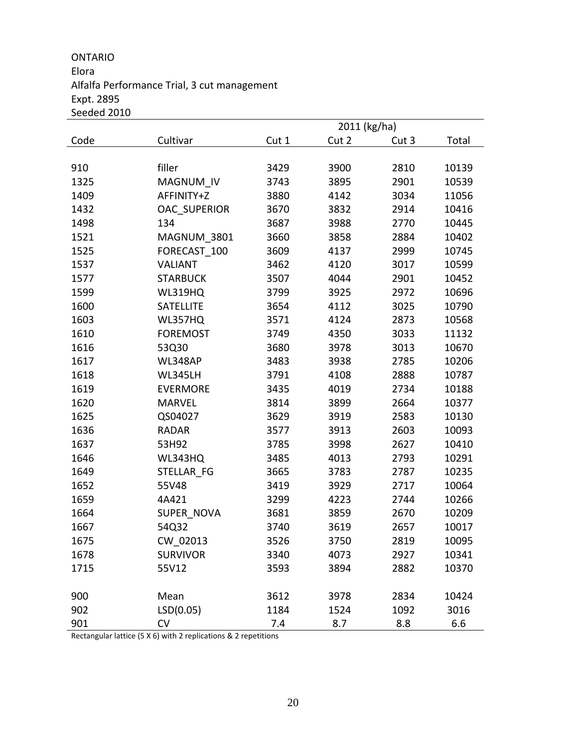ONTARIO
Elora
Alfalfa Performance Trial, 3 cut management
Expt. 2895
Seeded 2010

| | | 2011 (kg/ha) | | | |
|---|---|---|---|---|---|
| Code | Cultivar | Cut 1 | Cut 2 | Cut 3 | Total |
| 910 | filler | 3429 | 3900 | 2810 | 10139 |
| 1325 | MAGNUM_IV | 3743 | 3895 | 2901 | 10539 |
| 1409 | AFFINITY+Z | 3880 | 4142 | 3034 | 11056 |
| 1432 | OAC_SUPERIOR | 3670 | 3832 | 2914 | 10416 |
| 1498 | 134 | 3687 | 3988 | 2770 | 10445 |
| 1521 | MAGNUM_3801 | 3660 | 3858 | 2884 | 10402 |
| 1525 | FORECAST_100 | 3609 | 4137 | 2999 | 10745 |
| 1537 | VALIANT | 3462 | 4120 | 3017 | 10599 |
| 1577 | STARBUCK | 3507 | 4044 | 2901 | 10452 |
| 1599 | WL319HQ | 3799 | 3925 | 2972 | 10696 |
| 1600 | SATELLITE | 3654 | 4112 | 3025 | 10790 |
| 1603 | WL357HQ | 3571 | 4124 | 2873 | 10568 |
| 1610 | FOREMOST | 3749 | 4350 | 3033 | 11132 |
| 1616 | 53Q30 | 3680 | 3978 | 3013 | 10670 |
| 1617 | WL348AP | 3483 | 3938 | 2785 | 10206 |
| 1618 | WL345LH | 3791 | 4108 | 2888 | 10787 |
| 1619 | EVERMORE | 3435 | 4019 | 2734 | 10188 |
| 1620 | MARVEL | 3814 | 3899 | 2664 | 10377 |
| 1625 | QS04027 | 3629 | 3919 | 2583 | 10130 |
| 1636 | RADAR | 3577 | 3913 | 2603 | 10093 |
| 1637 | 53H92 | 3785 | 3998 | 2627 | 10410 |
| 1646 | WL343HQ | 3485 | 4013 | 2793 | 10291 |
| 1649 | STELLAR_FG | 3665 | 3783 | 2787 | 10235 |
| 1652 | 55V48 | 3419 | 3929 | 2717 | 10064 |
| 1659 | 4A421 | 3299 | 4223 | 2744 | 10266 |
| 1664 | SUPER_NOVA | 3681 | 3859 | 2670 | 10209 |
| 1667 | 54Q32 | 3740 | 3619 | 2657 | 10017 |
| 1675 | CW_02013 | 3526 | 3750 | 2819 | 10095 |
| 1678 | SURVIVOR | 3340 | 4073 | 2927 | 10341 |
| 1715 | 55V12 | 3593 | 3894 | 2882 | 10370 |
| 900 | Mean | 3612 | 3978 | 2834 | 10424 |
| 902 | LSD(0.05) | 1184 | 1524 | 1092 | 3016 |
| 901 | CV | 7.4 | 8.7 | 8.8 | 6.6 |

Rectangular lattice (5 X 6) with 2 replications & 2 repetitions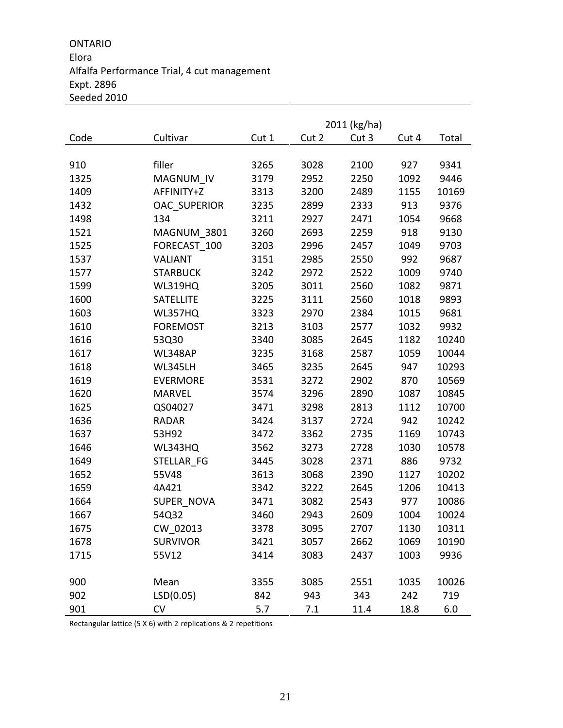ONTARIO
Elora
Alfalfa Performance Trial, 4 cut management
Expt. 2896
Seeded 2010

| | | 2011 (kg/ha) | | | | |
|---|---|---|---|---|---|---|
| Code | Cultivar | Cut 1 | Cut 2 | Cut 3 | Cut 4 | Total |
| 910 | filler | 3265 | 3028 | 2100 | 927 | 9341 |
| 1325 | MAGNUM_IV | 3179 | 2952 | 2250 | 1092 | 9446 |
| 1409 | AFFINITY+Z | 3313 | 3200 | 2489 | 1155 | 10169 |
| 1432 | OAC_SUPERIOR | 3235 | 2899 | 2333 | 913 | 9376 |
| 1498 | 134 | 3211 | 2927 | 2471 | 1054 | 9668 |
| 1521 | MAGNUM_3801 | 3260 | 2693 | 2259 | 918 | 9130 |
| 1525 | FORECAST_100 | 3203 | 2996 | 2457 | 1049 | 9703 |
| 1537 | VALIANT | 3151 | 2985 | 2550 | 992 | 9687 |
| 1577 | STARBUCK | 3242 | 2972 | 2522 | 1009 | 9740 |
| 1599 | WL319HQ | 3205 | 3011 | 2560 | 1082 | 9871 |
| 1600 | SATELLITE | 3225 | 3111 | 2560 | 1018 | 9893 |
| 1603 | WL357HQ | 3323 | 2970 | 2384 | 1015 | 9681 |
| 1610 | FOREMOST | 3213 | 3103 | 2577 | 1032 | 9932 |
| 1616 | 53Q30 | 3340 | 3085 | 2645 | 1182 | 10240 |
| 1617 | WL348AP | 3235 | 3168 | 2587 | 1059 | 10044 |
| 1618 | WL345LH | 3465 | 3235 | 2645 | 947 | 10293 |
| 1619 | EVERMORE | 3531 | 3272 | 2902 | 870 | 10569 |
| 1620 | MARVEL | 3574 | 3296 | 2890 | 1087 | 10845 |
| 1625 | QS04027 | 3471 | 3298 | 2813 | 1112 | 10700 |
| 1636 | RADAR | 3424 | 3137 | 2724 | 942 | 10242 |
| 1637 | 53H92 | 3472 | 3362 | 2735 | 1169 | 10743 |
| 1646 | WL343HQ | 3562 | 3273 | 2728 | 1030 | 10578 |
| 1649 | STELLAR_FG | 3445 | 3028 | 2371 | 886 | 9732 |
| 1652 | 55V48 | 3613 | 3068 | 2390 | 1127 | 10202 |
| 1659 | 4A421 | 3342 | 3222 | 2645 | 1206 | 10413 |
| 1664 | SUPER_NOVA | 3471 | 3082 | 2543 | 977 | 10086 |
| 1667 | 54Q32 | 3460 | 2943 | 2609 | 1004 | 10024 |
| 1675 | CW_02013 | 3378 | 3095 | 2707 | 1130 | 10311 |
| 1678 | SURVIVOR | 3421 | 3057 | 2662 | 1069 | 10190 |
| 1715 | 55V12 | 3414 | 3083 | 2437 | 1003 | 9936 |
| 900 | Mean | 3355 | 3085 | 2551 | 1035 | 10026 |
| 902 | LSD(0.05) | 842 | 943 | 343 | 242 | 719 |
| 901 | CV | 5.7 | 7.1 | 11.4 | 18.8 | 6.0 |

Rectangular lattice (5 X 6) with 2 replications & 2 repetitions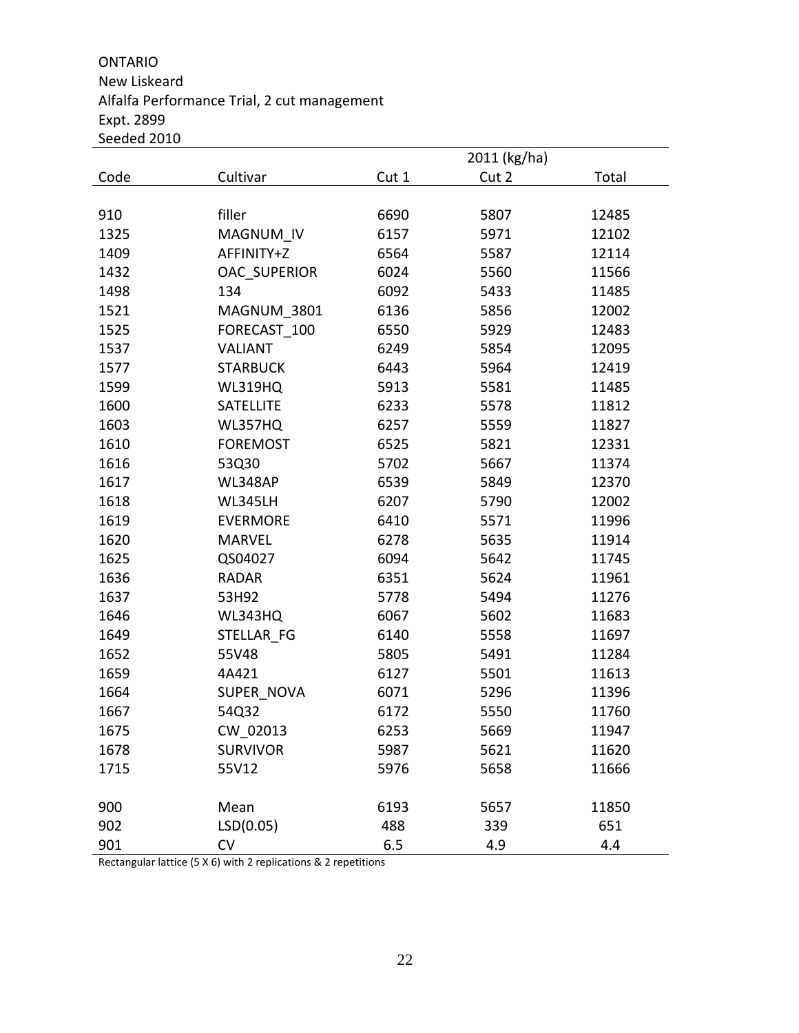ONTARIO
New Liskeard
Alfalfa Performance Trial, 2 cut management
Expt. 2899
Seeded 2010

| | | 2011 (kg/ha) | | |
|---|---|---|---|---|
| Code | Cultivar | Cut 1 | Cut 2 | Total |
| 910 | filler | 6690 | 5807 | 12485 |
| 1325 | MAGNUM_IV | 6157 | 5971 | 12102 |
| 1409 | AFFINITY+Z | 6564 | 5587 | 12114 |
| 1432 | OAC_SUPERIOR | 6024 | 5560 | 11566 |
| 1498 | 134 | 6092 | 5433 | 11485 |
| 1521 | MAGNUM_3801 | 6136 | 5856 | 12002 |
| 1525 | FORECAST_100 | 6550 | 5929 | 12483 |
| 1537 | VALIANT | 6249 | 5854 | 12095 |
| 1577 | STARBUCK | 6443 | 5964 | 12419 |
| 1599 | WL319HQ | 5913 | 5581 | 11485 |
| 1600 | SATELLITE | 6233 | 5578 | 11812 |
| 1603 | WL357HQ | 6257 | 5559 | 11827 |
| 1610 | FOREMOST | 6525 | 5821 | 12331 |
| 1616 | 53Q30 | 5702 | 5667 | 11374 |
| 1617 | WL348AP | 6539 | 5849 | 12370 |
| 1618 | WL345LH | 6207 | 5790 | 12002 |
| 1619 | EVERMORE | 6410 | 5571 | 11996 |
| 1620 | MARVEL | 6278 | 5635 | 11914 |
| 1625 | QS04027 | 6094 | 5642 | 11745 |
| 1636 | RADAR | 6351 | 5624 | 11961 |
| 1637 | 53H92 | 5778 | 5494 | 11276 |
| 1646 | WL343HQ | 6067 | 5602 | 11683 |
| 1649 | STELLAR_FG | 6140 | 5558 | 11697 |
| 1652 | 55V48 | 5805 | 5491 | 11284 |
| 1659 | 4A421 | 6127 | 5501 | 11613 |
| 1664 | SUPER_NOVA | 6071 | 5296 | 11396 |
| 1667 | 54Q32 | 6172 | 5550 | 11760 |
| 1675 | CW_02013 | 6253 | 5669 | 11947 |
| 1678 | SURVIVOR | 5987 | 5621 | 11620 |
| 1715 | 55V12 | 5976 | 5658 | 11666 |
| 900 | Mean | 6193 | 5657 | 11850 |
| 902 | LSD(0.05) | 488 | 339 | 651 |
| 901 | CV | 6.5 | 4.9 | 4.4 |

Rectangular lattice (5 X 6) with 2 replications & 2 repetitions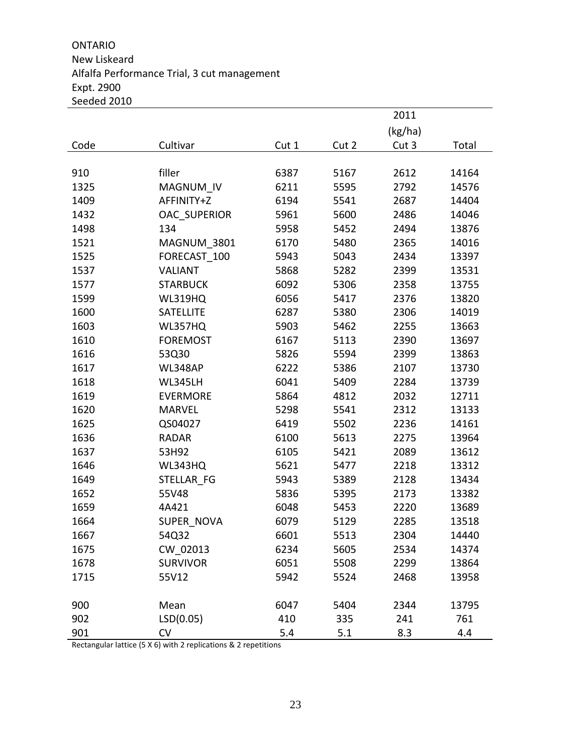ONTARIO
New Liskeard
Alfalfa Performance Trial, 3 cut management
Expt. 2900
Seeded 2010

| | | | | 2011 (kg/ha) | |
|---|---|---|---|---|---|
| Code | Cultivar | Cut 1 | Cut 2 | Cut 3 | Total |
| 910 | filler | 6387 | 5167 | 2612 | 14164 |
| 1325 | MAGNUM_IV | 6211 | 5595 | 2792 | 14576 |
| 1409 | AFFINITY+Z | 6194 | 5541 | 2687 | 14404 |
| 1432 | OAC_SUPERIOR | 5961 | 5600 | 2486 | 14046 |
| 1498 | 134 | 5958 | 5452 | 2494 | 13876 |
| 1521 | MAGNUM_3801 | 6170 | 5480 | 2365 | 14016 |
| 1525 | FORECAST_100 | 5943 | 5043 | 2434 | 13397 |
| 1537 | VALIANT | 5868 | 5282 | 2399 | 13531 |
| 1577 | STARBUCK | 6092 | 5306 | 2358 | 13755 |
| 1599 | WL319HQ | 6056 | 5417 | 2376 | 13820 |
| 1600 | SATELLITE | 6287 | 5380 | 2306 | 14019 |
| 1603 | WL357HQ | 5903 | 5462 | 2255 | 13663 |
| 1610 | FOREMOST | 6167 | 5113 | 2390 | 13697 |
| 1616 | 53Q30 | 5826 | 5594 | 2399 | 13863 |
| 1617 | WL348AP | 6222 | 5386 | 2107 | 13730 |
| 1618 | WL345LH | 6041 | 5409 | 2284 | 13739 |
| 1619 | EVERMORE | 5864 | 4812 | 2032 | 12711 |
| 1620 | MARVEL | 5298 | 5541 | 2312 | 13133 |
| 1625 | QS04027 | 6419 | 5502 | 2236 | 14161 |
| 1636 | RADAR | 6100 | 5613 | 2275 | 13964 |
| 1637 | 53H92 | 6105 | 5421 | 2089 | 13612 |
| 1646 | WL343HQ | 5621 | 5477 | 2218 | 13312 |
| 1649 | STELLAR_FG | 5943 | 5389 | 2128 | 13434 |
| 1652 | 55V48 | 5836 | 5395 | 2173 | 13382 |
| 1659 | 4A421 | 6048 | 5453 | 2220 | 13689 |
| 1664 | SUPER_NOVA | 6079 | 5129 | 2285 | 13518 |
| 1667 | 54Q32 | 6601 | 5513 | 2304 | 14440 |
| 1675 | CW_02013 | 6234 | 5605 | 2534 | 14374 |
| 1678 | SURVIVOR | 6051 | 5508 | 2299 | 13864 |
| 1715 | 55V12 | 5942 | 5524 | 2468 | 13958 |
| 900 | Mean | 6047 | 5404 | 2344 | 13795 |
| 902 | LSD(0.05) | 410 | 335 | 241 | 761 |
| 901 | CV | 5.4 | 5.1 | 8.3 | 4.4 |

Rectangular lattice (5 X 6) with 2 replications & 2 repetitions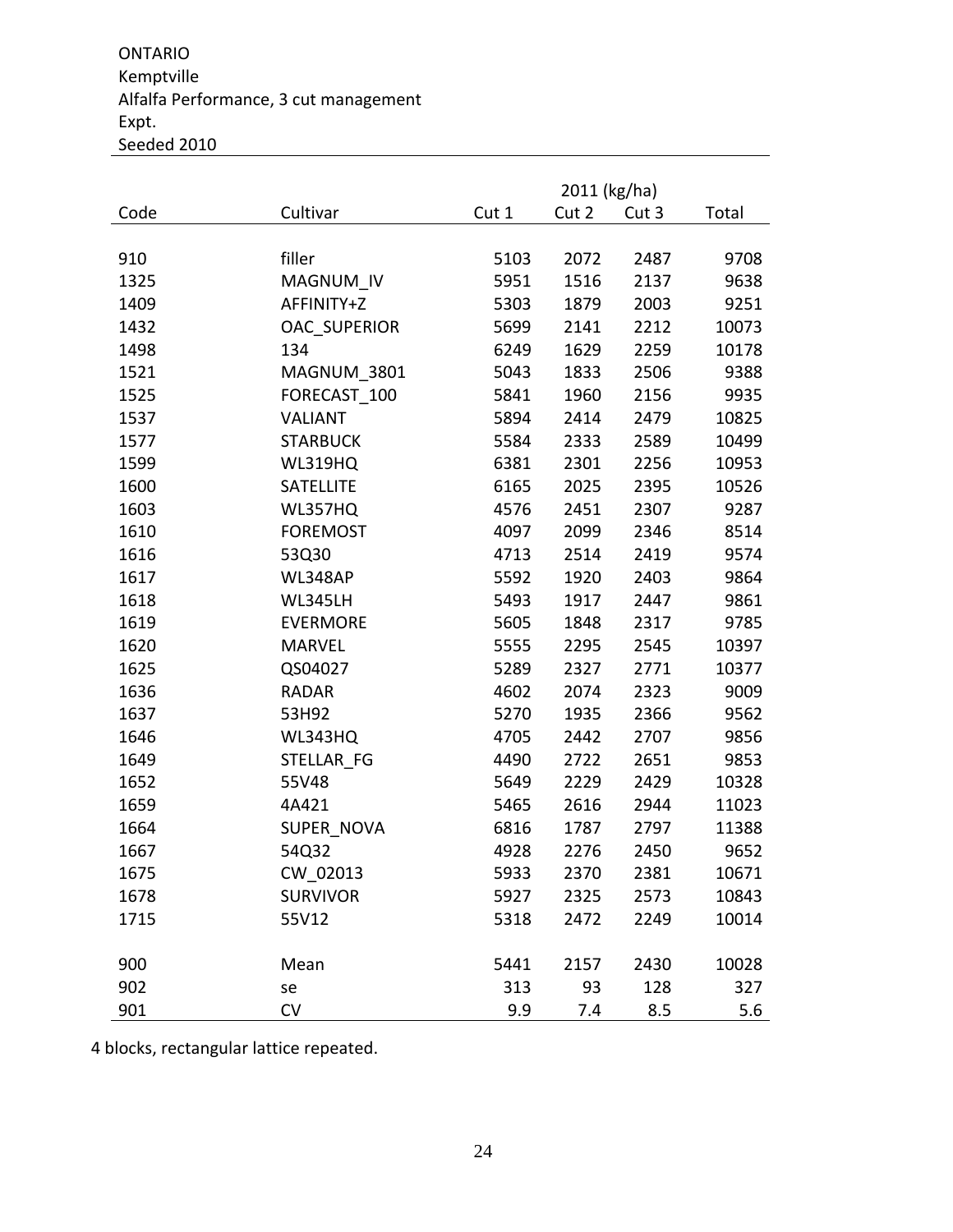ONTARIO
Kemptville
Alfalfa Performance, 3 cut management
Expt.
Seeded 2010

| Code | Cultivar | 2011 (kg/ha) | | | |
|---|---|---|---|---|---|
| | | Cut 1 | Cut 2 | Cut 3 | Total |
| 910 | filler | 5103 | 2072 | 2487 | 9708 |
| 1325 | MAGNUM_IV | 5951 | 1516 | 2137 | 9638 |
| 1409 | AFFINITY+Z | 5303 | 1879 | 2003 | 9251 |
| 1432 | OAC_SUPERIOR | 5699 | 2141 | 2212 | 10073 |
| 1498 | 134 | 6249 | 1629 | 2259 | 10178 |
| 1521 | MAGNUM_3801 | 5043 | 1833 | 2506 | 9388 |
| 1525 | FORECAST_100 | 5841 | 1960 | 2156 | 9935 |
| 1537 | VALIANT | 5894 | 2414 | 2479 | 10825 |
| 1577 | STARBUCK | 5584 | 2333 | 2589 | 10499 |
| 1599 | WL319HQ | 6381 | 2301 | 2256 | 10953 |
| 1600 | SATELLITE | 6165 | 2025 | 2395 | 10526 |
| 1603 | WL357HQ | 4576 | 2451 | 2307 | 9287 |
| 1610 | FOREMOST | 4097 | 2099 | 2346 | 8514 |
| 1616 | 53Q30 | 4713 | 2514 | 2419 | 9574 |
| 1617 | WL348AP | 5592 | 1920 | 2403 | 9864 |
| 1618 | WL345LH | 5493 | 1917 | 2447 | 9861 |
| 1619 | EVERMORE | 5605 | 1848 | 2317 | 9785 |
| 1620 | MARVEL | 5555 | 2295 | 2545 | 10397 |
| 1625 | QS04027 | 5289 | 2327 | 2771 | 10377 |
| 1636 | RADAR | 4602 | 2074 | 2323 | 9009 |
| 1637 | 53H92 | 5270 | 1935 | 2366 | 9562 |
| 1646 | WL343HQ | 4705 | 2442 | 2707 | 9856 |
| 1649 | STELLAR_FG | 4490 | 2722 | 2651 | 9853 |
| 1652 | 55V48 | 5649 | 2229 | 2429 | 10328 |
| 1659 | 4A421 | 5465 | 2616 | 2944 | 11023 |
| 1664 | SUPER_NOVA | 6816 | 1787 | 2797 | 11388 |
| 1667 | 54Q32 | 4928 | 2276 | 2450 | 9652 |
| 1675 | CW_02013 | 5933 | 2370 | 2381 | 10671 |
| 1678 | SURVIVOR | 5927 | 2325 | 2573 | 10843 |
| 1715 | 55V12 | 5318 | 2472 | 2249 | 10014 |
| 900 | Mean | 5441 | 2157 | 2430 | 10028 |
| 902 | se | 313 | 93 | 128 | 327 |
| 901 | CV | 9.9 | 7.4 | 8.5 | 5.6 |

4 blocks, rectangular lattice repeated.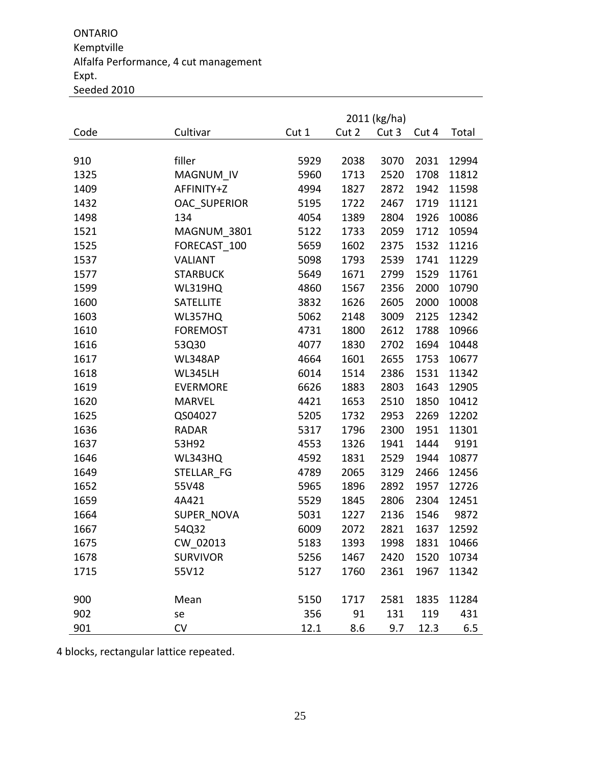ONTARIO
Kemptville
Alfalfa Performance, 4 cut management
Expt.
Seeded 2010

| | | 2011 (kg/ha) | | | | |
|---|---|---|---|---|---|---|
| Code | Cultivar | Cut 1 | Cut 2 | Cut 3 | Cut 4 | Total |
| 910 | filler | 5929 | 2038 | 3070 | 2031 | 12994 |
| 1325 | MAGNUM_IV | 5960 | 1713 | 2520 | 1708 | 11812 |
| 1409 | AFFINITY+Z | 4994 | 1827 | 2872 | 1942 | 11598 |
| 1432 | OAC_SUPERIOR | 5195 | 1722 | 2467 | 1719 | 11121 |
| 1498 | 134 | 4054 | 1389 | 2804 | 1926 | 10086 |
| 1521 | MAGNUM_3801 | 5122 | 1733 | 2059 | 1712 | 10594 |
| 1525 | FORECAST_100 | 5659 | 1602 | 2375 | 1532 | 11216 |
| 1537 | VALIANT | 5098 | 1793 | 2539 | 1741 | 11229 |
| 1577 | STARBUCK | 5649 | 1671 | 2799 | 1529 | 11761 |
| 1599 | WL319HQ | 4860 | 1567 | 2356 | 2000 | 10790 |
| 1600 | SATELLITE | 3832 | 1626 | 2605 | 2000 | 10008 |
| 1603 | WL357HQ | 5062 | 2148 | 3009 | 2125 | 12342 |
| 1610 | FOREMOST | 4731 | 1800 | 2612 | 1788 | 10966 |
| 1616 | 53Q30 | 4077 | 1830 | 2702 | 1694 | 10448 |
| 1617 | WL348AP | 4664 | 1601 | 2655 | 1753 | 10677 |
| 1618 | WL345LH | 6014 | 1514 | 2386 | 1531 | 11342 |
| 1619 | EVERMORE | 6626 | 1883 | 2803 | 1643 | 12905 |
| 1620 | MARVEL | 4421 | 1653 | 2510 | 1850 | 10412 |
| 1625 | QS04027 | 5205 | 1732 | 2953 | 2269 | 12202 |
| 1636 | RADAR | 5317 | 1796 | 2300 | 1951 | 11301 |
| 1637 | 53H92 | 4553 | 1326 | 1941 | 1444 | 9191 |
| 1646 | WL343HQ | 4592 | 1831 | 2529 | 1944 | 10877 |
| 1649 | STELLAR_FG | 4789 | 2065 | 3129 | 2466 | 12456 |
| 1652 | 55V48 | 5965 | 1896 | 2892 | 1957 | 12726 |
| 1659 | 4A421 | 5529 | 1845 | 2806 | 2304 | 12451 |
| 1664 | SUPER_NOVA | 5031 | 1227 | 2136 | 1546 | 9872 |
| 1667 | 54Q32 | 6009 | 2072 | 2821 | 1637 | 12592 |
| 1675 | CW_02013 | 5183 | 1393 | 1998 | 1831 | 10466 |
| 1678 | SURVIVOR | 5256 | 1467 | 2420 | 1520 | 10734 |
| 1715 | 55V12 | 5127 | 1760 | 2361 | 1967 | 11342 |
| 900 | Mean | 5150 | 1717 | 2581 | 1835 | 11284 |
| 902 | se | 356 | 91 | 131 | 119 | 431 |
| 901 | CV | 12.1 | 8.6 | 9.7 | 12.3 | 6.5 |

4 blocks, rectangular lattice repeated.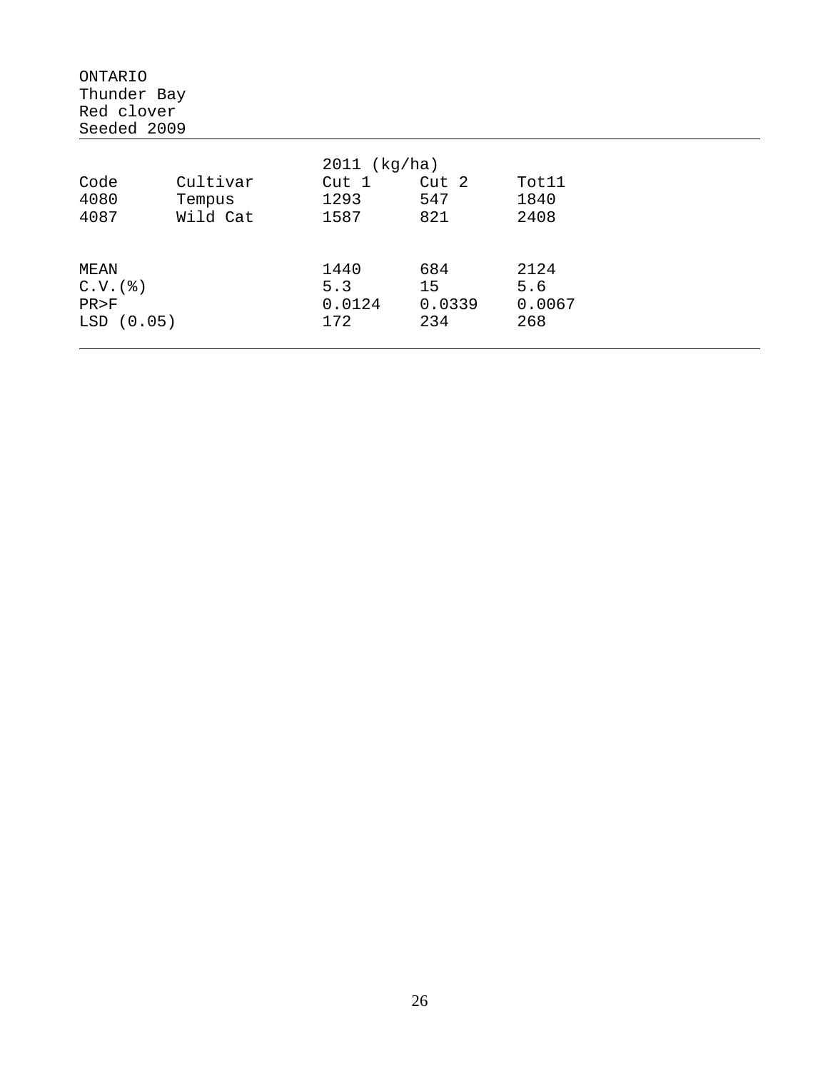ONTARIO
Thunder Bay
Red clover
Seeded 2009

| Code | Cultivar | 2011 (kg/ha) Cut 1 | Cut 2 | Tot11 |
|---|---|---|---|---|
| 4080 | Tempus | 1293 | 547 | 1840 |
| 4087 | Wild Cat | 1587 | 821 | 2408 |
| | | | | |
| MEAN | | 1440 | 684 | 2124 |
| C.V.(%) | | 5.3 | 15 | 5.6 |
| PR>F | | 0.0124 | 0.0339 | 0.0067 |
| LSD (0.05) | | 172 | 234 | 268 |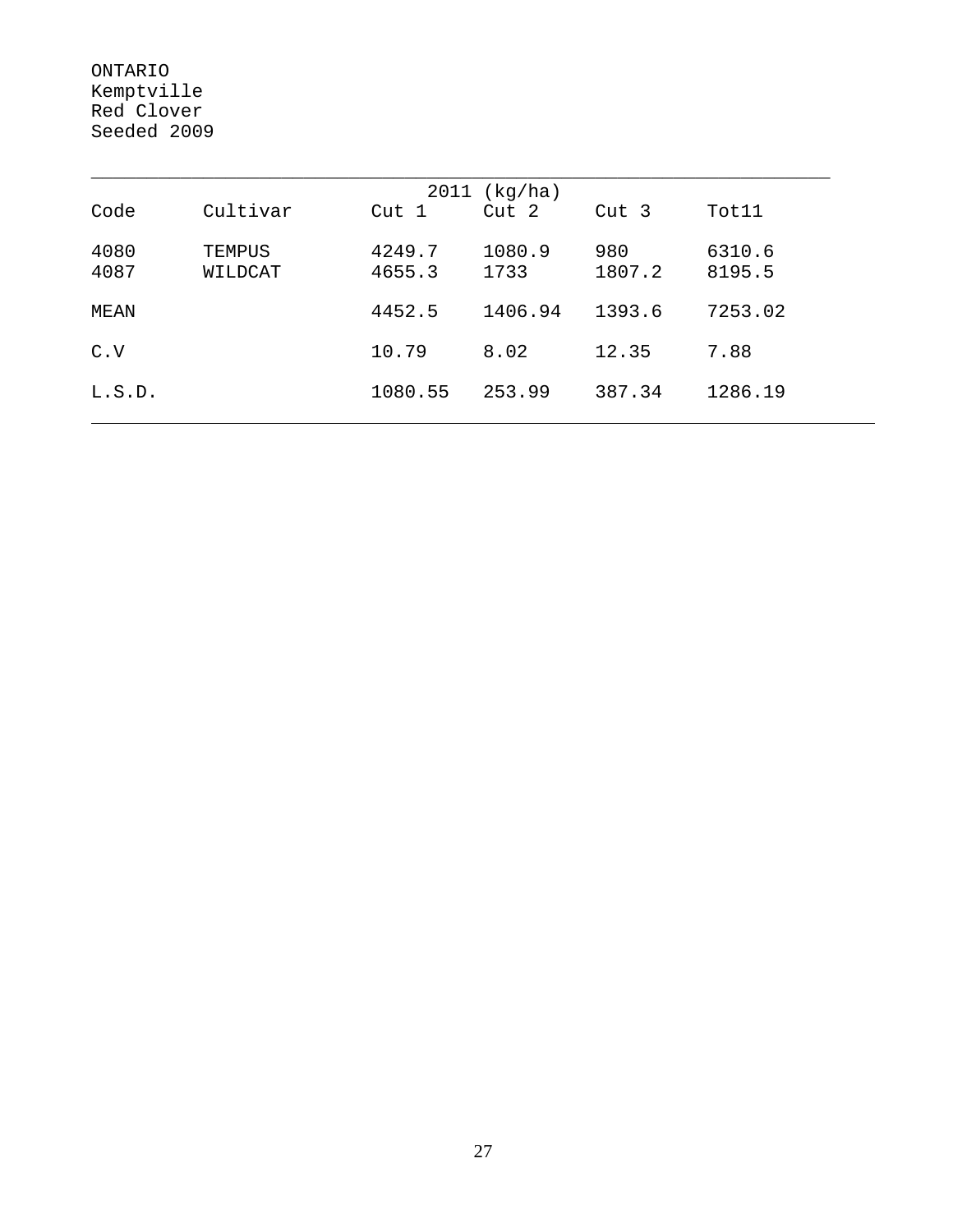ONTARIO
Kemptville
Red Clover
Seeded 2009

| | | 2011 (kg/ha) | | | |
|---|---|---|---|---|---|
| Code | Cultivar | Cut 1 | Cut 2 | Cut 3 | Tot11 |
| 4080 | TEMPUS | 4249.7 | 1080.9 | 980 | 6310.6 |
| 4087 | WILDCAT | 4655.3 | 1733 | 1807.2 | 8195.5 |
| MEAN | | 4452.5 | 1406.94 | 1393.6 | 7253.02 |
| C.V | | 10.79 | 8.02 | 12.35 | 7.88 |
| L.S.D. | | 1080.55 | 253.99 | 387.34 | 1286.19 |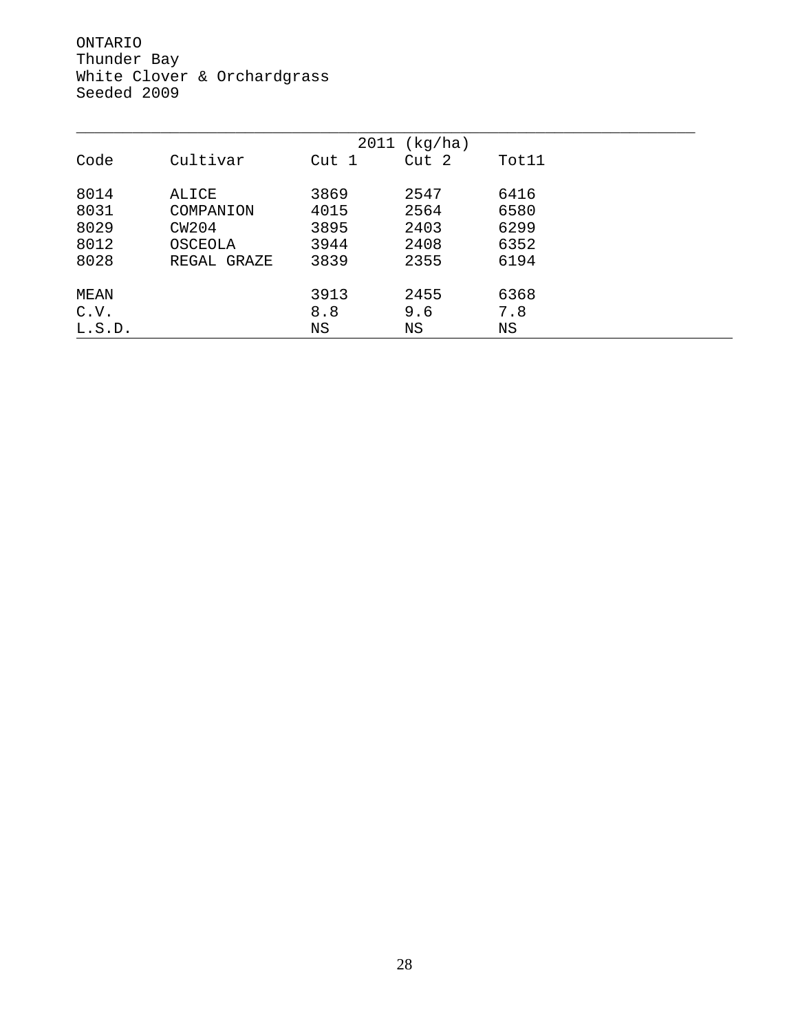ONTARIO
Thunder Bay
White Clover & Orchardgrass
Seeded 2009

| | | 2011 (kg/ha) | | |
|---|---|---|---|---|
| Code | Cultivar | Cut 1 | Cut 2 | Tot11 |
| 8014 | ALICE | 3869 | 2547 | 6416 |
| 8031 | COMPANION | 4015 | 2564 | 6580 |
| 8029 | CW204 | 3895 | 2403 | 6299 |
| 8012 | OSCEOLA | 3944 | 2408 | 6352 |
| 8028 | REGAL GRAZE | 3839 | 2355 | 6194 |
| MEAN | | 3913 | 2455 | 6368 |
| C.V. | | 8.8 | 9.6 | 7.8 |
| L.S.D. | | NS | NS | NS |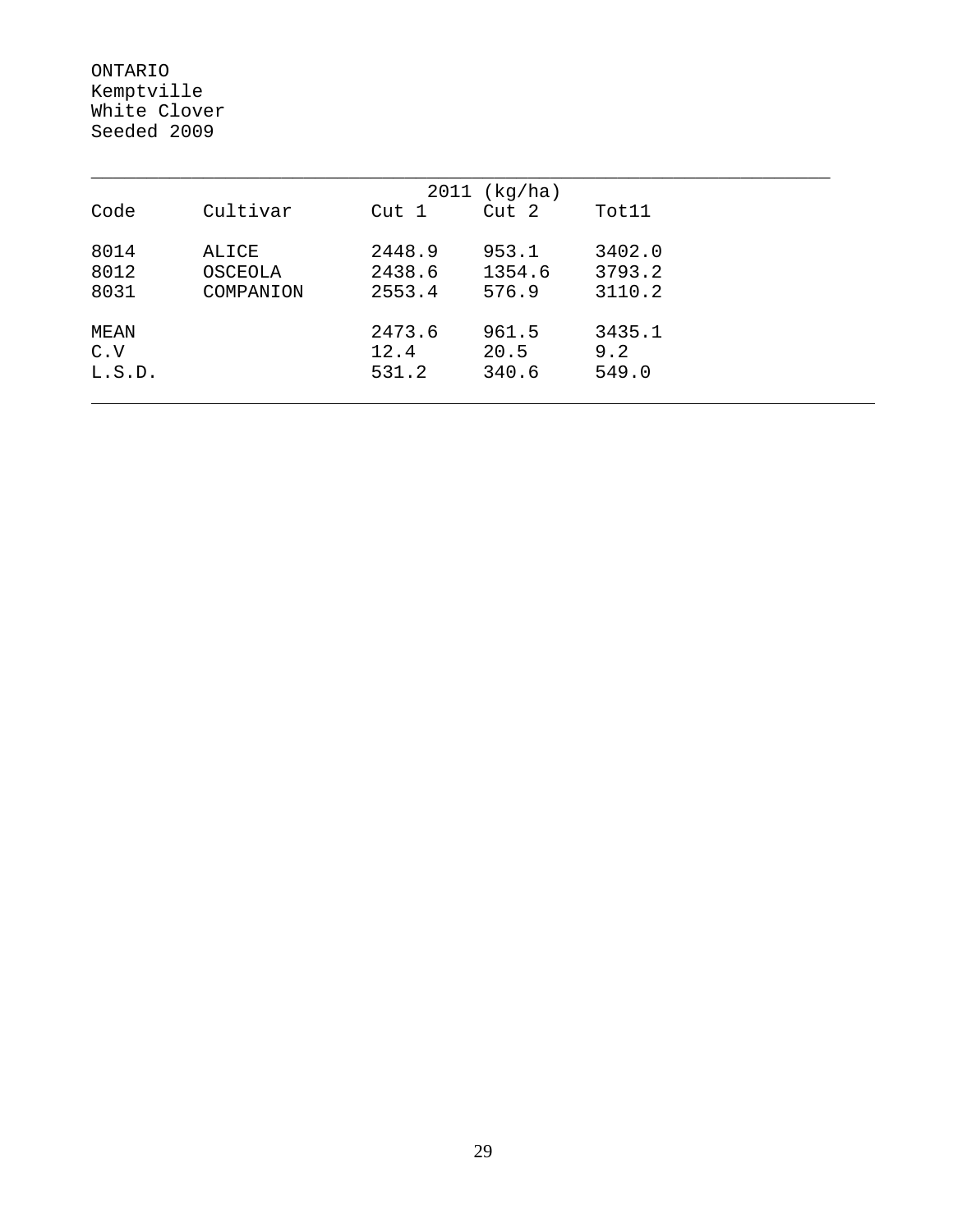ONTARIO
Kemptville
White Clover
Seeded 2009

| | | 2011 (kg/ha) | | |
|---|---|---|---|---|
| Code | Cultivar | Cut 1 | Cut 2 | Tot11 |
| 8014 | ALICE | 2448.9 | 953.1 | 3402.0 |
| 8012 | OSCEOLA | 2438.6 | 1354.6 | 3793.2 |
| 8031 | COMPANION | 2553.4 | 576.9 | 3110.2 |
| MEAN | | 2473.6 | 961.5 | 3435.1 |
| C.V | | 12.4 | 20.5 | 9.2 |
| L.S.D. | | 531.2 | 340.6 | 549.0 |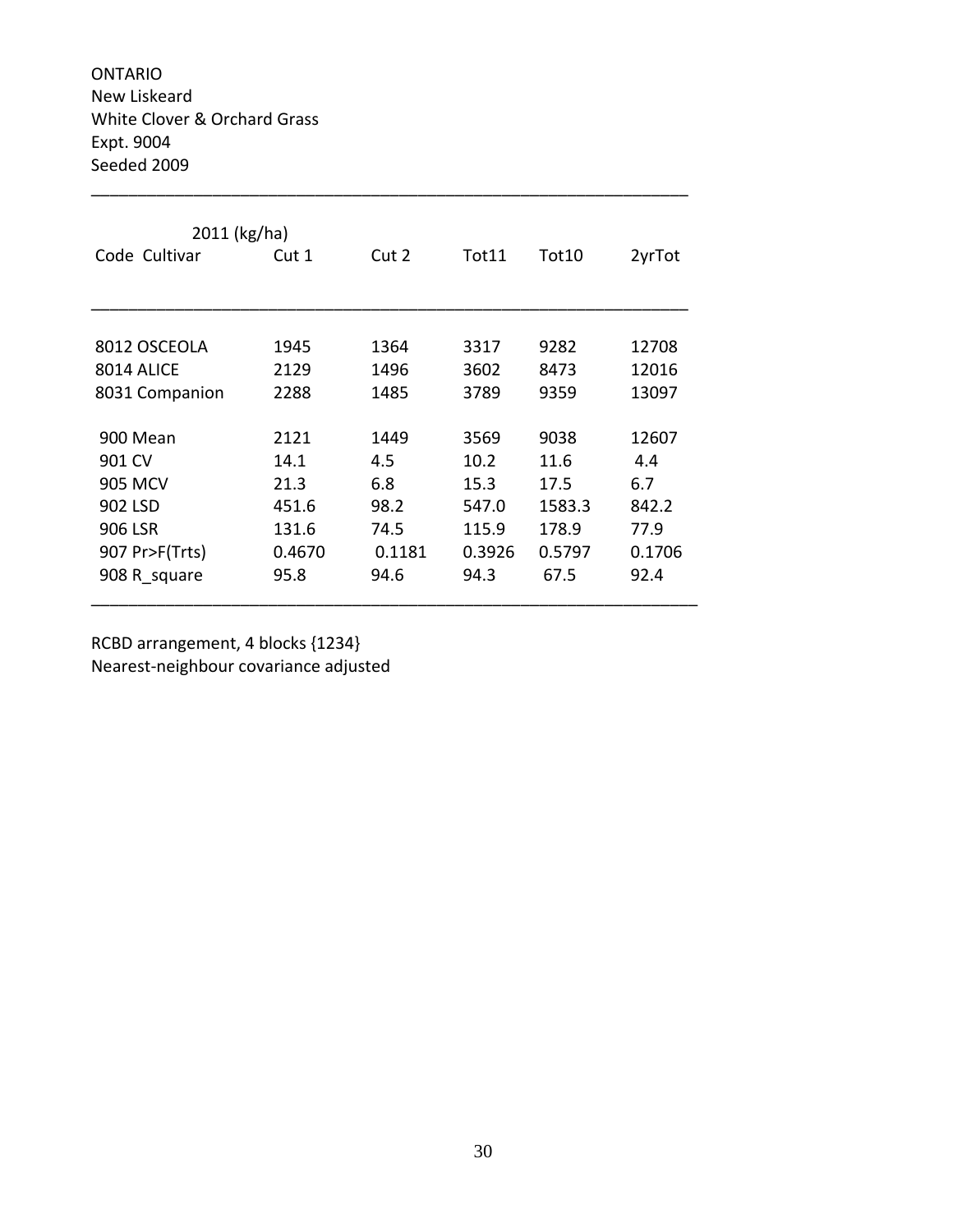ONTARIO
New Liskeard
White Clover & Orchard Grass
Expt. 9004
Seeded 2009

| 2011 (kg/ha) | | | | | |
|---|---|---|---|---|---|
| Code Cultivar | Cut 1 | Cut 2 | Tot11 | Tot10 | 2yrTot |
| 8012 OSCEOLA | 1945 | 1364 | 3317 | 9282 | 12708 |
| 8014 ALICE | 2129 | 1496 | 3602 | 8473 | 12016 |
| 8031 Companion | 2288 | 1485 | 3789 | 9359 | 13097 |
| 900 Mean | 2121 | 1449 | 3569 | 9038 | 12607 |
| 901 CV | 14.1 | 4.5 | 10.2 | 11.6 | 4.4 |
| 905 MCV | 21.3 | 6.8 | 15.3 | 17.5 | 6.7 |
| 902 LSD | 451.6 | 98.2 | 547.0 | 1583.3 | 842.2 |
| 906 LSR | 131.6 | 74.5 | 115.9 | 178.9 | 77.9 |
| 907 Pr>F(Trts) | 0.4670 | 0.1181 | 0.3926 | 0.5797 | 0.1706 |
| 908 R_square | 95.8 | 94.6 | 94.3 | 67.5 | 92.4 |

RCBD arrangement, 4 blocks {1234}
Nearest-neighbour covariance adjusted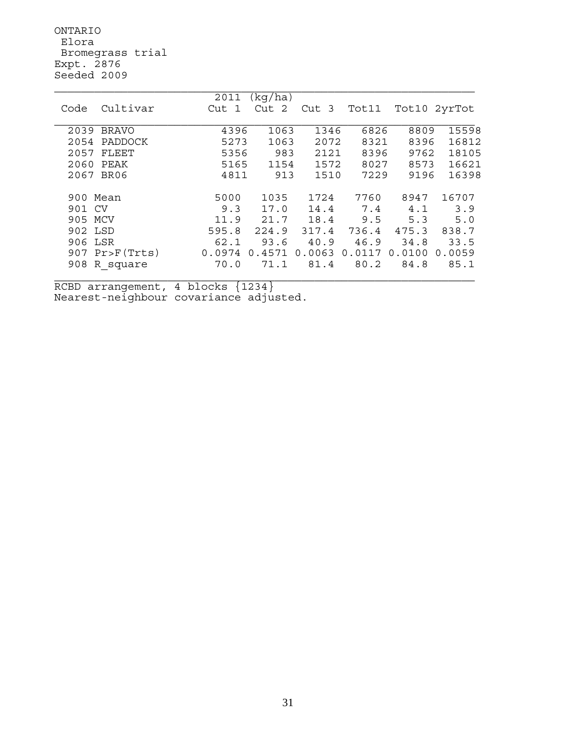ONTARIO
Elora
Bromegrass trial
Expt. 2876
Seeded 2009

| Code | Cultivar | 2011 (kg/ha) Cut 1 | Cut 2 | Cut 3 | Tot11 | Tot10 | 2yrTot |
|---|---|---|---|---|---|---|---|
| 2039 | BRAVO | 4396 | 1063 | 1346 | 6826 | 8809 | 15598 |
| 2054 | PADDOCK | 5273 | 1063 | 2072 | 8321 | 8396 | 16812 |
| 2057 | FLEET | 5356 | 983 | 2121 | 8396 | 9762 | 18105 |
| 2060 | PEAK | 5165 | 1154 | 1572 | 8027 | 8573 | 16621 |
| 2067 | BR06 | 4811 | 913 | 1510 | 7229 | 9196 | 16398 |
| 900 | Mean | 5000 | 1035 | 1724 | 7760 | 8947 | 16707 |
| 901 | CV | 9.3 | 17.0 | 14.4 | 7.4 | 4.1 | 3.9 |
| 905 | MCV | 11.9 | 21.7 | 18.4 | 9.5 | 5.3 | 5.0 |
| 902 | LSD | 595.8 | 224.9 | 317.4 | 736.4 | 475.3 | 838.7 |
| 906 | LSR | 62.1 | 93.6 | 40.9 | 46.9 | 34.8 | 33.5 |
| 907 | Pr>F(Trts) | 0.0974 | 0.4571 | 0.0063 | 0.0117 | 0.0100 | 0.0059 |
| 908 | R_square | 70.0 | 71.1 | 81.4 | 80.2 | 84.8 | 85.1 |

RCBD arrangement, 4 blocks {1234}
Nearest-neighbour covariance adjusted.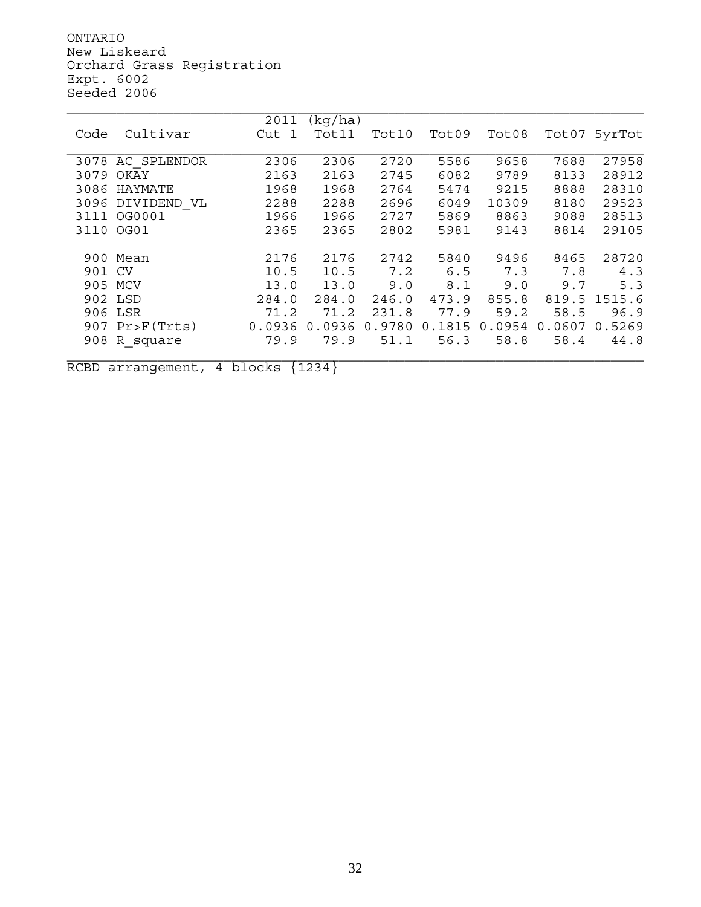ONTARIO
New Liskeard
Orchard Grass Registration
Expt. 6002
Seeded 2006

| Code | Cultivar | 2011 Cut 1 | (kg/ha) Tot11 | Tot10 | Tot09 | Tot08 | Tot07 | 5yrTot |
|---|---|---|---|---|---|---|---|---|
| 3078 | AC_SPLENDOR | 2306 | 2306 | 2720 | 5586 | 9658 | 7688 | 27958 |
| 3079 | OKAY | 2163 | 2163 | 2745 | 6082 | 9789 | 8133 | 28912 |
| 3086 | HAYMATE | 1968 | 1968 | 2764 | 5474 | 9215 | 8888 | 28310 |
| 3096 | DIVIDEND_VL | 2288 | 2288 | 2696 | 6049 | 10309 | 8180 | 29523 |
| 3111 | OG0001 | 1966 | 1966 | 2727 | 5869 | 8863 | 9088 | 28513 |
| 3110 | OG01 | 2365 | 2365 | 2802 | 5981 | 9143 | 8814 | 29105 |
| 900 | Mean | 2176 | 2176 | 2742 | 5840 | 9496 | 8465 | 28720 |
| 901 | CV | 10.5 | 10.5 | 7.2 | 6.5 | 7.3 | 7.8 | 4.3 |
| 905 | MCV | 13.0 | 13.0 | 9.0 | 8.1 | 9.0 | 9.7 | 5.3 |
| 902 | LSD | 284.0 | 284.0 | 246.0 | 473.9 | 855.8 | 819.5 | 1515.6 |
| 906 | LSR | 71.2 | 71.2 | 231.8 | 77.9 | 59.2 | 58.5 | 96.9 |
| 907 | Pr>F(Trts) | 0.0936 | 0.0936 | 0.9780 | 0.1815 | 0.0954 | 0.0607 | 0.5269 |
| 908 | R_square | 79.9 | 79.9 | 51.1 | 56.3 | 58.8 | 58.4 | 44.8 |

RCBD arrangement, 4 blocks {1234}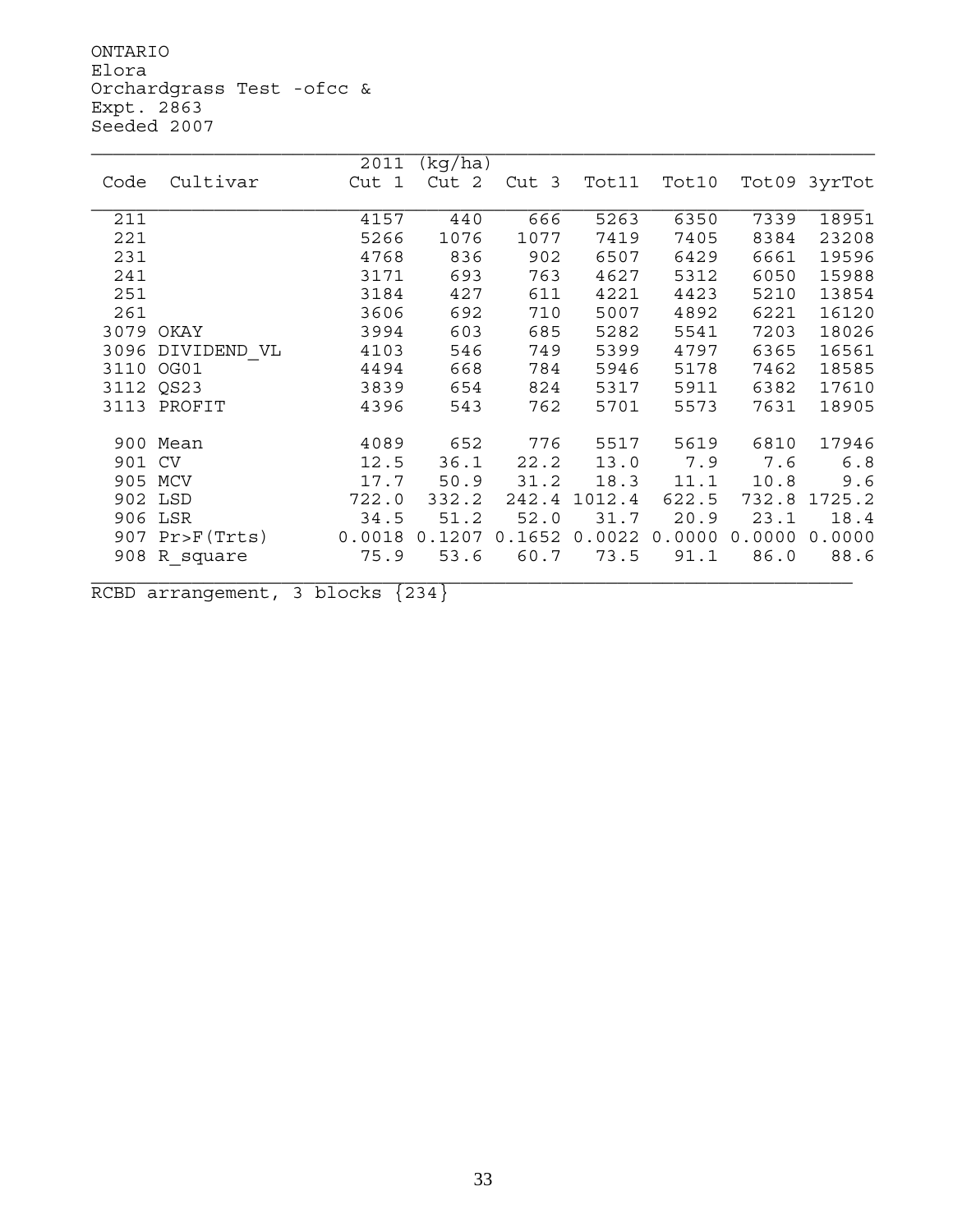ONTARIO
Elora
Orchardgrass Test -ofcc &
Expt. 2863
Seeded 2007

| Code | Cultivar | 2011 (kg/ha) Cut 1 | Cut 2 | Cut 3 | Tot11 | Tot10 | Tot09 | 3yrTot |
|---|---|---|---|---|---|---|---|---|
| 211 | | 4157 | 440 | 666 | 5263 | 6350 | 7339 | 18951 |
| 221 | | 5266 | 1076 | 1077 | 7419 | 7405 | 8384 | 23208 |
| 231 | | 4768 | 836 | 902 | 6507 | 6429 | 6661 | 19596 |
| 241 | | 3171 | 693 | 763 | 4627 | 5312 | 6050 | 15988 |
| 251 | | 3184 | 427 | 611 | 4221 | 4423 | 5210 | 13854 |
| 261 | | 3606 | 692 | 710 | 5007 | 4892 | 6221 | 16120 |
| 3079 | OKAY | 3994 | 603 | 685 | 5282 | 5541 | 7203 | 18026 |
| 3096 | DIVIDEND_VL | 4103 | 546 | 749 | 5399 | 4797 | 6365 | 16561 |
| 3110 | OG01 | 4494 | 668 | 784 | 5946 | 5178 | 7462 | 18585 |
| 3112 | QS23 | 3839 | 654 | 824 | 5317 | 5911 | 6382 | 17610 |
| 3113 | PROFIT | 4396 | 543 | 762 | 5701 | 5573 | 7631 | 18905 |
| 900 | Mean | 4089 | 652 | 776 | 5517 | 5619 | 6810 | 17946 |
| 901 | CV | 12.5 | 36.1 | 22.2 | 13.0 | 7.9 | 7.6 | 6.8 |
| 905 | MCV | 17.7 | 50.9 | 31.2 | 18.3 | 11.1 | 10.8 | 9.6 |
| 902 | LSD | 722.0 | 332.2 | 242.4 | 1012.4 | 622.5 | 732.8 | 1725.2 |
| 906 | LSR | 34.5 | 51.2 | 52.0 | 31.7 | 20.9 | 23.1 | 18.4 |
| 907 | Pr>F(Trts) | 0.0018 | 0.1207 | 0.1652 | 0.0022 | 0.0000 | 0.0000 | 0.0000 |
| 908 | R_square | 75.9 | 53.6 | 60.7 | 73.5 | 91.1 | 86.0 | 88.6 |

RCBD arrangement, 3 blocks {234}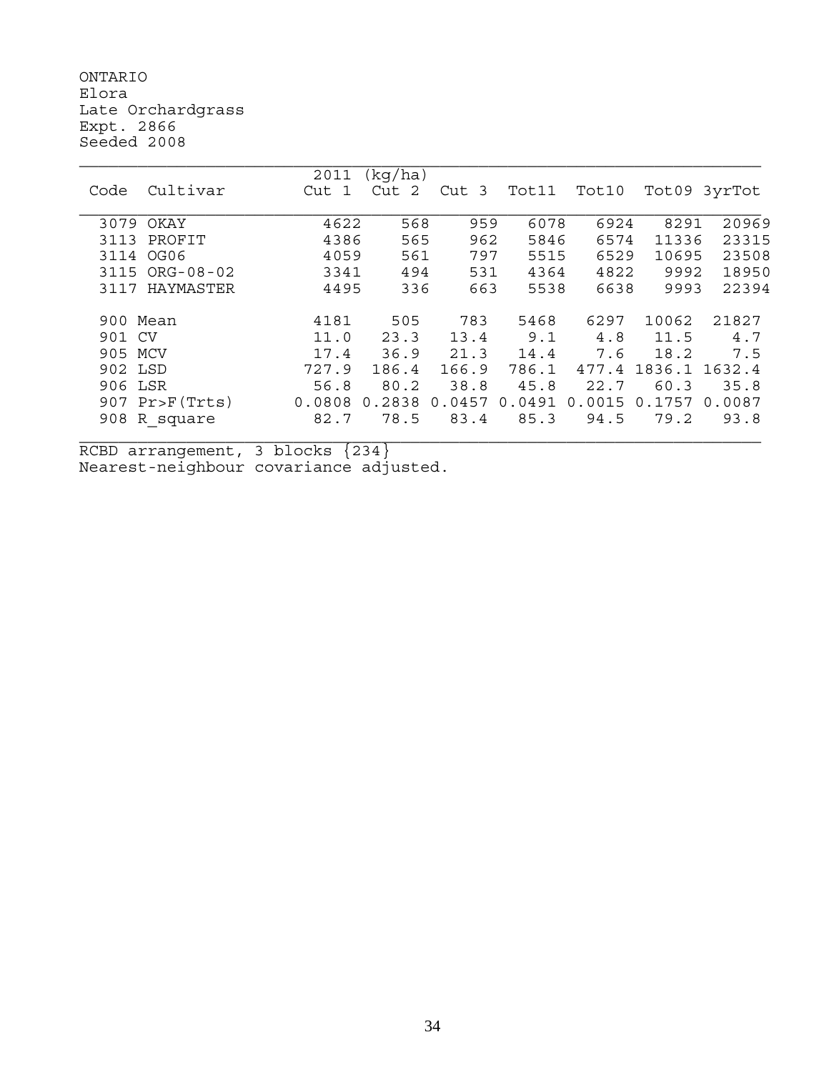ONTARIO
Elora
Late Orchardgrass
Expt. 2866
Seeded 2008

| Code | Cultivar | 2011 (kg/ha) Cut 1 | Cut 2 | Cut 3 | Tot11 | Tot10 | Tot09 | 3yrTot |
|---|---|---|---|---|---|---|---|---|
| 3079 | OKAY | 4622 | 568 | 959 | 6078 | 6924 | 8291 | 20969 |
| 3113 | PROFIT | 4386 | 565 | 962 | 5846 | 6574 | 11336 | 23315 |
| 3114 | OG06 | 4059 | 561 | 797 | 5515 | 6529 | 10695 | 23508 |
| 3115 | ORG-08-02 | 3341 | 494 | 531 | 4364 | 4822 | 9992 | 18950 |
| 3117 | HAYMASTER | 4495 | 336 | 663 | 5538 | 6638 | 9993 | 22394 |
| 900 | Mean | 4181 | 505 | 783 | 5468 | 6297 | 10062 | 21827 |
| 901 | CV | 11.0 | 23.3 | 13.4 | 9.1 | 4.8 | 11.5 | 4.7 |
| 905 | MCV | 17.4 | 36.9 | 21.3 | 14.4 | 7.6 | 18.2 | 7.5 |
| 902 | LSD | 727.9 | 186.4 | 166.9 | 786.1 | 477.4 | 1836.1 | 1632.4 |
| 906 | LSR | 56.8 | 80.2 | 38.8 | 45.8 | 22.7 | 60.3 | 35.8 |
| 907 | Pr>F(Trts) | 0.0808 | 0.2838 | 0.0457 | 0.0491 | 0.0015 | 0.1757 | 0.0087 |
| 908 | R_square | 82.7 | 78.5 | 83.4 | 85.3 | 94.5 | 79.2 | 93.8 |

RCBD arrangement, 3 blocks {234}
Nearest-neighbour covariance adjusted.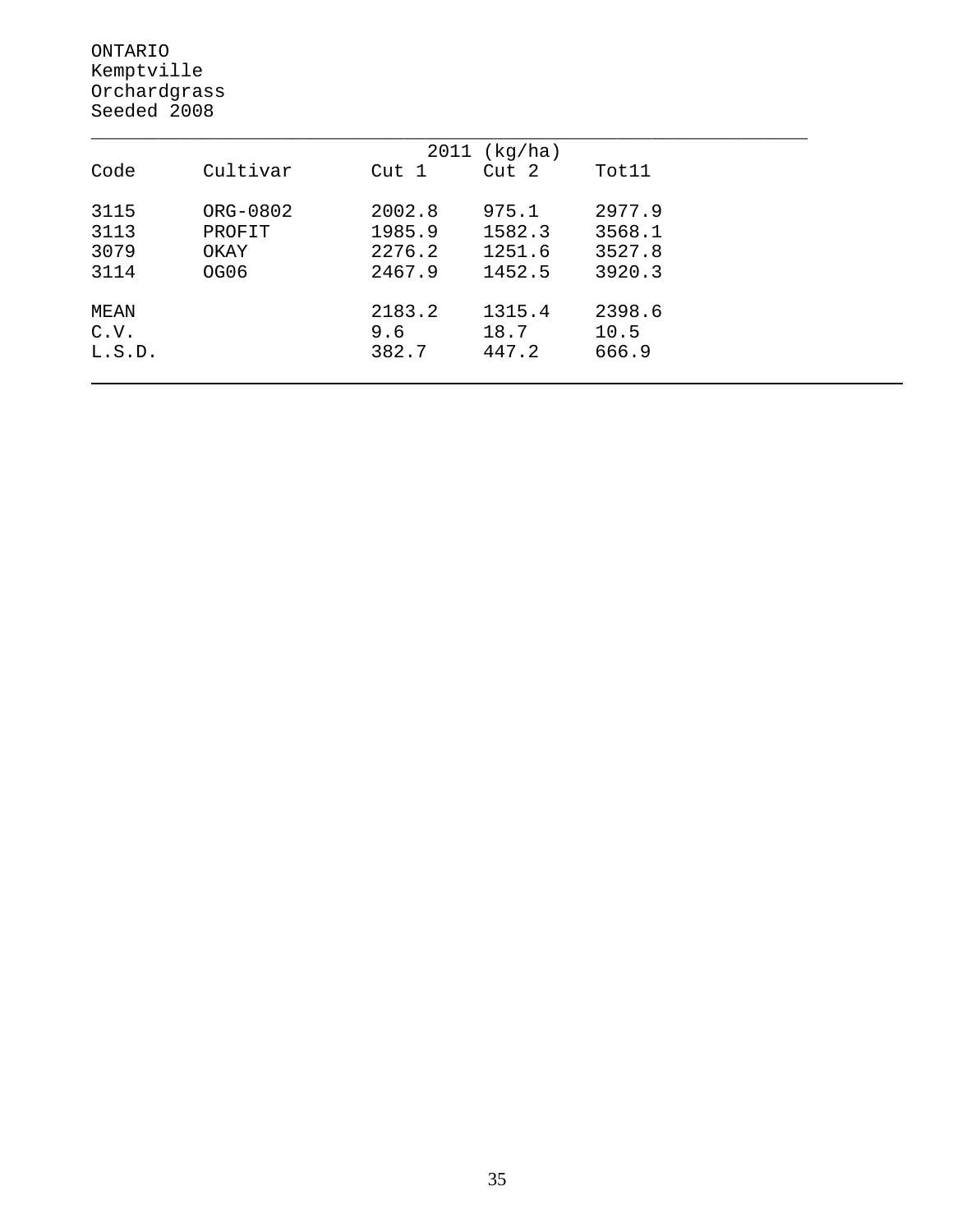ONTARIO
Kemptville
Orchardgrass
Seeded 2008

| Code | Cultivar | 2011 (kg/ha) | | |
|---|---|---|---|---|
| | | Cut 1 | Cut 2 | Tot11 |
| 3115 | ORG-0802 | 2002.8 | 975.1 | 2977.9 |
| 3113 | PROFIT | 1985.9 | 1582.3 | 3568.1 |
| 3079 | OKAY | 2276.2 | 1251.6 | 3527.8 |
| 3114 | OG06 | 2467.9 | 1452.5 | 3920.3 |
| MEAN | | 2183.2 | 1315.4 | 2398.6 |
| C.V. | | 9.6 | 18.7 | 10.5 |
| L.S.D. | | 382.7 | 447.2 | 666.9 |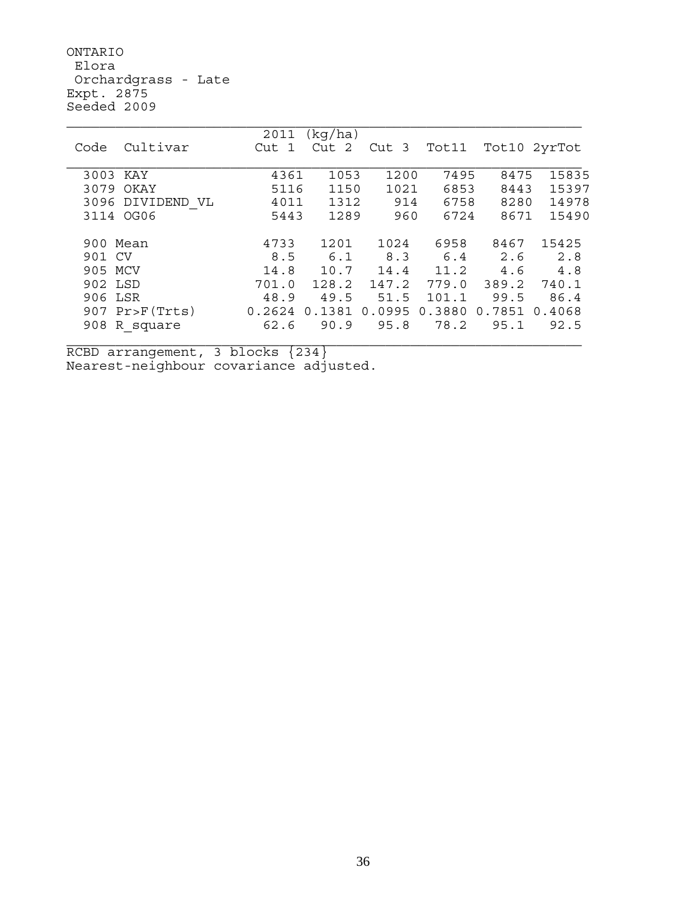ONTARIO

Elora

Orchardgrass - Late

Expt. 2875

Seeded 2009

| Code | Cultivar | 2011 (kg/ha) Cut 1 | Cut 2 | Cut 3 | Tot11 | Tot10 | 2yrTot |
|---|---|---|---|---|---|---|---|
| 3003 | KAY | 4361 | 1053 | 1200 | 7495 | 8475 | 15835 |
| 3079 | OKAY | 5116 | 1150 | 1021 | 6853 | 8443 | 15397 |
| 3096 | DIVIDEND_VL | 4011 | 1312 | 914 | 6758 | 8280 | 14978 |
| 3114 | OG06 | 5443 | 1289 | 960 | 6724 | 8671 | 15490 |
| 900 | Mean | 4733 | 1201 | 1024 | 6958 | 8467 | 15425 |
| 901 | CV | 8.5 | 6.1 | 8.3 | 6.4 | 2.6 | 2.8 |
| 905 | MCV | 14.8 | 10.7 | 14.4 | 11.2 | 4.6 | 4.8 |
| 902 | LSD | 701.0 | 128.2 | 147.2 | 779.0 | 389.2 | 740.1 |
| 906 | LSR | 48.9 | 49.5 | 51.5 | 101.1 | 99.5 | 86.4 |
| 907 | Pr>F(Trts) | 0.2624 | 0.1381 | 0.0995 | 0.3880 | 0.7851 | 0.4068 |
| 908 | R_square | 62.6 | 90.9 | 95.8 | 78.2 | 95.1 | 92.5 |

RCBD arrangement, 3 blocks {234}

Nearest-neighbour covariance adjusted.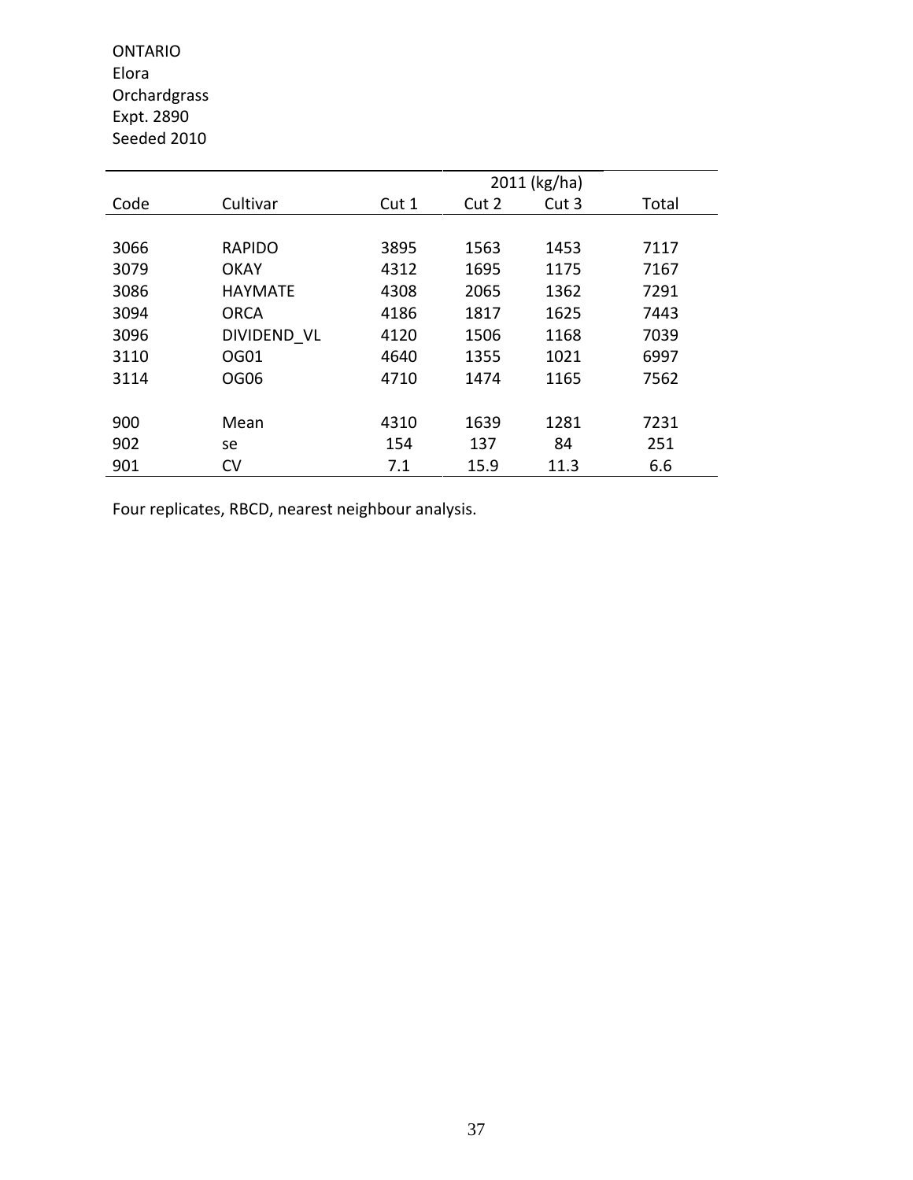ONTARIO
Elora
Orchardgrass
Expt. 2890
Seeded 2010

| | | | 2011 (kg/ha) | | |
|---|---|---|---|---|---|
| Code | Cultivar | Cut 1 | Cut 2 | Cut 3 | Total |
| 3066 | RAPIDO | 3895 | 1563 | 1453 | 7117 |
| 3079 | OKAY | 4312 | 1695 | 1175 | 7167 |
| 3086 | HAYMATE | 4308 | 2065 | 1362 | 7291 |
| 3094 | ORCA | 4186 | 1817 | 1625 | 7443 |
| 3096 | DIVIDEND_VL | 4120 | 1506 | 1168 | 7039 |
| 3110 | OG01 | 4640 | 1355 | 1021 | 6997 |
| 3114 | OG06 | 4710 | 1474 | 1165 | 7562 |
| 900 | Mean | 4310 | 1639 | 1281 | 7231 |
| 902 | se | 154 | 137 | 84 | 251 |
| 901 | CV | 7.1 | 15.9 | 11.3 | 6.6 |

Four replicates, RBCD, nearest neighbour analysis.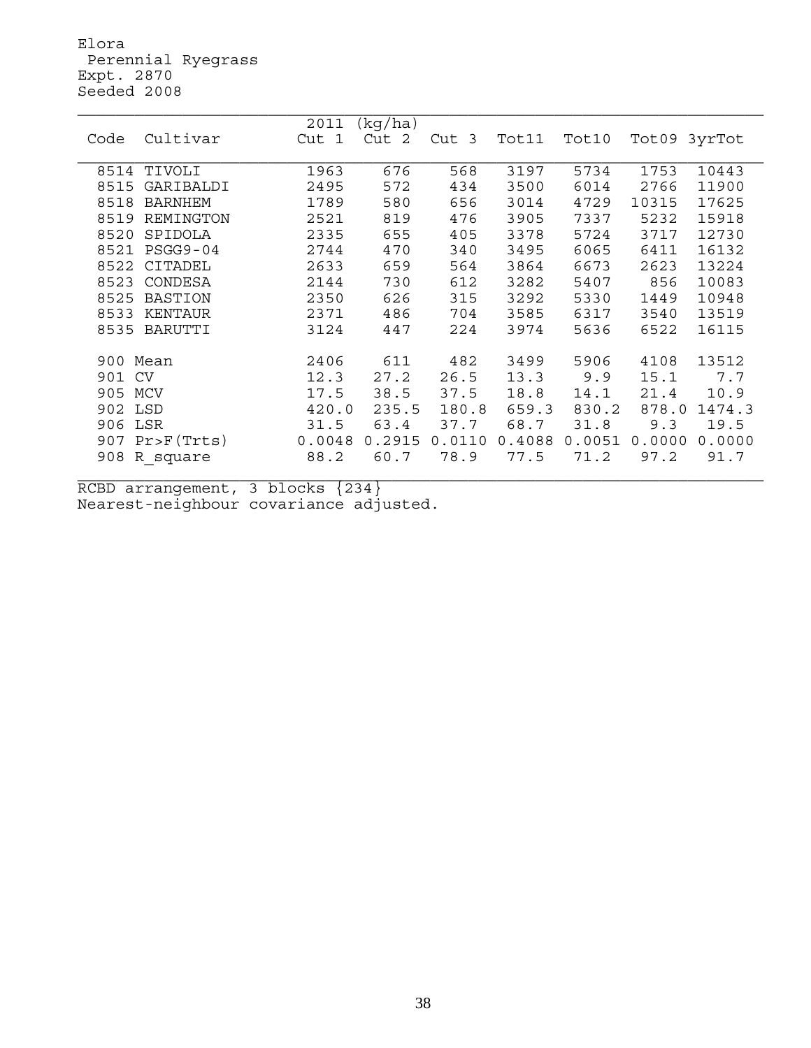Elora
Perennial Ryegrass
Expt. 2870
Seeded 2008

| Code | Cultivar | 2011 (kg/ha) Cut 1 | Cut 2 | Cut 3 | Tot11 | Tot10 | Tot09 | 3yrTot |
|---|---|---|---|---|---|---|---|---|
| 8514 | TIVOLI | 1963 | 676 | 568 | 3197 | 5734 | 1753 | 10443 |
| 8515 | GARIBALDI | 2495 | 572 | 434 | 3500 | 6014 | 2766 | 11900 |
| 8518 | BARNHEM | 1789 | 580 | 656 | 3014 | 4729 | 10315 | 17625 |
| 8519 | REMINGTON | 2521 | 819 | 476 | 3905 | 7337 | 5232 | 15918 |
| 8520 | SPIDOLA | 2335 | 655 | 405 | 3378 | 5724 | 3717 | 12730 |
| 8521 | PSGG9-04 | 2744 | 470 | 340 | 3495 | 6065 | 6411 | 16132 |
| 8522 | CITADEL | 2633 | 659 | 564 | 3864 | 6673 | 2623 | 13224 |
| 8523 | CONDESA | 2144 | 730 | 612 | 3282 | 5407 | 856 | 10083 |
| 8525 | BASTION | 2350 | 626 | 315 | 3292 | 5330 | 1449 | 10948 |
| 8533 | KENTAUR | 2371 | 486 | 704 | 3585 | 6317 | 3540 | 13519 |
| 8535 | BARUTTI | 3124 | 447 | 224 | 3974 | 5636 | 6522 | 16115 |
| 900 | Mean | 2406 | 611 | 482 | 3499 | 5906 | 4108 | 13512 |
| 901 | CV | 12.3 | 27.2 | 26.5 | 13.3 | 9.9 | 15.1 | 7.7 |
| 905 | MCV | 17.5 | 38.5 | 37.5 | 18.8 | 14.1 | 21.4 | 10.9 |
| 902 | LSD | 420.0 | 235.5 | 180.8 | 659.3 | 830.2 | 878.0 | 1474.3 |
| 906 | LSR | 31.5 | 63.4 | 37.7 | 68.7 | 31.8 | 9.3 | 19.5 |
| 907 | Pr>F(Trts) | 0.0048 | 0.2915 | 0.0110 | 0.4088 | 0.0051 | 0.0000 | 0.0000 |
| 908 | R_square | 88.2 | 60.7 | 78.9 | 77.5 | 71.2 | 97.2 | 91.7 |

RCBD arrangement, 3 blocks {234}
Nearest-neighbour covariance adjusted.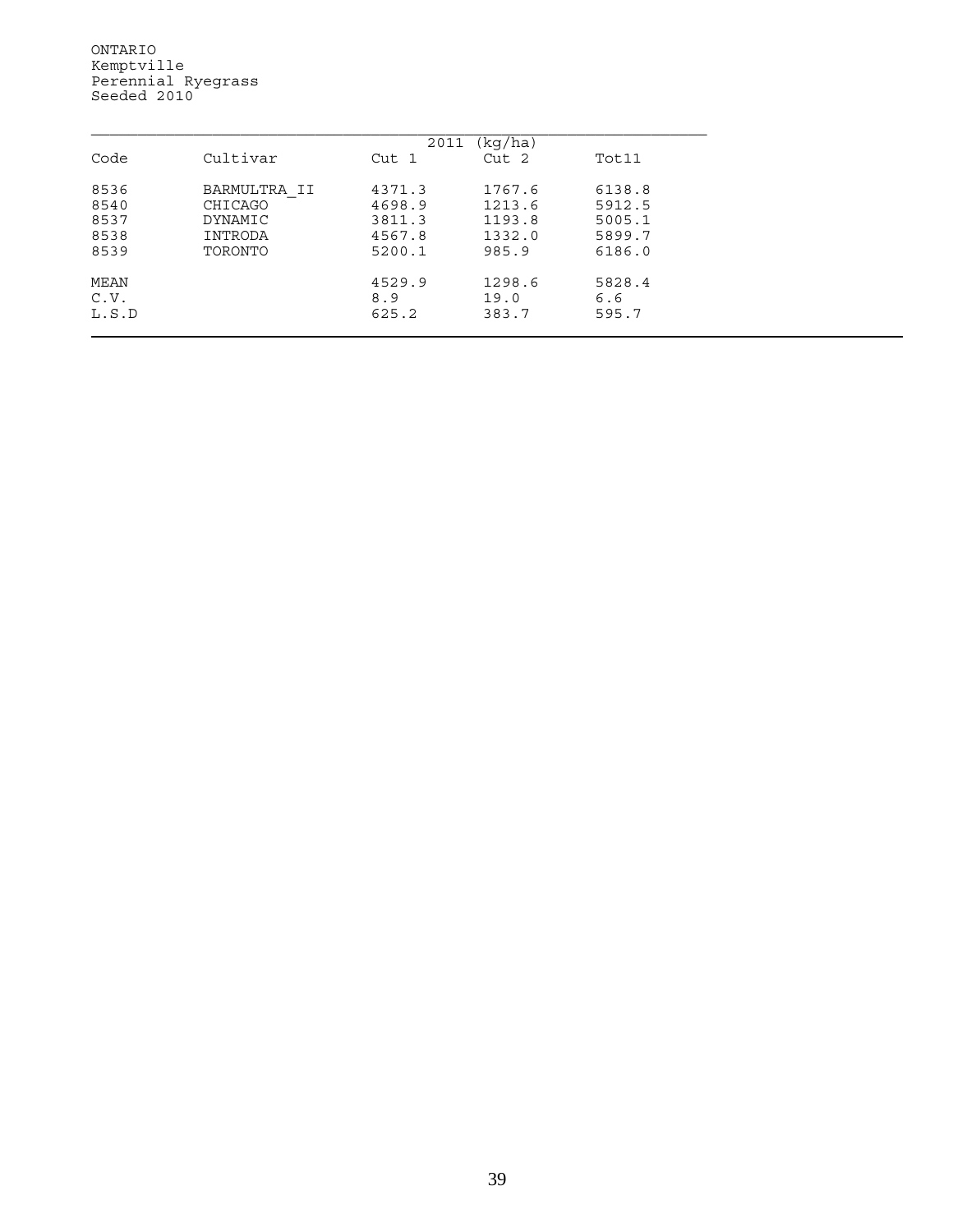ONTARIO
Kemptville
Perennial Ryegrass
Seeded 2010

| Code | Cultivar | 2011 (kg/ha) Cut 1 | Cut 2 | Tot11 |
|---|---|---|---|---|
| 8536 | BARMULTRA_II | 4371.3 | 1767.6 | 6138.8 |
| 8540 | CHICAGO | 4698.9 | 1213.6 | 5912.5 |
| 8537 | DYNAMIC | 3811.3 | 1193.8 | 5005.1 |
| 8538 | INTRODA | 4567.8 | 1332.0 | 5899.7 |
| 8539 | TORONTO | 5200.1 | 985.9 | 6186.0 |
| MEAN | | 4529.9 | 1298.6 | 5828.4 |
| C.V. | | 8.9 | 19.0 | 6.6 |
| L.S.D | | 625.2 | 383.7 | 595.7 |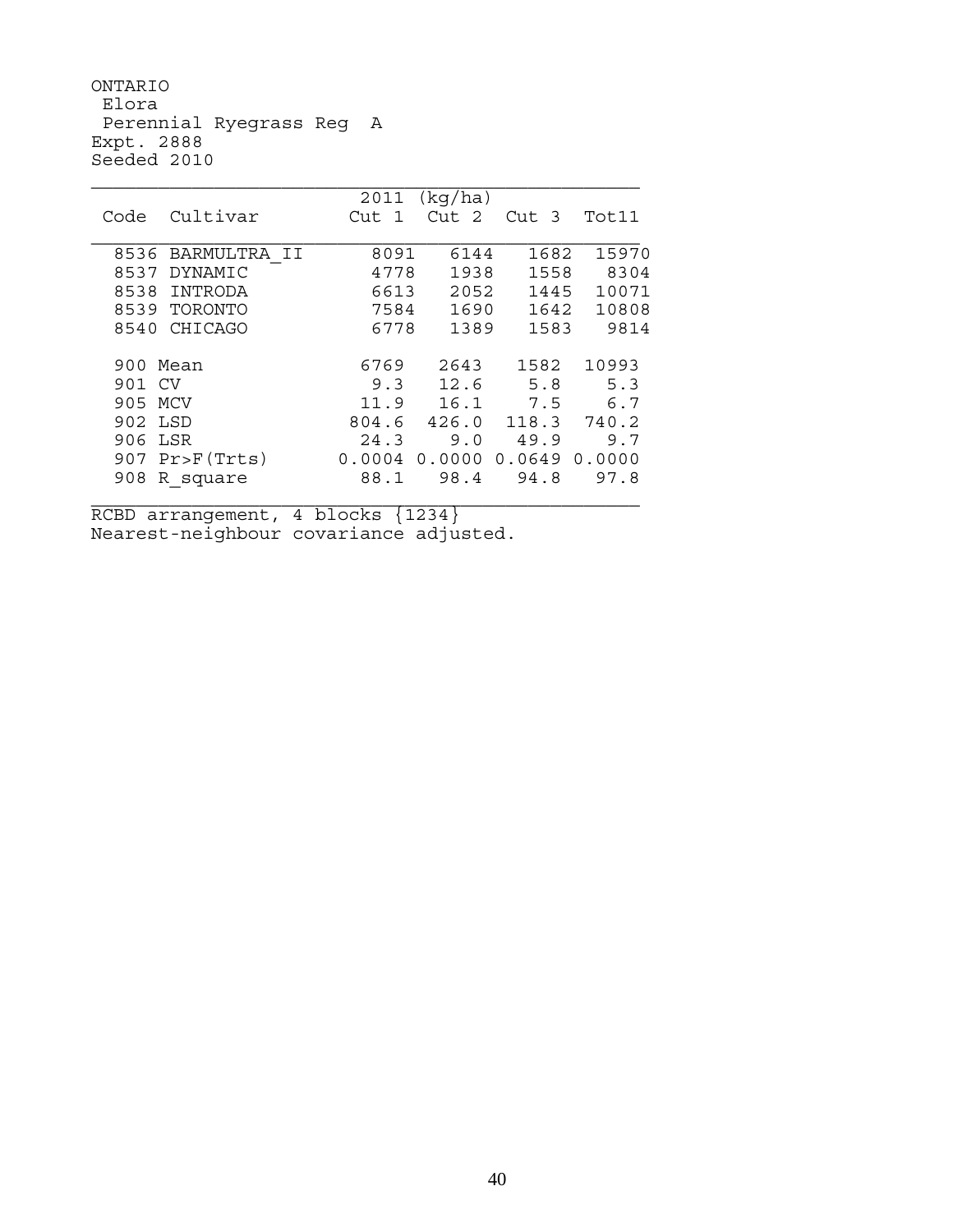ONTARIO
Elora
Perennial Ryegrass Reg A
Expt. 2888
Seeded 2010

| Code | Cultivar | 2011 (kg/ha) Cut 1 | Cut 2 | Cut 3 | Tot11 |
|---|---|---|---|---|---|
| 8536 | BARMULTRA_II | 8091 | 6144 | 1682 | 15970 |
| 8537 | DYNAMIC | 4778 | 1938 | 1558 | 8304 |
| 8538 | INTRODA | 6613 | 2052 | 1445 | 10071 |
| 8539 | TORONTO | 7584 | 1690 | 1642 | 10808 |
| 8540 | CHICAGO | 6778 | 1389 | 1583 | 9814 |
| 900 | Mean | 6769 | 2643 | 1582 | 10993 |
| 901 | CV | 9.3 | 12.6 | 5.8 | 5.3 |
| 905 | MCV | 11.9 | 16.1 | 7.5 | 6.7 |
| 902 | LSD | 804.6 | 426.0 | 118.3 | 740.2 |
| 906 | LSR | 24.3 | 9.0 | 49.9 | 9.7 |
| 907 | Pr>F(Trts) | 0.0004 | 0.0000 | 0.0649 | 0.0000 |
| 908 | R_square | 88.1 | 98.4 | 94.8 | 97.8 |

RCBD arrangement, 4 blocks {1234}
Nearest-neighbour covariance adjusted.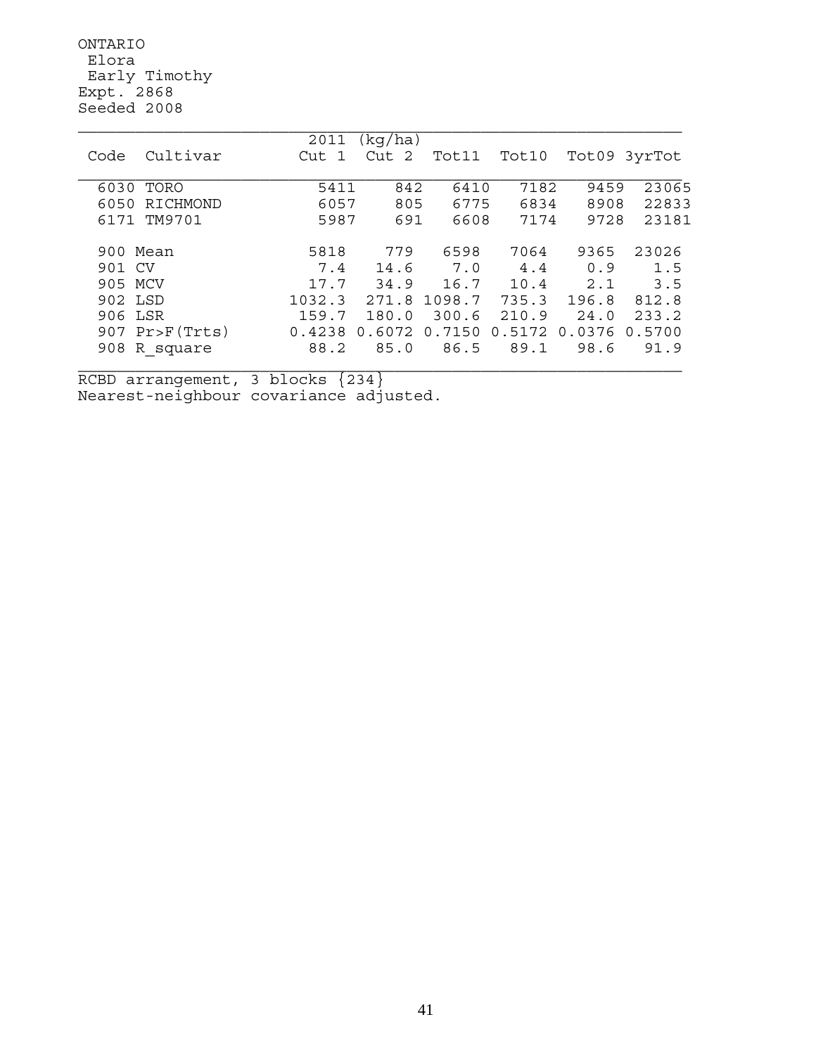ONTARIO
Elora
Early Timothy
Expt. 2868
Seeded 2008

| Code | Cultivar | 2011 (kg/ha) Cut 1 | Cut 2 | Tot11 | Tot10 | Tot09 | 3yrTot |
|---|---|---|---|---|---|---|---|
| 6030 | TORO | 5411 | 842 | 6410 | 7182 | 9459 | 23065 |
| 6050 | RICHMOND | 6057 | 805 | 6775 | 6834 | 8908 | 22833 |
| 6171 | TM9701 | 5987 | 691 | 6608 | 7174 | 9728 | 23181 |
| 900 | Mean | 5818 | 779 | 6598 | 7064 | 9365 | 23026 |
| 901 | CV | 7.4 | 14.6 | 7.0 | 4.4 | 0.9 | 1.5 |
| 905 | MCV | 17.7 | 34.9 | 16.7 | 10.4 | 2.1 | 3.5 |
| 902 | LSD | 1032.3 | 271.8 | 1098.7 | 735.3 | 196.8 | 812.8 |
| 906 | LSR | 159.7 | 180.0 | 300.6 | 210.9 | 24.0 | 233.2 |
| 907 | Pr>F(Trts) | 0.4238 | 0.6072 | 0.7150 | 0.5172 | 0.0376 | 0.5700 |
| 908 | R_square | 88.2 | 85.0 | 86.5 | 89.1 | 98.6 | 91.9 |

RCBD arrangement, 3 blocks {234}
Nearest-neighbour covariance adjusted.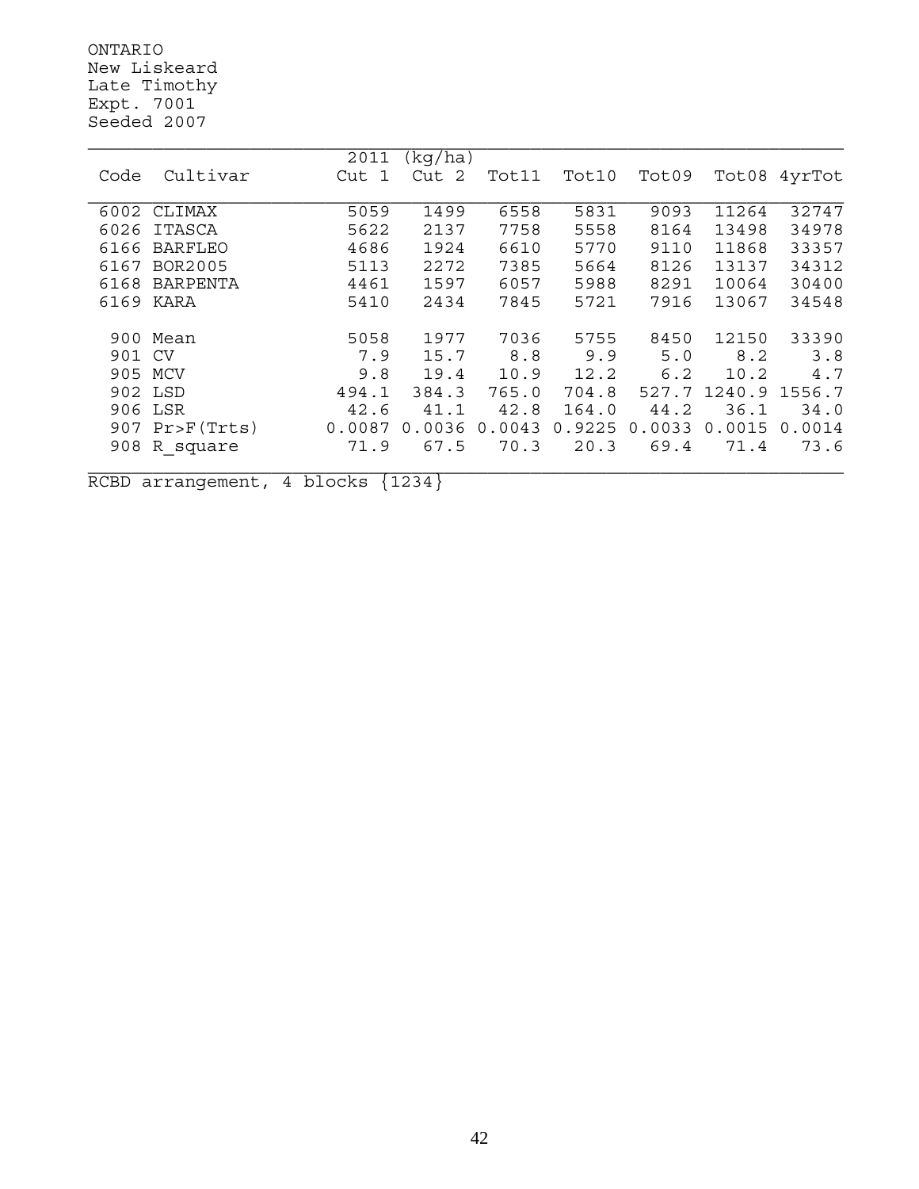ONTARIO
New Liskeard
Late Timothy
Expt. 7001
Seeded 2007

| Code | Cultivar | 2011 (kg/ha) Cut 1 | Cut 2 | Tot11 | Tot10 | Tot09 | Tot08 | 4yrTot |
|---|---|---|---|---|---|---|---|---|
| 6002 | CLIMAX | 5059 | 1499 | 6558 | 5831 | 9093 | 11264 | 32747 |
| 6026 | ITASCA | 5622 | 2137 | 7758 | 5558 | 8164 | 13498 | 34978 |
| 6166 | BARFLEO | 4686 | 1924 | 6610 | 5770 | 9110 | 11868 | 33357 |
| 6167 | BOR2005 | 5113 | 2272 | 7385 | 5664 | 8126 | 13137 | 34312 |
| 6168 | BARPENTA | 4461 | 1597 | 6057 | 5988 | 8291 | 10064 | 30400 |
| 6169 | KARA | 5410 | 2434 | 7845 | 5721 | 7916 | 13067 | 34548 |
| 900 | Mean | 5058 | 1977 | 7036 | 5755 | 8450 | 12150 | 33390 |
| 901 | CV | 7.9 | 15.7 | 8.8 | 9.9 | 5.0 | 8.2 | 3.8 |
| 905 | MCV | 9.8 | 19.4 | 10.9 | 12.2 | 6.2 | 10.2 | 4.7 |
| 902 | LSD | 494.1 | 384.3 | 765.0 | 704.8 | 527.7 | 1240.9 | 1556.7 |
| 906 | LSR | 42.6 | 41.1 | 42.8 | 164.0 | 44.2 | 36.1 | 34.0 |
| 907 | Pr>F(Trts) | 0.0087 | 0.0036 | 0.0043 | 0.9225 | 0.0033 | 0.0015 | 0.0014 |
| 908 | R_square | 71.9 | 67.5 | 70.3 | 20.3 | 69.4 | 71.4 | 73.6 |

RCBD arrangement, 4 blocks {1234}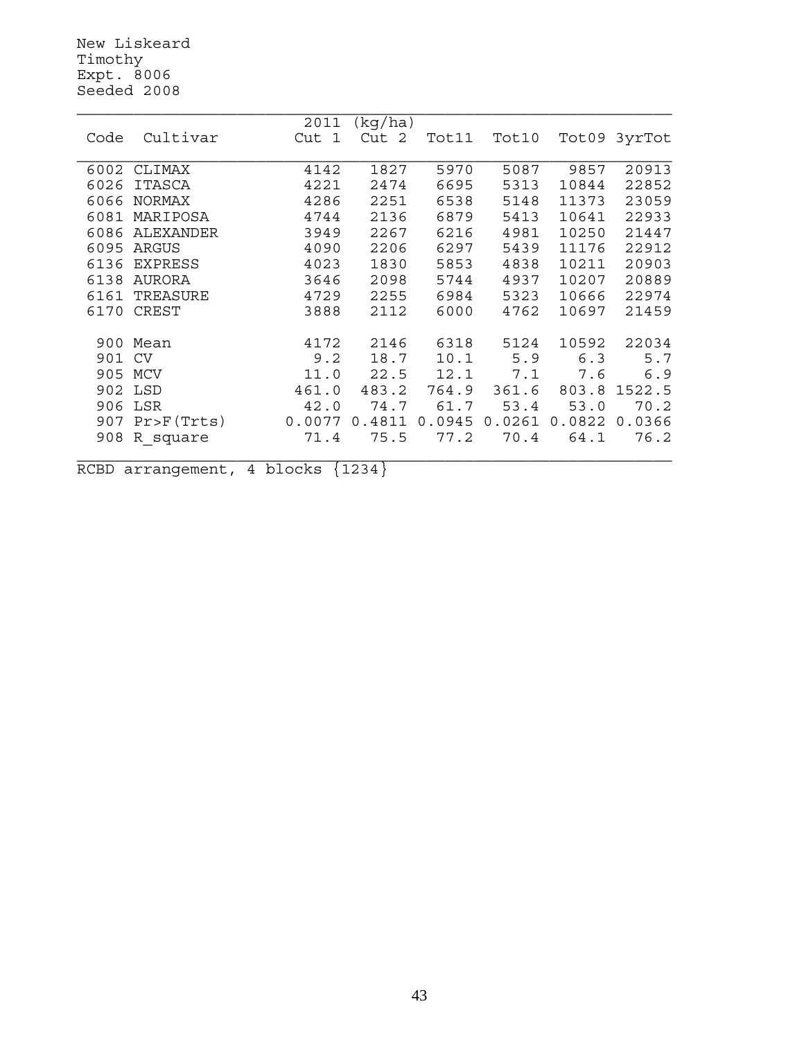New Liskeard
Timothy
Expt. 8006
Seeded 2008

| Code | Cultivar | 2011 (kg/ha) Cut 1 | Cut 2 | Tot11 | Tot10 | Tot09 | 3yrTot |
|---|---|---|---|---|---|---|---|
| 6002 | CLIMAX | 4142 | 1827 | 5970 | 5087 | 9857 | 20913 |
| 6026 | ITASCA | 4221 | 2474 | 6695 | 5313 | 10844 | 22852 |
| 6066 | NORMAX | 4286 | 2251 | 6538 | 5148 | 11373 | 23059 |
| 6081 | MARIPOSA | 4744 | 2136 | 6879 | 5413 | 10641 | 22933 |
| 6086 | ALEXANDER | 3949 | 2267 | 6216 | 4981 | 10250 | 21447 |
| 6095 | ARGUS | 4090 | 2206 | 6297 | 5439 | 11176 | 22912 |
| 6136 | EXPRESS | 4023 | 1830 | 5853 | 4838 | 10211 | 20903 |
| 6138 | AURORA | 3646 | 2098 | 5744 | 4937 | 10207 | 20889 |
| 6161 | TREASURE | 4729 | 2255 | 6984 | 5323 | 10666 | 22974 |
| 6170 | CREST | 3888 | 2112 | 6000 | 4762 | 10697 | 21459 |
| 900 | Mean | 4172 | 2146 | 6318 | 5124 | 10592 | 22034 |
| 901 | CV | 9.2 | 18.7 | 10.1 | 5.9 | 6.3 | 5.7 |
| 905 | MCV | 11.0 | 22.5 | 12.1 | 7.1 | 7.6 | 6.9 |
| 902 | LSD | 461.0 | 483.2 | 764.9 | 361.6 | 803.8 | 1522.5 |
| 906 | LSR | 42.0 | 74.7 | 61.7 | 53.4 | 53.0 | 70.2 |
| 907 | Pr>F(Trts) | 0.0077 | 0.4811 | 0.0945 | 0.0261 | 0.0822 | 0.0366 |
| 908 | R_square | 71.4 | 75.5 | 77.2 | 70.4 | 64.1 | 76.2 |

RCBD arrangement, 4 blocks {1234}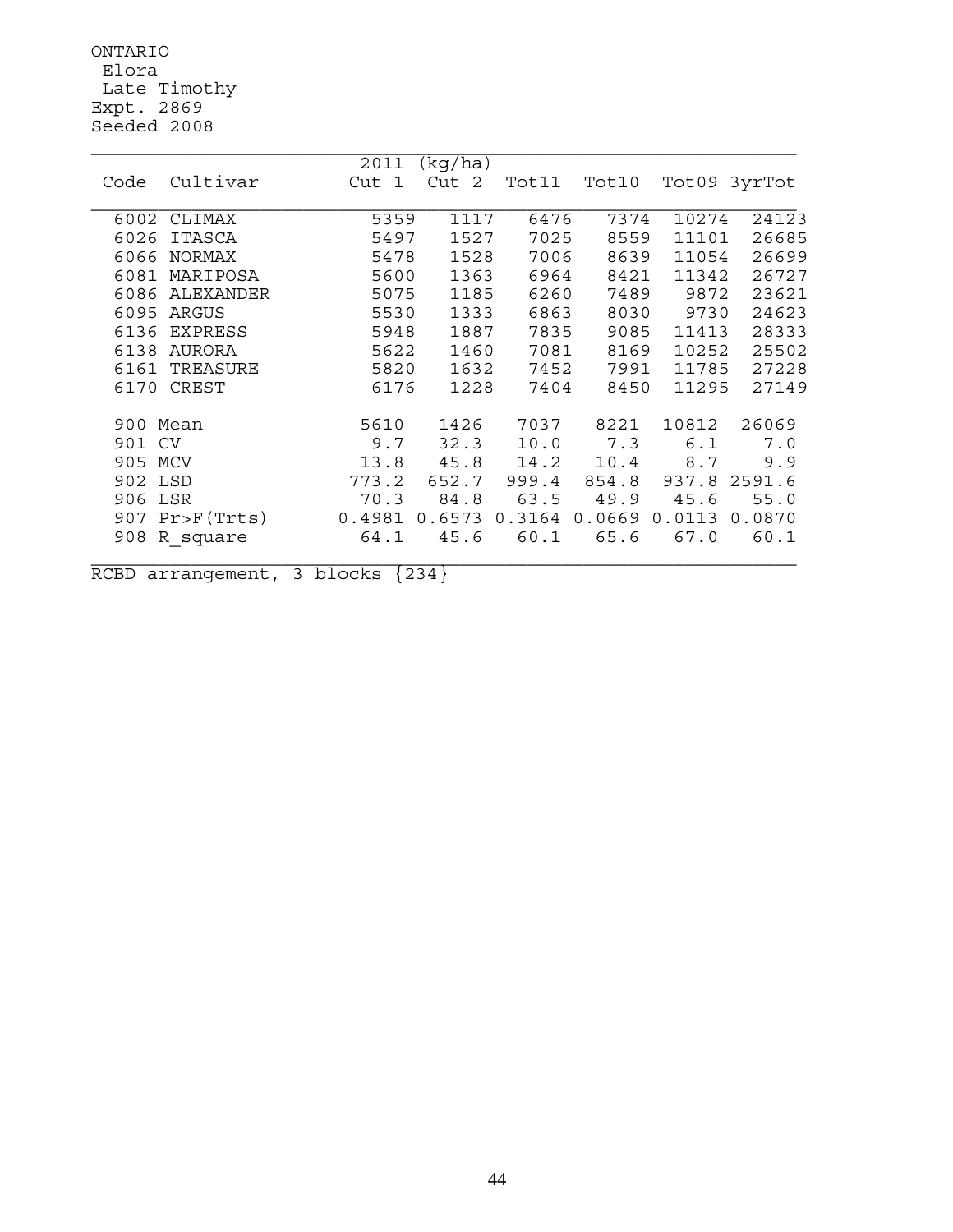ONTARIO
Elora
Late Timothy
Expt. 2869
Seeded 2008

| Code | Cultivar | 2011 (kg/ha) Cut 1 | Cut 2 | Tot11 | Tot10 | Tot09 | 3yrTot |
|---|---|---|---|---|---|---|---|
| 6002 | CLIMAX | 5359 | 1117 | 6476 | 7374 | 10274 | 24123 |
| 6026 | ITASCA | 5497 | 1527 | 7025 | 8559 | 11101 | 26685 |
| 6066 | NORMAX | 5478 | 1528 | 7006 | 8639 | 11054 | 26699 |
| 6081 | MARIPOSA | 5600 | 1363 | 6964 | 8421 | 11342 | 26727 |
| 6086 | ALEXANDER | 5075 | 1185 | 6260 | 7489 | 9872 | 23621 |
| 6095 | ARGUS | 5530 | 1333 | 6863 | 8030 | 9730 | 24623 |
| 6136 | EXPRESS | 5948 | 1887 | 7835 | 9085 | 11413 | 28333 |
| 6138 | AURORA | 5622 | 1460 | 7081 | 8169 | 10252 | 25502 |
| 6161 | TREASURE | 5820 | 1632 | 7452 | 7991 | 11785 | 27228 |
| 6170 | CREST | 6176 | 1228 | 7404 | 8450 | 11295 | 27149 |
| 900 | Mean | 5610 | 1426 | 7037 | 8221 | 10812 | 26069 |
| 901 | CV | 9.7 | 32.3 | 10.0 | 7.3 | 6.1 | 7.0 |
| 905 | MCV | 13.8 | 45.8 | 14.2 | 10.4 | 8.7 | 9.9 |
| 902 | LSD | 773.2 | 652.7 | 999.4 | 854.8 | 937.8 | 2591.6 |
| 906 | LSR | 70.3 | 84.8 | 63.5 | 49.9 | 45.6 | 55.0 |
| 907 | Pr>F(Trts) | 0.4981 | 0.6573 | 0.3164 | 0.0669 | 0.0113 | 0.0870 |
| 908 | R_square | 64.1 | 45.6 | 60.1 | 65.6 | 67.0 | 60.1 |

RCBD arrangement, 3 blocks {234}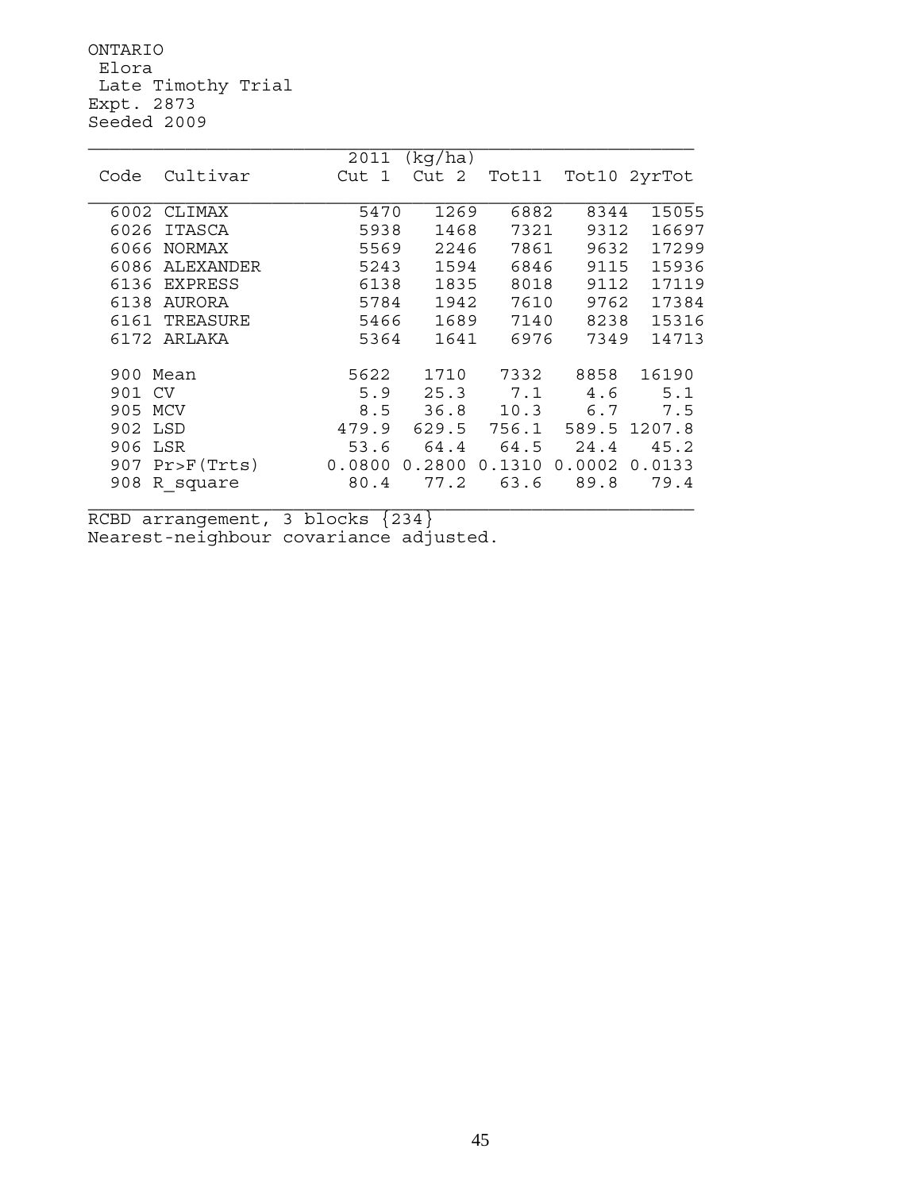ONTARIO
Elora
Late Timothy Trial
Expt. 2873
Seeded 2009

| Code | Cultivar | 2011 (kg/ha) Cut 1 | Cut 2 | Tot11 | Tot10 | 2yrTot |
|---|---|---|---|---|---|---|
| 6002 | CLIMAX | 5470 | 1269 | 6882 | 8344 | 15055 |
| 6026 | ITASCA | 5938 | 1468 | 7321 | 9312 | 16697 |
| 6066 | NORMAX | 5569 | 2246 | 7861 | 9632 | 17299 |
| 6086 | ALEXANDER | 5243 | 1594 | 6846 | 9115 | 15936 |
| 6136 | EXPRESS | 6138 | 1835 | 8018 | 9112 | 17119 |
| 6138 | AURORA | 5784 | 1942 | 7610 | 9762 | 17384 |
| 6161 | TREASURE | 5466 | 1689 | 7140 | 8238 | 15316 |
| 6172 | ARLAKA | 5364 | 1641 | 6976 | 7349 | 14713 |
| 900 | Mean | 5622 | 1710 | 7332 | 8858 | 16190 |
| 901 | CV | 5.9 | 25.3 | 7.1 | 4.6 | 5.1 |
| 905 | MCV | 8.5 | 36.8 | 10.3 | 6.7 | 7.5 |
| 902 | LSD | 479.9 | 629.5 | 756.1 | 589.5 | 1207.8 |
| 906 | LSR | 53.6 | 64.4 | 64.5 | 24.4 | 45.2 |
| 907 | Pr>F(Trts) | 0.0800 | 0.2800 | 0.1310 | 0.0002 | 0.0133 |
| 908 | R_square | 80.4 | 77.2 | 63.6 | 89.8 | 79.4 |

RCBD arrangement, 3 blocks {234}
Nearest-neighbour covariance adjusted.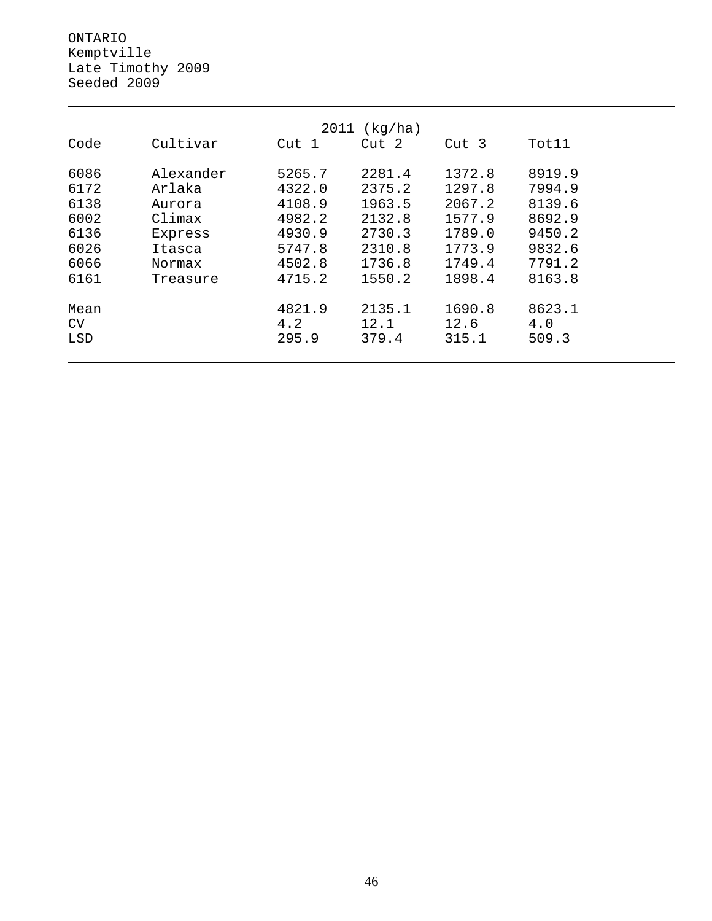ONTARIO
Kemptville
Late Timothy 2009
Seeded 2009

| Code | Cultivar | 2011 (kg/ha) | | | |
|---|---|---|---|---|---|
| | | Cut 1 | Cut 2 | Cut 3 | Tot11 |
| 6086 | Alexander | 5265.7 | 2281.4 | 1372.8 | 8919.9 |
| 6172 | Arlaka | 4322.0 | 2375.2 | 1297.8 | 7994.9 |
| 6138 | Aurora | 4108.9 | 1963.5 | 2067.2 | 8139.6 |
| 6002 | Climax | 4982.2 | 2132.8 | 1577.9 | 8692.9 |
| 6136 | Express | 4930.9 | 2730.3 | 1789.0 | 9450.2 |
| 6026 | Itasca | 5747.8 | 2310.8 | 1773.9 | 9832.6 |
| 6066 | Normax | 4502.8 | 1736.8 | 1749.4 | 7791.2 |
| 6161 | Treasure | 4715.2 | 1550.2 | 1898.4 | 8163.8 |
| Mean | | 4821.9 | 2135.1 | 1690.8 | 8623.1 |
| CV | | 4.2 | 12.1 | 12.6 | 4.0 |
| LSD | | 295.9 | 379.4 | 315.1 | 509.3 |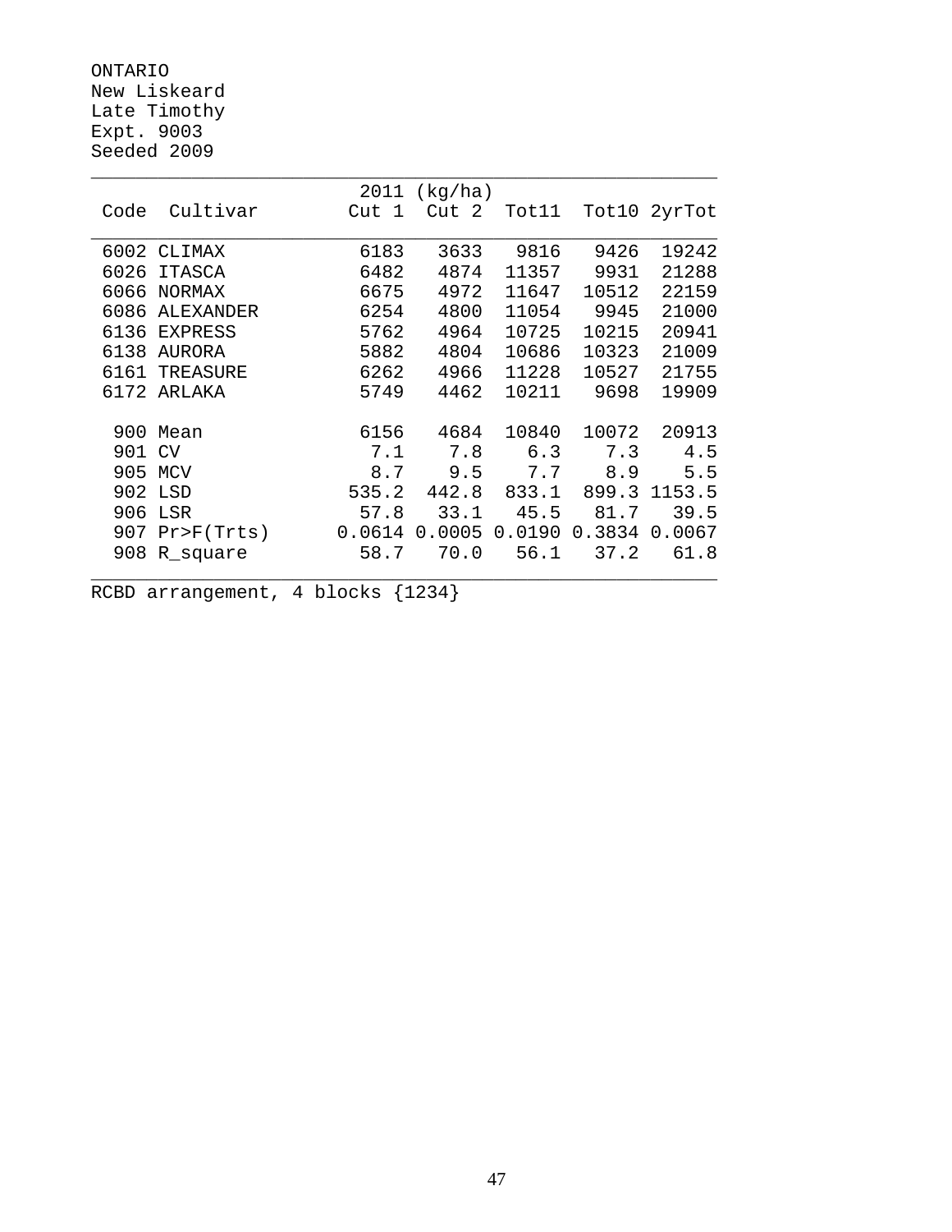ONTARIO
New Liskeard
Late Timothy
Expt. 9003
Seeded 2009

| Code | Cultivar | 2011 (kg/ha) Cut 1 | Cut 2 | Tot11 | Tot10 | 2yrTot |
|---|---|---|---|---|---|---|
| 6002 | CLIMAX | 6183 | 3633 | 9816 | 9426 | 19242 |
| 6026 | ITASCA | 6482 | 4874 | 11357 | 9931 | 21288 |
| 6066 | NORMAX | 6675 | 4972 | 11647 | 10512 | 22159 |
| 6086 | ALEXANDER | 6254 | 4800 | 11054 | 9945 | 21000 |
| 6136 | EXPRESS | 5762 | 4964 | 10725 | 10215 | 20941 |
| 6138 | AURORA | 5882 | 4804 | 10686 | 10323 | 21009 |
| 6161 | TREASURE | 6262 | 4966 | 11228 | 10527 | 21755 |
| 6172 | ARLAKA | 5749 | 4462 | 10211 | 9698 | 19909 |
| | | | | | | |
| 900 | Mean | 6156 | 4684 | 10840 | 10072 | 20913 |
| 901 | CV | 7.1 | 7.8 | 6.3 | 7.3 | 4.5 |
| 905 | MCV | 8.7 | 9.5 | 7.7 | 8.9 | 5.5 |
| 902 | LSD | 535.2 | 442.8 | 833.1 | 899.3 | 1153.5 |
| 906 | LSR | 57.8 | 33.1 | 45.5 | 81.7 | 39.5 |
| 907 | Pr>F(Trts) | 0.0614 | 0.0005 | 0.0190 | 0.3834 | 0.0067 |
| 908 | R_square | 58.7 | 70.0 | 56.1 | 37.2 | 61.8 |

RCBD arrangement, 4 blocks {1234}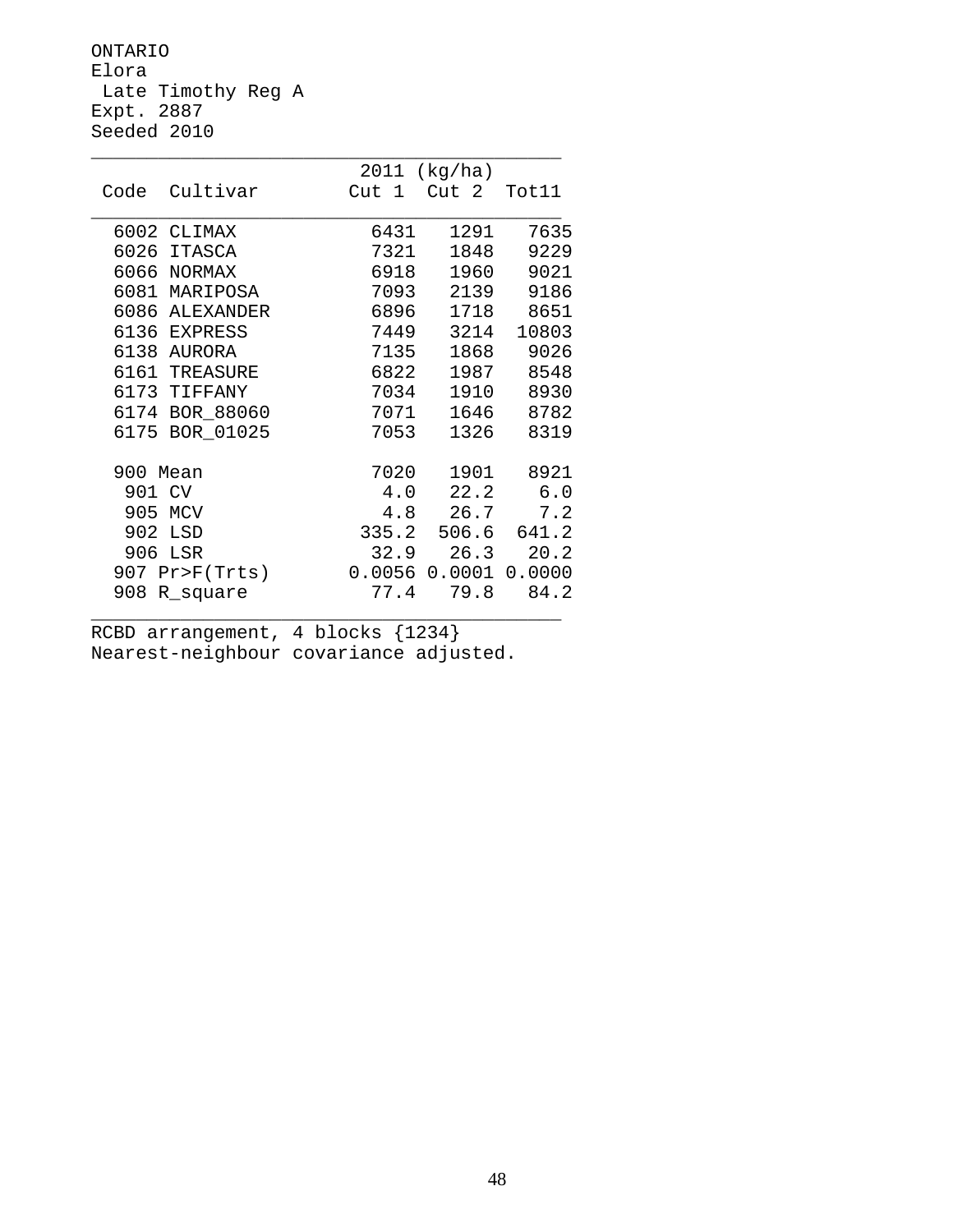ONTARIO
Elora
Late Timothy Reg A
Expt. 2887
Seeded 2010

| Code | Cultivar | 2011 (kg/ha) Cut 1 | Cut 2 | Tot11 |
|---|---|---|---|---|
| 6002 | CLIMAX | 6431 | 1291 | 7635 |
| 6026 | ITASCA | 7321 | 1848 | 9229 |
| 6066 | NORMAX | 6918 | 1960 | 9021 |
| 6081 | MARIPOSA | 7093 | 2139 | 9186 |
| 6086 | ALEXANDER | 6896 | 1718 | 8651 |
| 6136 | EXPRESS | 7449 | 3214 | 10803 |
| 6138 | AURORA | 7135 | 1868 | 9026 |
| 6161 | TREASURE | 6822 | 1987 | 8548 |
| 6173 | TIFFANY | 7034 | 1910 | 8930 |
| 6174 | BOR_88060 | 7071 | 1646 | 8782 |
| 6175 | BOR_01025 | 7053 | 1326 | 8319 |
| | | | | |
| 900 | Mean | 7020 | 1901 | 8921 |
| 901 | CV | 4.0 | 22.2 | 6.0 |
| 905 | MCV | 4.8 | 26.7 | 7.2 |
| 902 | LSD | 335.2 | 506.6 | 641.2 |
| 906 | LSR | 32.9 | 26.3 | 20.2 |
| 907 | Pr>F(Trts) | 0.0056 | 0.0001 | 0.0000 |
| 908 | R_square | 77.4 | 79.8 | 84.2 |

RCBD arrangement, 4 blocks {1234}
Nearest-neighbour covariance adjusted.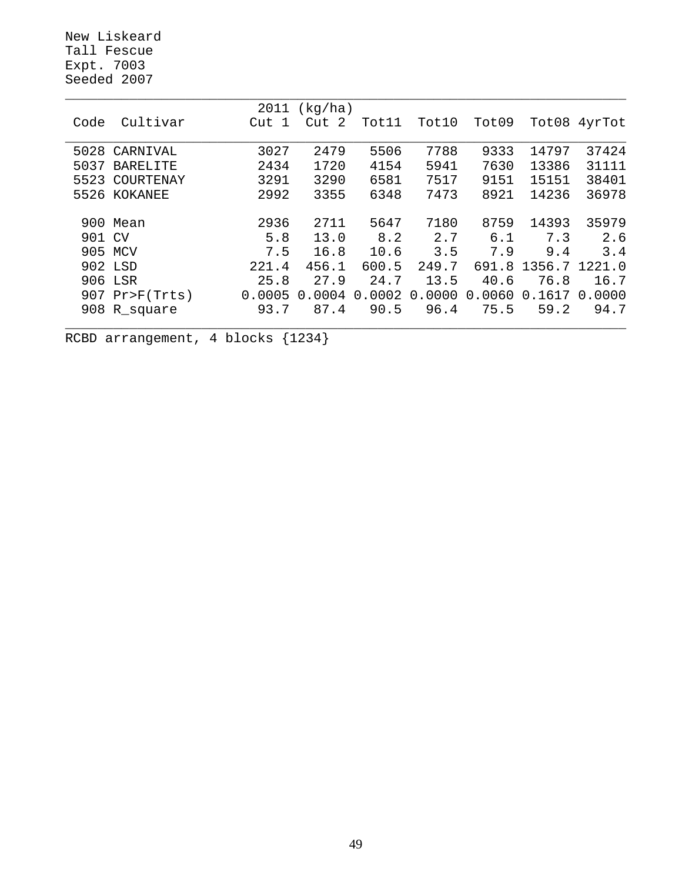New Liskeard
Tall Fescue
Expt. 7003
Seeded 2007

| Code | Cultivar | 2011 (kg/ha) Cut 1 | Cut 2 | Tot11 | Tot10 | Tot09 | Tot08 | 4yrTot |
|---|---|---|---|---|---|---|---|---|
| 5028 | CARNIVAL | 3027 | 2479 | 5506 | 7788 | 9333 | 14797 | 37424 |
| 5037 | BARELITE | 2434 | 1720 | 4154 | 5941 | 7630 | 13386 | 31111 |
| 5523 | COURTENAY | 3291 | 3290 | 6581 | 7517 | 9151 | 15151 | 38401 |
| 5526 | KOKANEE | 2992 | 3355 | 6348 | 7473 | 8921 | 14236 | 36978 |
| 900 | Mean | 2936 | 2711 | 5647 | 7180 | 8759 | 14393 | 35979 |
| 901 | CV | 5.8 | 13.0 | 8.2 | 2.7 | 6.1 | 7.3 | 2.6 |
| 905 | MCV | 7.5 | 16.8 | 10.6 | 3.5 | 7.9 | 9.4 | 3.4 |
| 902 | LSD | 221.4 | 456.1 | 600.5 | 249.7 | 691.8 | 1356.7 | 1221.0 |
| 906 | LSR | 25.8 | 27.9 | 24.7 | 13.5 | 40.6 | 76.8 | 16.7 |
| 907 | Pr>F(Trts) | 0.0005 | 0.0004 | 0.0002 | 0.0000 | 0.0060 | 0.1617 | 0.0000 |
| 908 | R_square | 93.7 | 87.4 | 90.5 | 96.4 | 75.5 | 59.2 | 94.7 |

RCBD arrangement, 4 blocks {1234}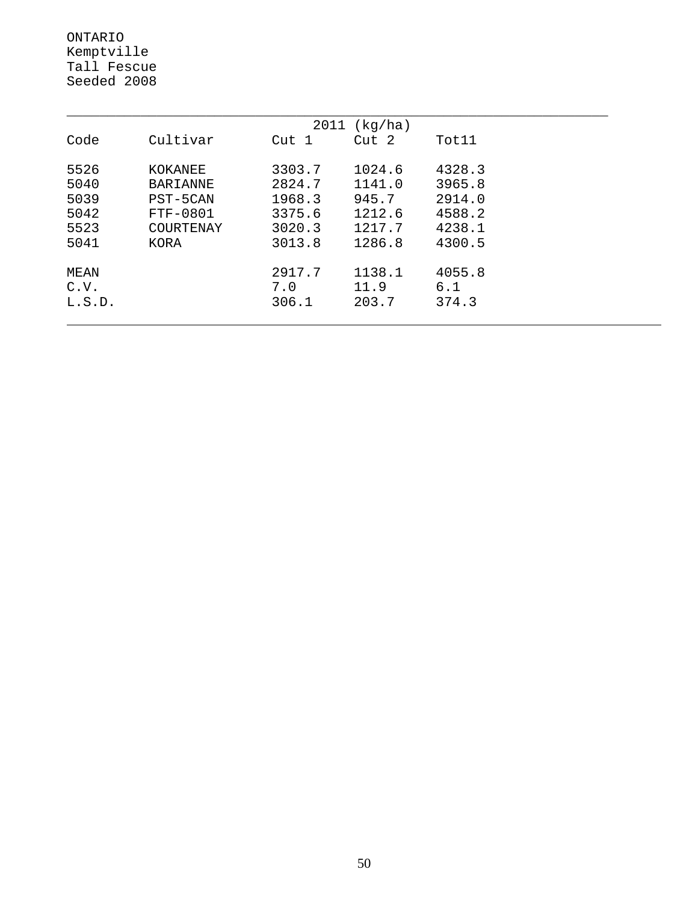ONTARIO
Kemptville
Tall Fescue
Seeded 2008

| Code | Cultivar | 2011 (kg/ha) Cut 1 | Cut 2 | Tot11 |
|---|---|---|---|---|
| 5526 | KOKANEE | 3303.7 | 1024.6 | 4328.3 |
| 5040 | BARIANNE | 2824.7 | 1141.0 | 3965.8 |
| 5039 | PST-5CAN | 1968.3 | 945.7 | 2914.0 |
| 5042 | FTF-0801 | 3375.6 | 1212.6 | 4588.2 |
| 5523 | COURTENAY | 3020.3 | 1217.7 | 4238.1 |
| 5041 | KORA | 3013.8 | 1286.8 | 4300.5 |
| MEAN | | 2917.7 | 1138.1 | 4055.8 |
| C.V. | | 7.0 | 11.9 | 6.1 |
| L.S.D. | | 306.1 | 203.7 | 374.3 |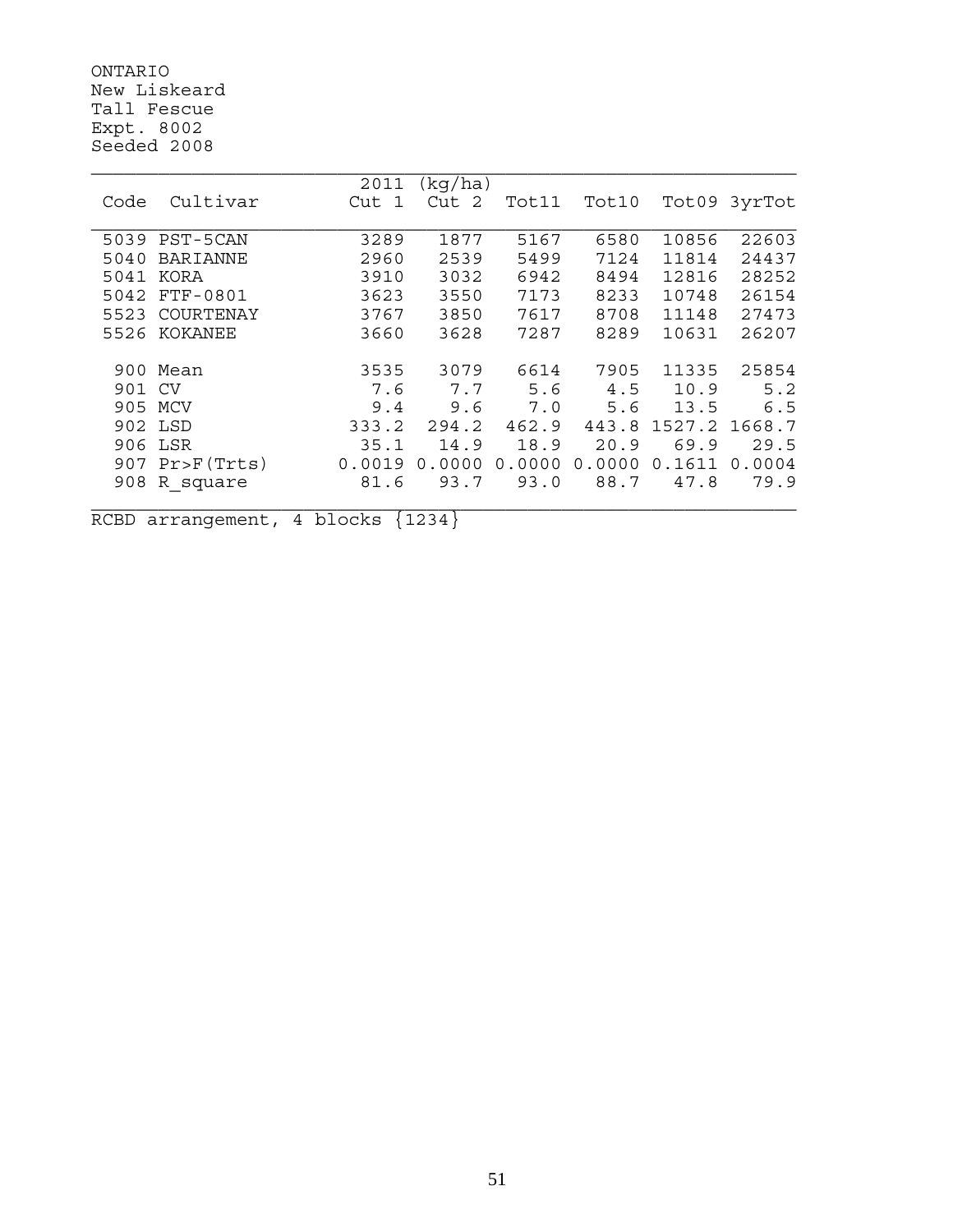ONTARIO
New Liskeard
Tall Fescue
Expt. 8002
Seeded 2008

| Code | Cultivar | 2011 (kg/ha) Cut 1 | Cut 2 | Tot11 | Tot10 | Tot09 | 3yrTot |
|---|---|---|---|---|---|---|---|
| 5039 | PST-5CAN | 3289 | 1877 | 5167 | 6580 | 10856 | 22603 |
| 5040 | BARIANNE | 2960 | 2539 | 5499 | 7124 | 11814 | 24437 |
| 5041 | KORA | 3910 | 3032 | 6942 | 8494 | 12816 | 28252 |
| 5042 | FTF-0801 | 3623 | 3550 | 7173 | 8233 | 10748 | 26154 |
| 5523 | COURTENAY | 3767 | 3850 | 7617 | 8708 | 11148 | 27473 |
| 5526 | KOKANEE | 3660 | 3628 | 7287 | 8289 | 10631 | 26207 |
| 900 | Mean | 3535 | 3079 | 6614 | 7905 | 11335 | 25854 |
| 901 | CV | 7.6 | 7.7 | 5.6 | 4.5 | 10.9 | 5.2 |
| 905 | MCV | 9.4 | 9.6 | 7.0 | 5.6 | 13.5 | 6.5 |
| 902 | LSD | 333.2 | 294.2 | 462.9 | 443.8 | 1527.2 | 1668.7 |
| 906 | LSR | 35.1 | 14.9 | 18.9 | 20.9 | 69.9 | 29.5 |
| 907 | Pr>F(Trts) | 0.0019 | 0.0000 | 0.0000 | 0.0000 | 0.1611 | 0.0004 |
| 908 | R_square | 81.6 | 93.7 | 93.0 | 88.7 | 47.8 | 79.9 |

RCBD arrangement, 4 blocks {1234}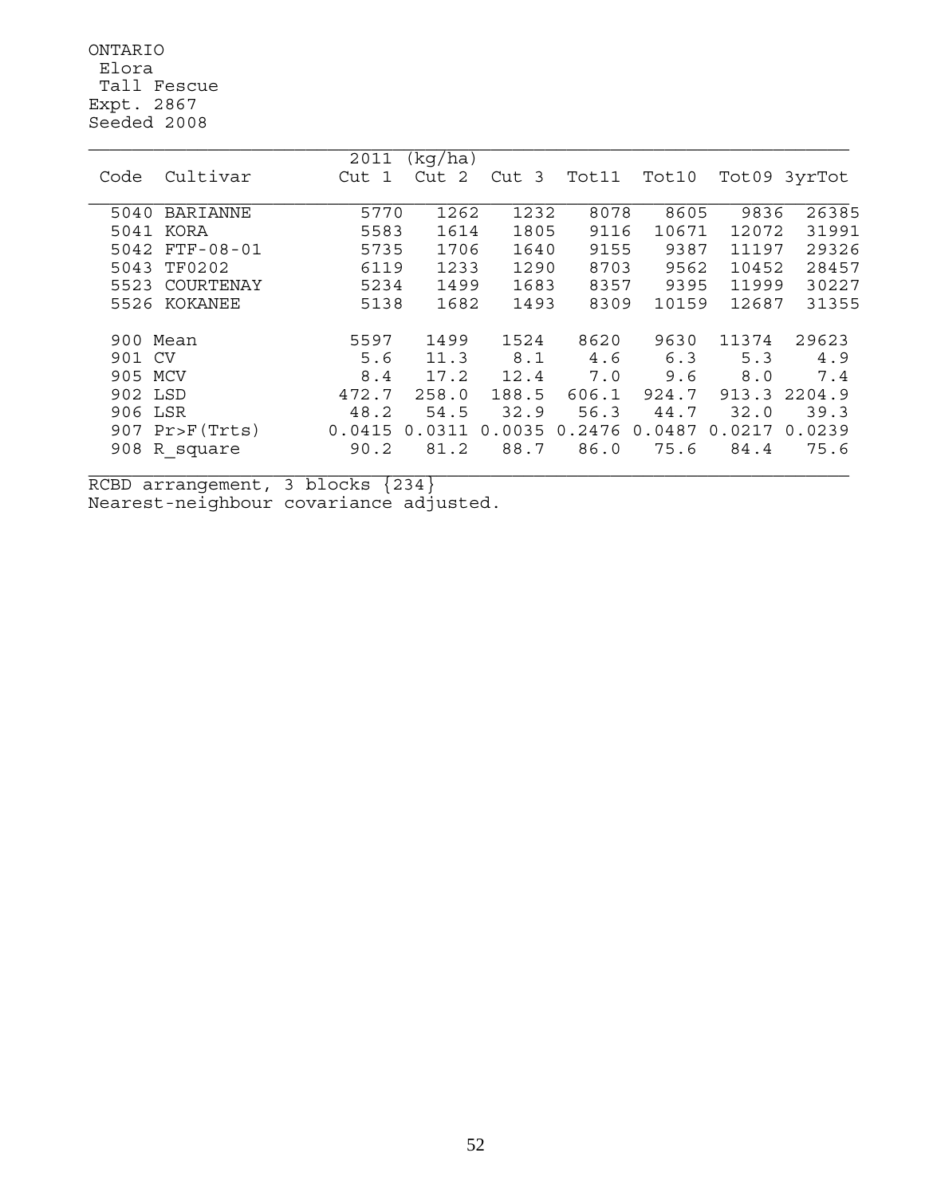ONTARIO
Elora
Tall Fescue
Expt. 2867
Seeded 2008

| Code | Cultivar | 2011 (kg/ha) Cut 1 | Cut 2 | Cut 3 | Tot11 | Tot10 | Tot09 | 3yrTot |
|---|---|---|---|---|---|---|---|---|
| 5040 | BARIANNE | 5770 | 1262 | 1232 | 8078 | 8605 | 9836 | 26385 |
| 5041 | KORA | 5583 | 1614 | 1805 | 9116 | 10671 | 12072 | 31991 |
| 5042 | FTF-08-01 | 5735 | 1706 | 1640 | 9155 | 9387 | 11197 | 29326 |
| 5043 | TF0202 | 6119 | 1233 | 1290 | 8703 | 9562 | 10452 | 28457 |
| 5523 | COURTENAY | 5234 | 1499 | 1683 | 8357 | 9395 | 11999 | 30227 |
| 5526 | KOKANEE | 5138 | 1682 | 1493 | 8309 | 10159 | 12687 | 31355 |
| 900 | Mean | 5597 | 1499 | 1524 | 8620 | 9630 | 11374 | 29623 |
| 901 | CV | 5.6 | 11.3 | 8.1 | 4.6 | 6.3 | 5.3 | 4.9 |
| 905 | MCV | 8.4 | 17.2 | 12.4 | 7.0 | 9.6 | 8.0 | 7.4 |
| 902 | LSD | 472.7 | 258.0 | 188.5 | 606.1 | 924.7 | 913.3 | 2204.9 |
| 906 | LSR | 48.2 | 54.5 | 32.9 | 56.3 | 44.7 | 32.0 | 39.3 |
| 907 | Pr>F(Trts) | 0.0415 | 0.0311 | 0.0035 | 0.2476 | 0.0487 | 0.0217 | 0.0239 |
| 908 | R_square | 90.2 | 81.2 | 88.7 | 86.0 | 75.6 | 84.4 | 75.6 |

RCBD arrangement, 3 blocks {234}
Nearest-neighbour covariance adjusted.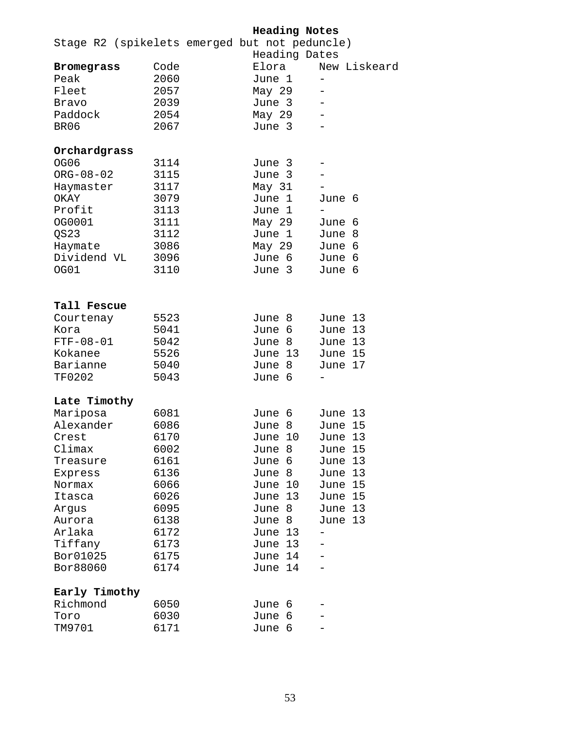# Heading Notes

Stage R2 (spikelets emerged but not peduncle)

| | | Heading Dates | |
|---|---|---|---|
| **Bromegrass** | Code | Elora | New Liskeard |
| Peak | 2060 | June 1 | - |
| Fleet | 2057 | May 29 | - |
| Bravo | 2039 | June 3 | - |
| Paddock | 2054 | May 29 | - |
| BR06 | 2067 | June 3 | - |
| **Orchardgrass** | | | |
| OG06 | 3114 | June 3 | - |
| ORG-08-02 | 3115 | June 3 | - |
| Haymaster | 3117 | May 31 | - |
| OKAY | 3079 | June 1 | June 6 |
| Profit | 3113 | June 1 | - |
| OG0001 | 3111 | May 29 | June 6 |
| QS23 | 3112 | June 1 | June 8 |
| Haymate | 3086 | May 29 | June 6 |
| Dividend VL | 3096 | June 6 | June 6 |
| OG01 | 3110 | June 3 | June 6 |
| **Tall Fescue** | | | |
| Courtenay | 5523 | June 8 | June 13 |
| Kora | 5041 | June 6 | June 13 |
| FTF-08-01 | 5042 | June 8 | June 13 |
| Kokanee | 5526 | June 13 | June 15 |
| Barianne | 5040 | June 8 | June 17 |
| TF0202 | 5043 | June 6 | - |
| **Late Timothy** | | | |
| Mariposa | 6081 | June 6 | June 13 |
| Alexander | 6086 | June 8 | June 15 |
| Crest | 6170 | June 10 | June 13 |
| Climax | 6002 | June 8 | June 15 |
| Treasure | 6161 | June 6 | June 13 |
| Express | 6136 | June 8 | June 13 |
| Normax | 6066 | June 10 | June 15 |
| Itasca | 6026 | June 13 | June 15 |
| Argus | 6095 | June 8 | June 13 |
| Aurora | 6138 | June 8 | June 13 |
| Arlaka | 6172 | June 13 | - |
| Tiffany | 6173 | June 13 | - |
| Bor01025 | 6175 | June 14 | - |
| Bor88060 | 6174 | June 14 | - |
| **Early Timothy** | | | |
| Richmond | 6050 | June 6 | - |
| Toro | 6030 | June 6 | - |
| TM9701 | 6171 | June 6 | - |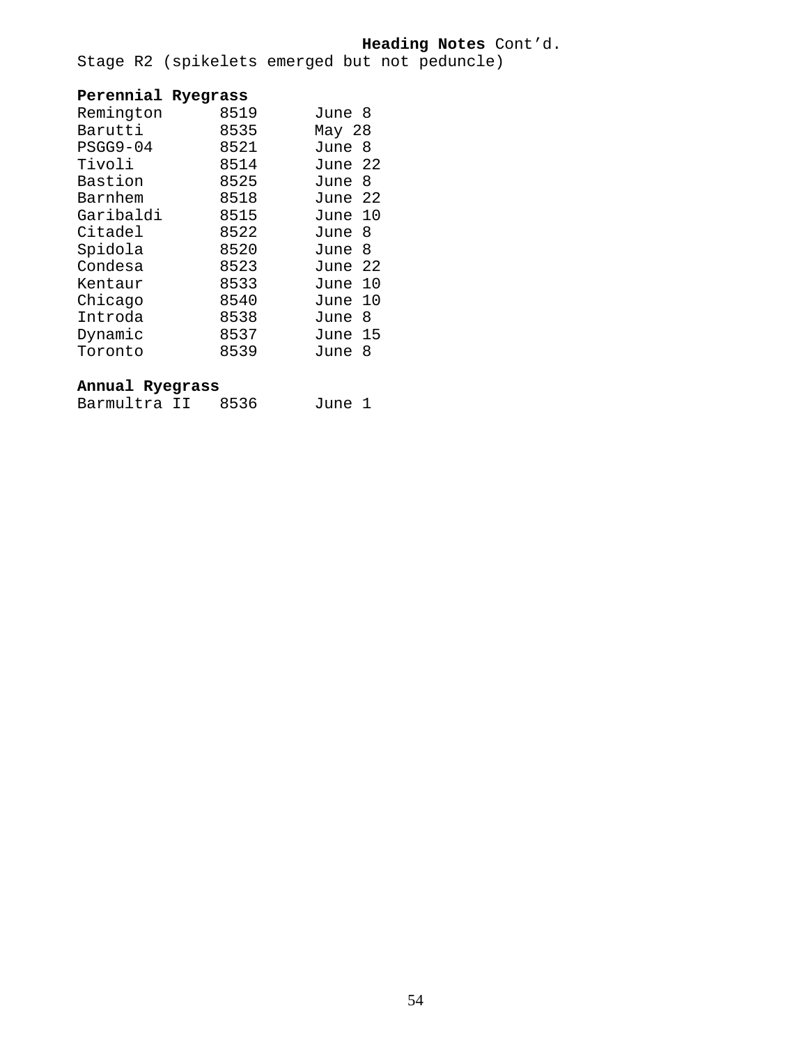**Heading Notes** Cont'd.

Stage R2 (spikelets emerged but not peduncle)

**Perennial Ryegrass**

| | | |
|---|---|---|
| Remington | 8519 | June 8 |
| Barutti | 8535 | May 28 |
| PSGG9-04 | 8521 | June 8 |
| Tivoli | 8514 | June 22 |
| Bastion | 8525 | June 8 |
| Barnhem | 8518 | June 22 |
| Garibaldi | 8515 | June 10 |
| Citadel | 8522 | June 8 |
| Spidola | 8520 | June 8 |
| Condesa | 8523 | June 22 |
| Kentaur | 8533 | June 10 |
| Chicago | 8540 | June 10 |
| Introda | 8538 | June 8 |
| Dynamic | 8537 | June 15 |
| Toronto | 8539 | June 8 |

**Annual Ryegrass**

| | | |
|---|---|---|
| Barmultra II | 8536 | June 1 |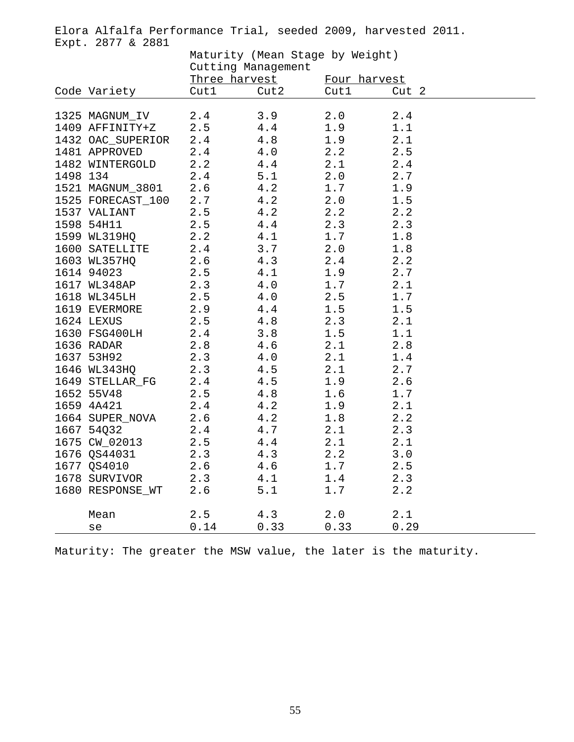Elora Alfalfa Performance Trial, seeded 2009, harvested 2011.
Expt. 2877 & 2881

| | | Maturity (Mean Stage by Weight) | | | |
|---|---|---|---|---|---|
| | | Cutting Management | | | |
| | | Three harvest | | Four harvest | |
| Code | Variety | Cut1 | Cut2 | Cut1 | Cut 2 |
| 1325 | MAGNUM_IV | 2.4 | 3.9 | 2.0 | 2.4 |
| 1409 | AFFINITY+Z | 2.5 | 4.4 | 1.9 | 1.1 |
| 1432 | OAC_SUPERIOR | 2.4 | 4.8 | 1.9 | 2.1 |
| 1481 | APPROVED | 2.4 | 4.0 | 2.2 | 2.5 |
| 1482 | WINTERGOLD | 2.2 | 4.4 | 2.1 | 2.4 |
| 1498 | 134 | 2.4 | 5.1 | 2.0 | 2.7 |
| 1521 | MAGNUM_3801 | 2.6 | 4.2 | 1.7 | 1.9 |
| 1525 | FORECAST_100 | 2.7 | 4.2 | 2.0 | 1.5 |
| 1537 | VALIANT | 2.5 | 4.2 | 2.2 | 2.2 |
| 1598 | 54H11 | 2.5 | 4.4 | 2.3 | 2.3 |
| 1599 | WL319HQ | 2.2 | 4.1 | 1.7 | 1.8 |
| 1600 | SATELLITE | 2.4 | 3.7 | 2.0 | 1.8 |
| 1603 | WL357HQ | 2.6 | 4.3 | 2.4 | 2.2 |
| 1614 | 94023 | 2.5 | 4.1 | 1.9 | 2.7 |
| 1617 | WL348AP | 2.3 | 4.0 | 1.7 | 2.1 |
| 1618 | WL345LH | 2.5 | 4.0 | 2.5 | 1.7 |
| 1619 | EVERMORE | 2.9 | 4.4 | 1.5 | 1.5 |
| 1624 | LEXUS | 2.5 | 4.8 | 2.3 | 2.1 |
| 1630 | FSG400LH | 2.4 | 3.8 | 1.5 | 1.1 |
| 1636 | RADAR | 2.8 | 4.6 | 2.1 | 2.8 |
| 1637 | 53H92 | 2.3 | 4.0 | 2.1 | 1.4 |
| 1646 | WL343HQ | 2.3 | 4.5 | 2.1 | 2.7 |
| 1649 | STELLAR_FG | 2.4 | 4.5 | 1.9 | 2.6 |
| 1652 | 55V48 | 2.5 | 4.8 | 1.6 | 1.7 |
| 1659 | 4A421 | 2.4 | 4.2 | 1.9 | 2.1 |
| 1664 | SUPER_NOVA | 2.6 | 4.2 | 1.8 | 2.2 |
| 1667 | 54Q32 | 2.4 | 4.7 | 2.1 | 2.3 |
| 1675 | CW_02013 | 2.5 | 4.4 | 2.1 | 2.1 |
| 1676 | QS44031 | 2.3 | 4.3 | 2.2 | 3.0 |
| 1677 | QS4010 | 2.6 | 4.6 | 1.7 | 2.5 |
| 1678 | SURVIVOR | 2.3 | 4.1 | 1.4 | 2.3 |
| 1680 | RESPONSE_WT | 2.6 | 5.1 | 1.7 | 2.2 |
| | Mean | 2.5 | 4.3 | 2.0 | 2.1 |
| | se | 0.14 | 0.33 | 0.33 | 0.29 |

Maturity: The greater the MSW value, the later is the maturity.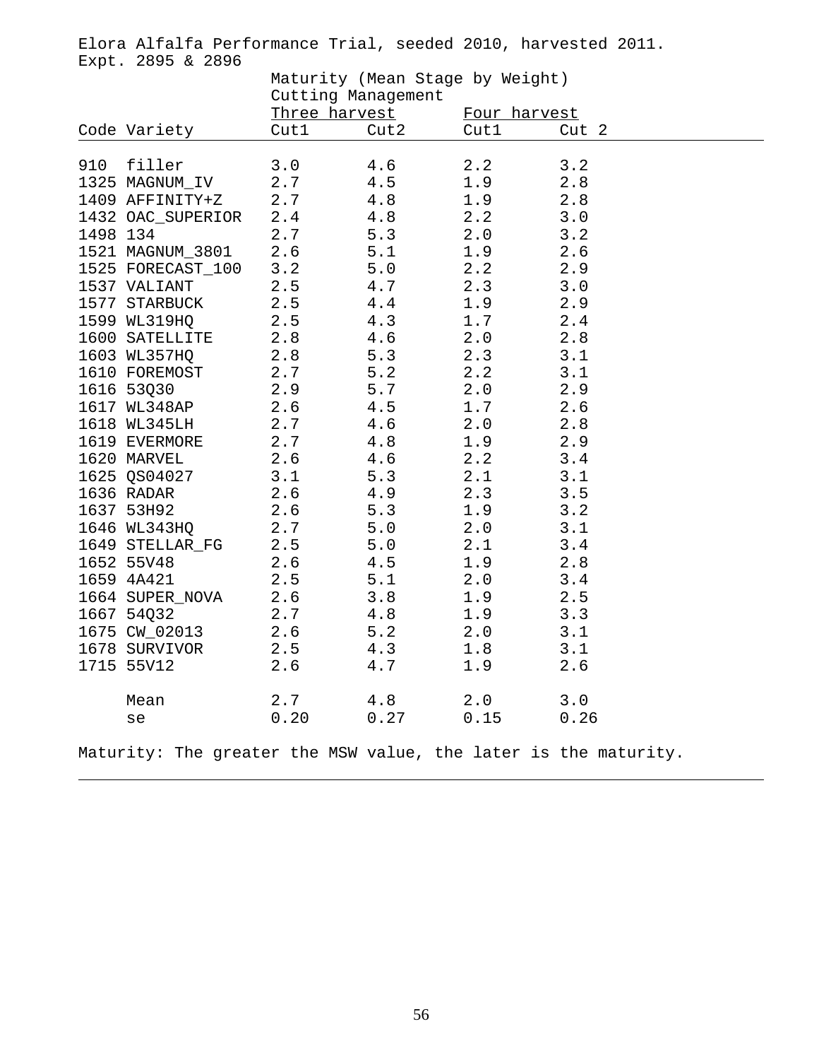Elora Alfalfa Performance Trial, seeded 2010, harvested 2011.
Expt. 2895 & 2896

Maturity (Mean Stage by Weight)

| Code | Variety | Cutting Management: Three harvest Cut1 | Three harvest Cut2 | Four harvest Cut1 | Four harvest Cut 2 |
|---|---|---|---|---|---|
| 910 | filler | 3.0 | 4.6 | 2.2 | 3.2 |
| 1325 | MAGNUM_IV | 2.7 | 4.5 | 1.9 | 2.8 |
| 1409 | AFFINITY+Z | 2.7 | 4.8 | 1.9 | 2.8 |
| 1432 | OAC_SUPERIOR | 2.4 | 4.8 | 2.2 | 3.0 |
| 1498 | 134 | 2.7 | 5.3 | 2.0 | 3.2 |
| 1521 | MAGNUM_3801 | 2.6 | 5.1 | 1.9 | 2.6 |
| 1525 | FORECAST_100 | 3.2 | 5.0 | 2.2 | 2.9 |
| 1537 | VALIANT | 2.5 | 4.7 | 2.3 | 3.0 |
| 1577 | STARBUCK | 2.5 | 4.4 | 1.9 | 2.9 |
| 1599 | WL319HQ | 2.5 | 4.3 | 1.7 | 2.4 |
| 1600 | SATELLITE | 2.8 | 4.6 | 2.0 | 2.8 |
| 1603 | WL357HQ | 2.8 | 5.3 | 2.3 | 3.1 |
| 1610 | FOREMOST | 2.7 | 5.2 | 2.2 | 3.1 |
| 1616 | 53Q30 | 2.9 | 5.7 | 2.0 | 2.9 |
| 1617 | WL348AP | 2.6 | 4.5 | 1.7 | 2.6 |
| 1618 | WL345LH | 2.7 | 4.6 | 2.0 | 2.8 |
| 1619 | EVERMORE | 2.7 | 4.8 | 1.9 | 2.9 |
| 1620 | MARVEL | 2.6 | 4.6 | 2.2 | 3.4 |
| 1625 | QS04027 | 3.1 | 5.3 | 2.1 | 3.1 |
| 1636 | RADAR | 2.6 | 4.9 | 2.3 | 3.5 |
| 1637 | 53H92 | 2.6 | 5.3 | 1.9 | 3.2 |
| 1646 | WL343HQ | 2.7 | 5.0 | 2.0 | 3.1 |
| 1649 | STELLAR_FG | 2.5 | 5.0 | 2.1 | 3.4 |
| 1652 | 55V48 | 2.6 | 4.5 | 1.9 | 2.8 |
| 1659 | 4A421 | 2.5 | 5.1 | 2.0 | 3.4 |
| 1664 | SUPER_NOVA | 2.6 | 3.8 | 1.9 | 2.5 |
| 1667 | 54Q32 | 2.7 | 4.8 | 1.9 | 3.3 |
| 1675 | CW_02013 | 2.6 | 5.2 | 2.0 | 3.1 |
| 1678 | SURVIVOR | 2.5 | 4.3 | 1.8 | 3.1 |
| 1715 | 55V12 | 2.6 | 4.7 | 1.9 | 2.6 |
| | Mean | 2.7 | 4.8 | 2.0 | 3.0 |
| | se | 0.20 | 0.27 | 0.15 | 0.26 |

Maturity: The greater the MSW value, the later is the maturity.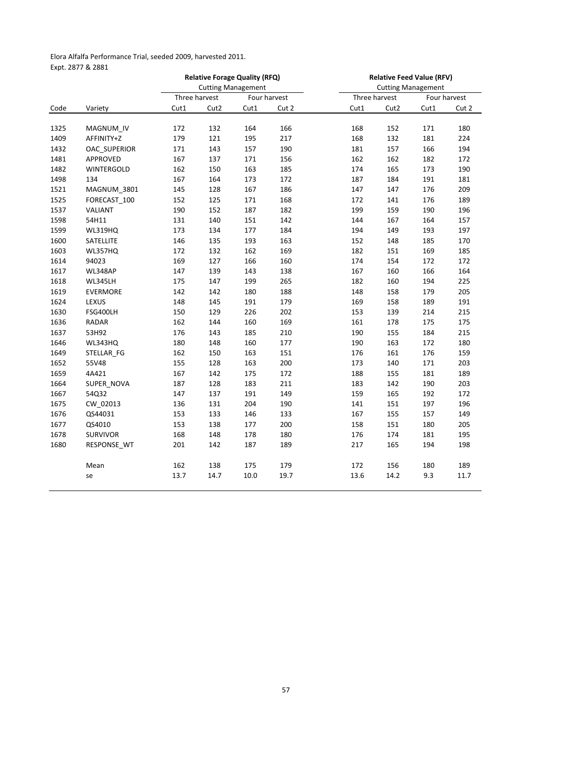Elora Alfalfa Performance Trial, seeded 2009, harvested 2011.
Expt. 2877 & 2881

| | | Relative Forage Quality (RFQ) | | | | Relative Feed Value (RFV) | | | |
|---|---|---|---|---|---|---|---|---|---|
| | | Cutting Management | | | | Cutting Management | | | |
| | | Three harvest | | Four harvest | | Three harvest | | Four harvest | |
| Code | Variety | Cut1 | Cut2 | Cut1 | Cut 2 | Cut1 | Cut2 | Cut1 | Cut 2 |
| 1325 | MAGNUM_IV | 172 | 132 | 164 | 166 | 168 | 152 | 171 | 180 |
| 1409 | AFFINITY+Z | 179 | 121 | 195 | 217 | 168 | 132 | 181 | 224 |
| 1432 | OAC_SUPERIOR | 171 | 143 | 157 | 190 | 181 | 157 | 166 | 194 |
| 1481 | APPROVED | 167 | 137 | 171 | 156 | 162 | 162 | 182 | 172 |
| 1482 | WINTERGOLD | 162 | 150 | 163 | 185 | 174 | 165 | 173 | 190 |
| 1498 | 134 | 167 | 164 | 173 | 172 | 187 | 184 | 191 | 181 |
| 1521 | MAGNUM_3801 | 145 | 128 | 167 | 186 | 147 | 147 | 176 | 209 |
| 1525 | FORECAST_100 | 152 | 125 | 171 | 168 | 172 | 141 | 176 | 189 |
| 1537 | VALIANT | 190 | 152 | 187 | 182 | 199 | 159 | 190 | 196 |
| 1598 | 54H11 | 131 | 140 | 151 | 142 | 144 | 167 | 164 | 157 |
| 1599 | WL319HQ | 173 | 134 | 177 | 184 | 194 | 149 | 193 | 197 |
| 1600 | SATELLITE | 146 | 135 | 193 | 163 | 152 | 148 | 185 | 170 |
| 1603 | WL357HQ | 172 | 132 | 162 | 169 | 182 | 151 | 169 | 185 |
| 1614 | 94023 | 169 | 127 | 166 | 160 | 174 | 154 | 172 | 172 |
| 1617 | WL348AP | 147 | 139 | 143 | 138 | 167 | 160 | 166 | 164 |
| 1618 | WL345LH | 175 | 147 | 199 | 265 | 182 | 160 | 194 | 225 |
| 1619 | EVERMORE | 142 | 142 | 180 | 188 | 148 | 158 | 179 | 205 |
| 1624 | LEXUS | 148 | 145 | 191 | 179 | 169 | 158 | 189 | 191 |
| 1630 | FSG400LH | 150 | 129 | 226 | 202 | 153 | 139 | 214 | 215 |
| 1636 | RADAR | 162 | 144 | 160 | 169 | 161 | 178 | 175 | 175 |
| 1637 | 53H92 | 176 | 143 | 185 | 210 | 190 | 155 | 184 | 215 |
| 1646 | WL343HQ | 180 | 148 | 160 | 177 | 190 | 163 | 172 | 180 |
| 1649 | STELLAR_FG | 162 | 150 | 163 | 151 | 176 | 161 | 176 | 159 |
| 1652 | 55V48 | 155 | 128 | 163 | 200 | 173 | 140 | 171 | 203 |
| 1659 | 4A421 | 167 | 142 | 175 | 172 | 188 | 155 | 181 | 189 |
| 1664 | SUPER_NOVA | 187 | 128 | 183 | 211 | 183 | 142 | 190 | 203 |
| 1667 | 54Q32 | 147 | 137 | 191 | 149 | 159 | 165 | 192 | 172 |
| 1675 | CW_02013 | 136 | 131 | 204 | 190 | 141 | 151 | 197 | 196 |
| 1676 | QS44031 | 153 | 133 | 146 | 133 | 167 | 155 | 157 | 149 |
| 1677 | QS4010 | 153 | 138 | 177 | 200 | 158 | 151 | 180 | 205 |
| 1678 | SURVIVOR | 168 | 148 | 178 | 180 | 176 | 174 | 181 | 195 |
| 1680 | RESPONSE_WT | 201 | 142 | 187 | 189 | 217 | 165 | 194 | 198 |
| | Mean | 162 | 138 | 175 | 179 | 172 | 156 | 180 | 189 |
| | se | 13.7 | 14.7 | 10.0 | 19.7 | 13.6 | 14.2 | 9.3 | 11.7 |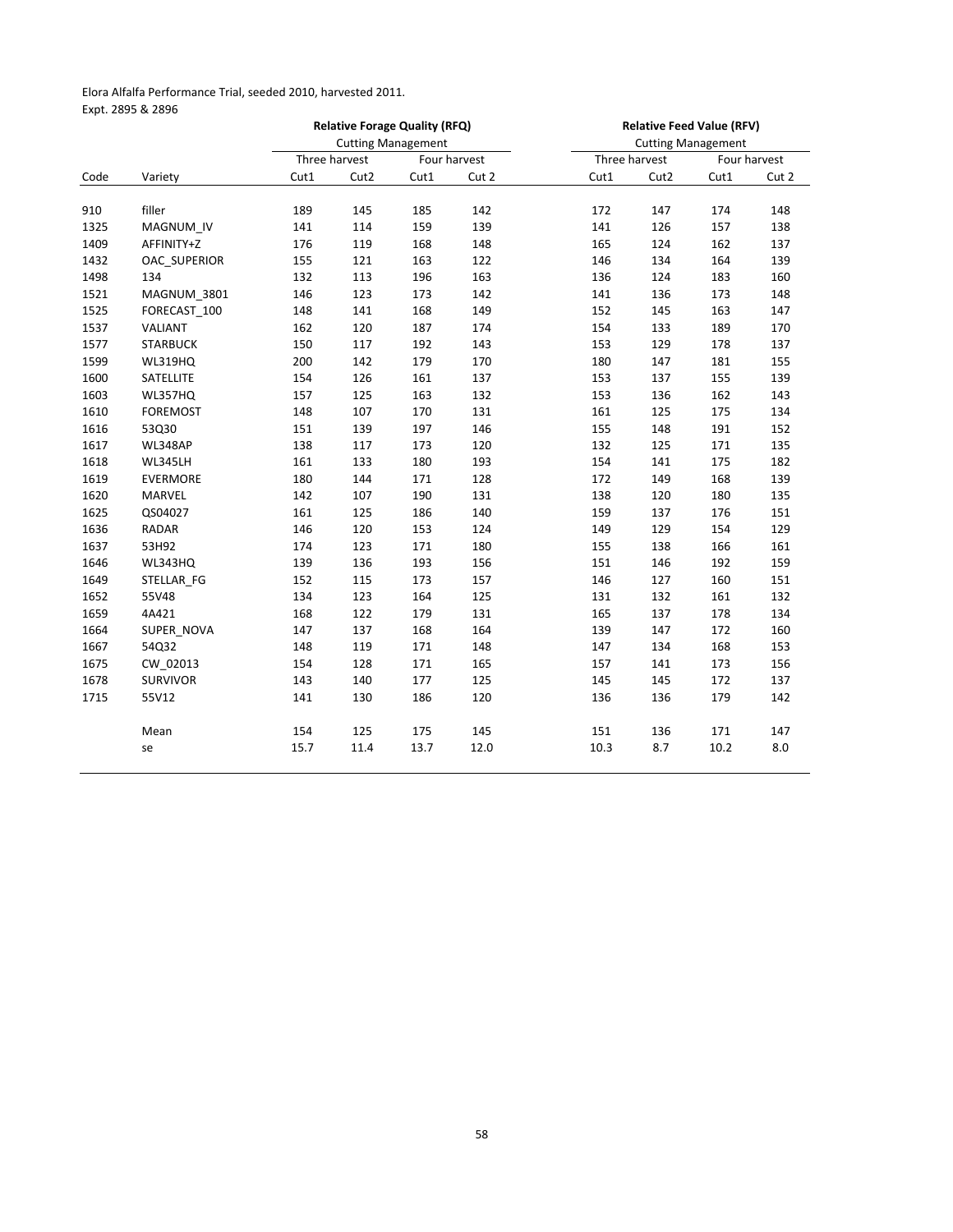Elora Alfalfa Performance Trial, seeded 2010, harvested 2011.
Expt. 2895 & 2896

| | | Relative Forage Quality (RFQ) | | | | Relative Feed Value (RFV) | | | |
|---|---|---|---|---|---|---|---|---|---|
| | | Cutting Management | | | | Cutting Management | | | |
| | | Three harvest | | Four harvest | | Three harvest | | Four harvest | |
| Code | Variety | Cut1 | Cut2 | Cut1 | Cut 2 | Cut1 | Cut2 | Cut1 | Cut 2 |
| 910 | filler | 189 | 145 | 185 | 142 | 172 | 147 | 174 | 148 |
| 1325 | MAGNUM_IV | 141 | 114 | 159 | 139 | 141 | 126 | 157 | 138 |
| 1409 | AFFINITY+Z | 176 | 119 | 168 | 148 | 165 | 124 | 162 | 137 |
| 1432 | OAC_SUPERIOR | 155 | 121 | 163 | 122 | 146 | 134 | 164 | 139 |
| 1498 | 134 | 132 | 113 | 196 | 163 | 136 | 124 | 183 | 160 |
| 1521 | MAGNUM_3801 | 146 | 123 | 173 | 142 | 141 | 136 | 173 | 148 |
| 1525 | FORECAST_100 | 148 | 141 | 168 | 149 | 152 | 145 | 163 | 147 |
| 1537 | VALIANT | 162 | 120 | 187 | 174 | 154 | 133 | 189 | 170 |
| 1577 | STARBUCK | 150 | 117 | 192 | 143 | 153 | 129 | 178 | 137 |
| 1599 | WL319HQ | 200 | 142 | 179 | 170 | 180 | 147 | 181 | 155 |
| 1600 | SATELLITE | 154 | 126 | 161 | 137 | 153 | 137 | 155 | 139 |
| 1603 | WL357HQ | 157 | 125 | 163 | 132 | 153 | 136 | 162 | 143 |
| 1610 | FOREMOST | 148 | 107 | 170 | 131 | 161 | 125 | 175 | 134 |
| 1616 | 53Q30 | 151 | 139 | 197 | 146 | 155 | 148 | 191 | 152 |
| 1617 | WL348AP | 138 | 117 | 173 | 120 | 132 | 125 | 171 | 135 |
| 1618 | WL345LH | 161 | 133 | 180 | 193 | 154 | 141 | 175 | 182 |
| 1619 | EVERMORE | 180 | 144 | 171 | 128 | 172 | 149 | 168 | 139 |
| 1620 | MARVEL | 142 | 107 | 190 | 131 | 138 | 120 | 180 | 135 |
| 1625 | QS04027 | 161 | 125 | 186 | 140 | 159 | 137 | 176 | 151 |
| 1636 | RADAR | 146 | 120 | 153 | 124 | 149 | 129 | 154 | 129 |
| 1637 | 53H92 | 174 | 123 | 171 | 180 | 155 | 138 | 166 | 161 |
| 1646 | WL343HQ | 139 | 136 | 193 | 156 | 151 | 146 | 192 | 159 |
| 1649 | STELLAR_FG | 152 | 115 | 173 | 157 | 146 | 127 | 160 | 151 |
| 1652 | 55V48 | 134 | 123 | 164 | 125 | 131 | 132 | 161 | 132 |
| 1659 | 4A421 | 168 | 122 | 179 | 131 | 165 | 137 | 178 | 134 |
| 1664 | SUPER_NOVA | 147 | 137 | 168 | 164 | 139 | 147 | 172 | 160 |
| 1667 | 54Q32 | 148 | 119 | 171 | 148 | 147 | 134 | 168 | 153 |
| 1675 | CW_02013 | 154 | 128 | 171 | 165 | 157 | 141 | 173 | 156 |
| 1678 | SURVIVOR | 143 | 140 | 177 | 125 | 145 | 145 | 172 | 137 |
| 1715 | 55V12 | 141 | 130 | 186 | 120 | 136 | 136 | 179 | 142 |
| | Mean | 154 | 125 | 175 | 145 | 151 | 136 | 171 | 147 |
| | se | 15.7 | 11.4 | 13.7 | 12.0 | 10.3 | 8.7 | 10.2 | 8.0 |